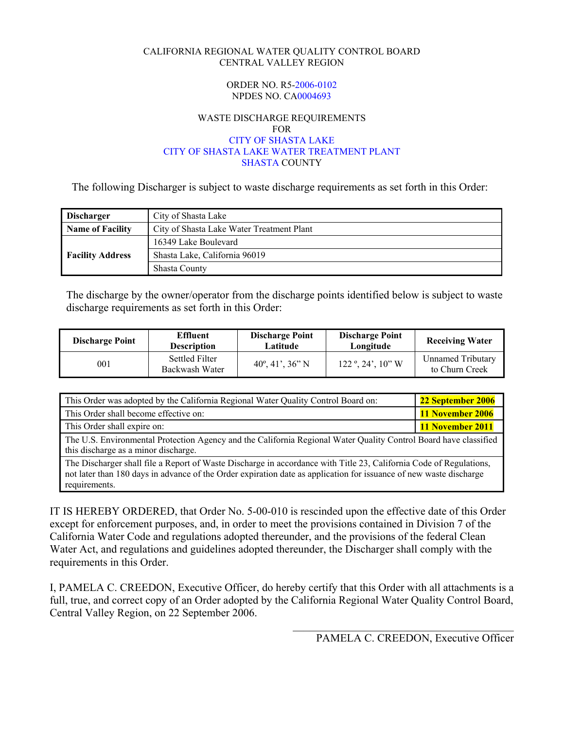CALIFORNIA REGIONAL WATER QUALITY CONTROL BOARD
CENTRAL VALLEY REGION

ORDER NO. R5-2006-0102
NPDES NO. CA0004693

WASTE DISCHARGE REQUIREMENTS
FOR
CITY OF SHASTA LAKE
CITY OF SHASTA LAKE WATER TREATMENT PLANT
SHASTA COUNTY

The following Discharger is subject to waste discharge requirements as set forth in this Order:

| | |
|---|---|
| **Discharger** | City of Shasta Lake |
| **Name of Facility** | City of Shasta Lake Water Treatment Plant |
| **Facility Address** | 16349 Lake Boulevard |
| | Shasta Lake, California 96019 |
| | Shasta County |

The discharge by the owner/operator from the discharge points identified below is subject to waste discharge requirements as set forth in this Order:

| Discharge Point | Effluent Description | Discharge Point Latitude | Discharge Point Longitude | Receiving Water |
|---|---|---|---|---|
| 001 | Settled Filter Backwash Water | 40º, 41', 36" N | 122 º, 24', 10" W | Unnamed Tributary to Churn Creek |

| | |
|---|---|
| This Order was adopted by the California Regional Water Quality Control Board on: | **22 September 2006** |
| This Order shall become effective on: | **11 November 2006** |
| This Order shall expire on: | **11 November 2011** |
| The U.S. Environmental Protection Agency and the California Regional Water Quality Control Board have classified this discharge as a minor discharge. | |
| The Discharger shall file a Report of Waste Discharge in accordance with Title 23, California Code of Regulations, not later than 180 days in advance of the Order expiration date as application for issuance of new waste discharge requirements. | |

IT IS HEREBY ORDERED, that Order No. 5-00-010 is rescinded upon the effective date of this Order except for enforcement purposes, and, in order to meet the provisions contained in Division 7 of the California Water Code and regulations adopted thereunder, and the provisions of the federal Clean Water Act, and regulations and guidelines adopted thereunder, the Discharger shall comply with the requirements in this Order.

I, PAMELA C. CREEDON, Executive Officer, do hereby certify that this Order with all attachments is a full, true, and correct copy of an Order adopted by the California Regional Water Quality Control Board, Central Valley Region, on 22 September 2006.

PAMELA C. CREEDON, Executive Officer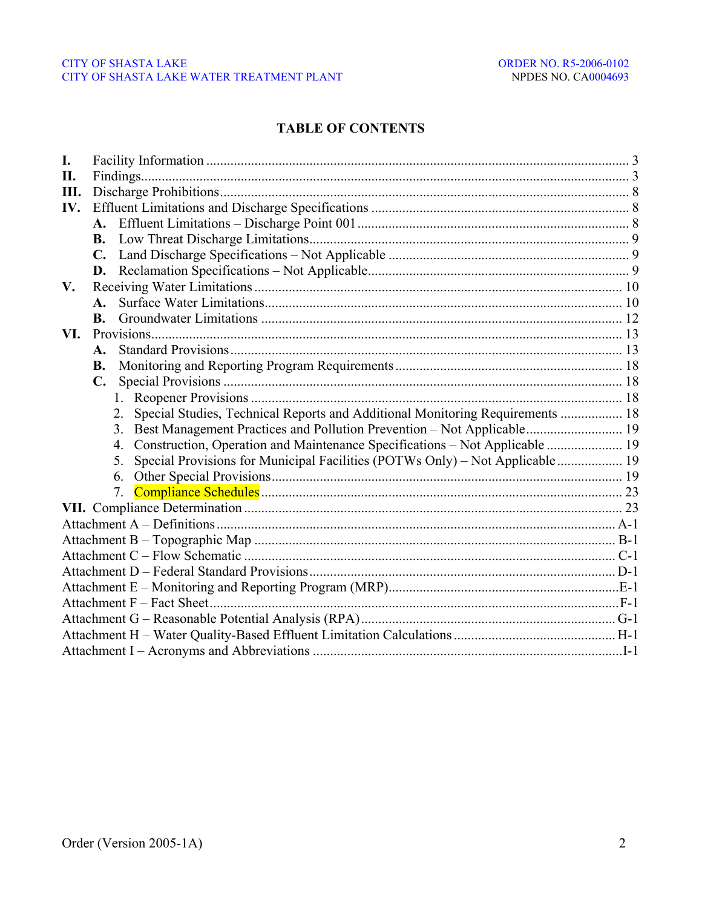# TABLE OF CONTENTS

**I.** Facility Information ........................................................................................................ 3
**II.** Findings........................................................................................................................... 3
**III.** Discharge Prohibitions..................................................................................................... 8
**IV.** Effluent Limitations and Discharge Specifications .......................................................... 8
- **A.** Effluent Limitations – Discharge Point 001 .............................................................. 8
- **B.** Low Threat Discharge Limitations............................................................................ 9
- **C.** Land Discharge Specifications – Not Applicable ..................................................... 9
- **D.** Reclamation Specifications – Not Applicable.......................................................... 9

**V.** Receiving Water Limitations ......................................................................................... 10
- **A.** Surface Water Limitations....................................................................................... 10
- **B.** Groundwater Limitations ........................................................................................ 12

**VI.** Provisions....................................................................................................................... 13
- **A.** Standard Provisions ................................................................................................. 13
- **B.** Monitoring and Reporting Program Requirements ................................................. 18
- **C.** Special Provisions ................................................................................................... 18
  1. Reopener Provisions .......................................................................................... 18
  2. Special Studies, Technical Reports and Additional Monitoring Requirements .................. 18
  3. Best Management Practices and Pollution Prevention – Not Applicable........................... 19
  4. Construction, Operation and Maintenance Specifications – Not Applicable ...................... 19
  5. Special Provisions for Municipal Facilities (POTWs Only) – Not Applicable................... 19
  6. Other Special Provisions.................................................................................... 19
  7. Compliance Schedules....................................................................................... 23

**VII.** Compliance Determination ............................................................................................ 23

Attachment A – Definitions .................................................................................................. A-1
Attachment B – Topographic Map ........................................................................................ B-1
Attachment C – Flow Schematic ........................................................................................... C-1
Attachment D – Federal Standard Provisions........................................................................ D-1
Attachment E – Monitoring and Reporting Program (MRP)..................................................E-1
Attachment F – Fact Sheet.......................................................................................................F-1
Attachment G – Reasonable Potential Analysis (RPA)......................................................... G-1
Attachment H – Water Quality-Based Effluent Limitation Calculations ............................... H-1
Attachment I – Acronyms and Abbreviations .........................................................................I-1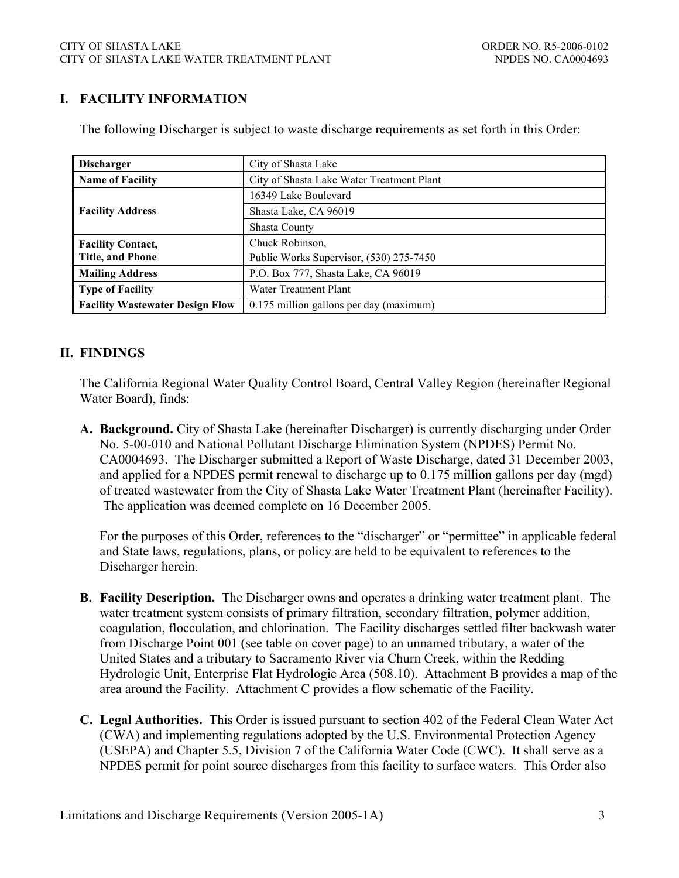## I. FACILITY INFORMATION

The following Discharger is subject to waste discharge requirements as set forth in this Order:

| | |
|---|---|
| **Discharger** | City of Shasta Lake |
| **Name of Facility** | City of Shasta Lake Water Treatment Plant |
| **Facility Address** | 16349 Lake Boulevard |
| | Shasta Lake, CA 96019 |
| | Shasta County |
| **Facility Contact, Title, and Phone** | Chuck Robinson, Public Works Supervisor, (530) 275-7450 |
| **Mailing Address** | P.O. Box 777, Shasta Lake, CA 96019 |
| **Type of Facility** | Water Treatment Plant |
| **Facility Wastewater Design Flow** | 0.175 million gallons per day (maximum) |

## II. FINDINGS

The California Regional Water Quality Control Board, Central Valley Region (hereinafter Regional Water Board), finds:

**A. Background.** City of Shasta Lake (hereinafter Discharger) is currently discharging under Order No. 5-00-010 and National Pollutant Discharge Elimination System (NPDES) Permit No. CA0004693. The Discharger submitted a Report of Waste Discharge, dated 31 December 2003, and applied for a NPDES permit renewal to discharge up to 0.175 million gallons per day (mgd) of treated wastewater from the City of Shasta Lake Water Treatment Plant (hereinafter Facility). The application was deemed complete on 16 December 2005.

For the purposes of this Order, references to the "discharger" or "permittee" in applicable federal and State laws, regulations, plans, or policy are held to be equivalent to references to the Discharger herein.

**B. Facility Description.** The Discharger owns and operates a drinking water treatment plant. The water treatment system consists of primary filtration, secondary filtration, polymer addition, coagulation, flocculation, and chlorination. The Facility discharges settled filter backwash water from Discharge Point 001 (see table on cover page) to an unnamed tributary, a water of the United States and a tributary to Sacramento River via Churn Creek, within the Redding Hydrologic Unit, Enterprise Flat Hydrologic Area (508.10). Attachment B provides a map of the area around the Facility. Attachment C provides a flow schematic of the Facility.

**C. Legal Authorities.** This Order is issued pursuant to section 402 of the Federal Clean Water Act (CWA) and implementing regulations adopted by the U.S. Environmental Protection Agency (USEPA) and Chapter 5.5, Division 7 of the California Water Code (CWC). It shall serve as a NPDES permit for point source discharges from this facility to surface waters. This Order also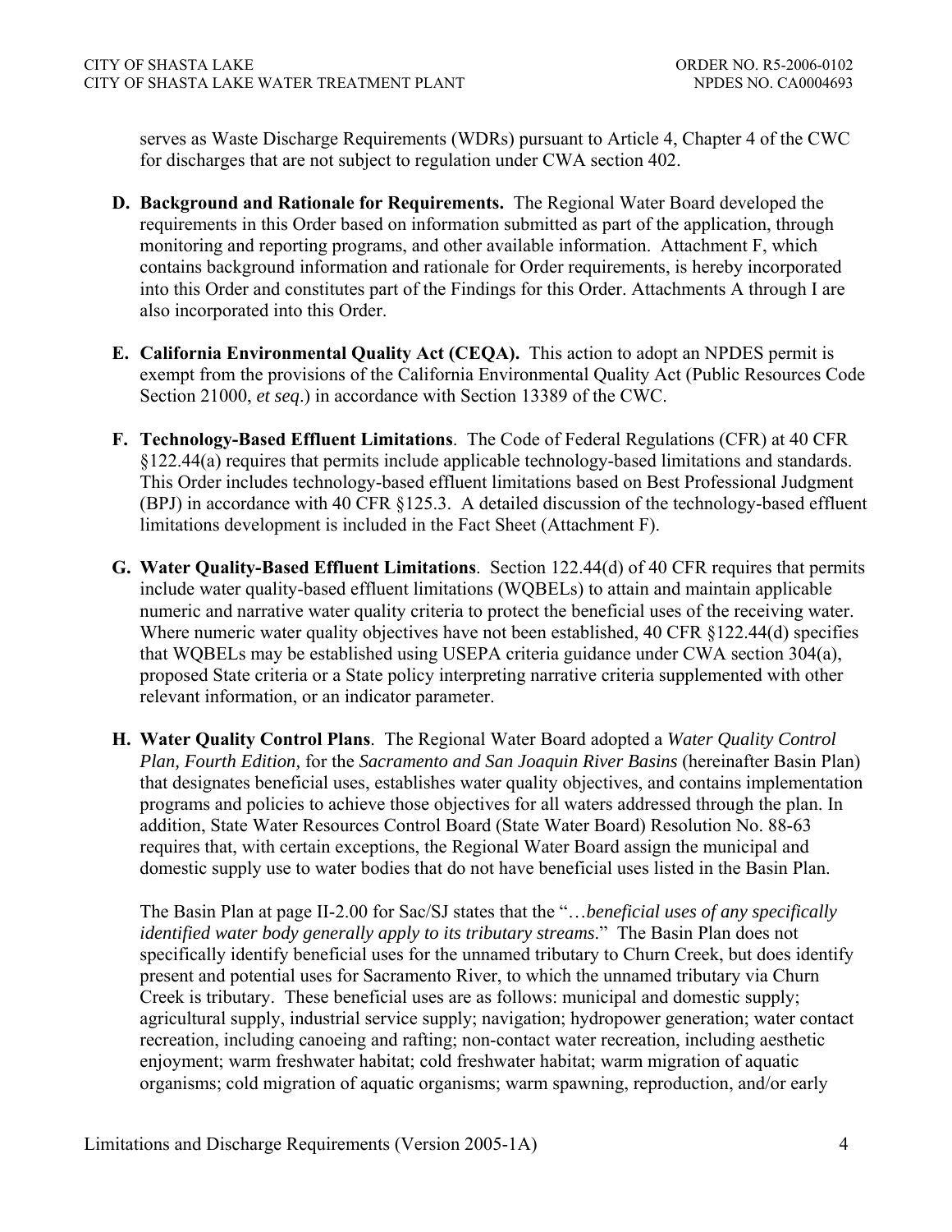serves as Waste Discharge Requirements (WDRs) pursuant to Article 4, Chapter 4 of the CWC for discharges that are not subject to regulation under CWA section 402.

**D. Background and Rationale for Requirements.** The Regional Water Board developed the requirements in this Order based on information submitted as part of the application, through monitoring and reporting programs, and other available information. Attachment F, which contains background information and rationale for Order requirements, is hereby incorporated into this Order and constitutes part of the Findings for this Order. Attachments A through I are also incorporated into this Order.

**E. California Environmental Quality Act (CEQA).** This action to adopt an NPDES permit is exempt from the provisions of the California Environmental Quality Act (Public Resources Code Section 21000, *et seq*.) in accordance with Section 13389 of the CWC.

**F. Technology-Based Effluent Limitations**. The Code of Federal Regulations (CFR) at 40 CFR §122.44(a) requires that permits include applicable technology-based limitations and standards. This Order includes technology-based effluent limitations based on Best Professional Judgment (BPJ) in accordance with 40 CFR §125.3. A detailed discussion of the technology-based effluent limitations development is included in the Fact Sheet (Attachment F).

**G. Water Quality-Based Effluent Limitations**. Section 122.44(d) of 40 CFR requires that permits include water quality-based effluent limitations (WQBELs) to attain and maintain applicable numeric and narrative water quality criteria to protect the beneficial uses of the receiving water. Where numeric water quality objectives have not been established, 40 CFR §122.44(d) specifies that WQBELs may be established using USEPA criteria guidance under CWA section 304(a), proposed State criteria or a State policy interpreting narrative criteria supplemented with other relevant information, or an indicator parameter.

**H. Water Quality Control Plans**. The Regional Water Board adopted a *Water Quality Control Plan, Fourth Edition,* for the *Sacramento and San Joaquin River Basins* (hereinafter Basin Plan) that designates beneficial uses, establishes water quality objectives, and contains implementation programs and policies to achieve those objectives for all waters addressed through the plan. In addition, State Water Resources Control Board (State Water Board) Resolution No. 88-63 requires that, with certain exceptions, the Regional Water Board assign the municipal and domestic supply use to water bodies that do not have beneficial uses listed in the Basin Plan.

The Basin Plan at page II-2.00 for Sac/SJ states that the "…*beneficial uses of any specifically identified water body generally apply to its tributary streams*." The Basin Plan does not specifically identify beneficial uses for the unnamed tributary to Churn Creek, but does identify present and potential uses for Sacramento River, to which the unnamed tributary via Churn Creek is tributary. These beneficial uses are as follows: municipal and domestic supply; agricultural supply, industrial service supply; navigation; hydropower generation; water contact recreation, including canoeing and rafting; non-contact water recreation, including aesthetic enjoyment; warm freshwater habitat; cold freshwater habitat; warm migration of aquatic organisms; cold migration of aquatic organisms; warm spawning, reproduction, and/or early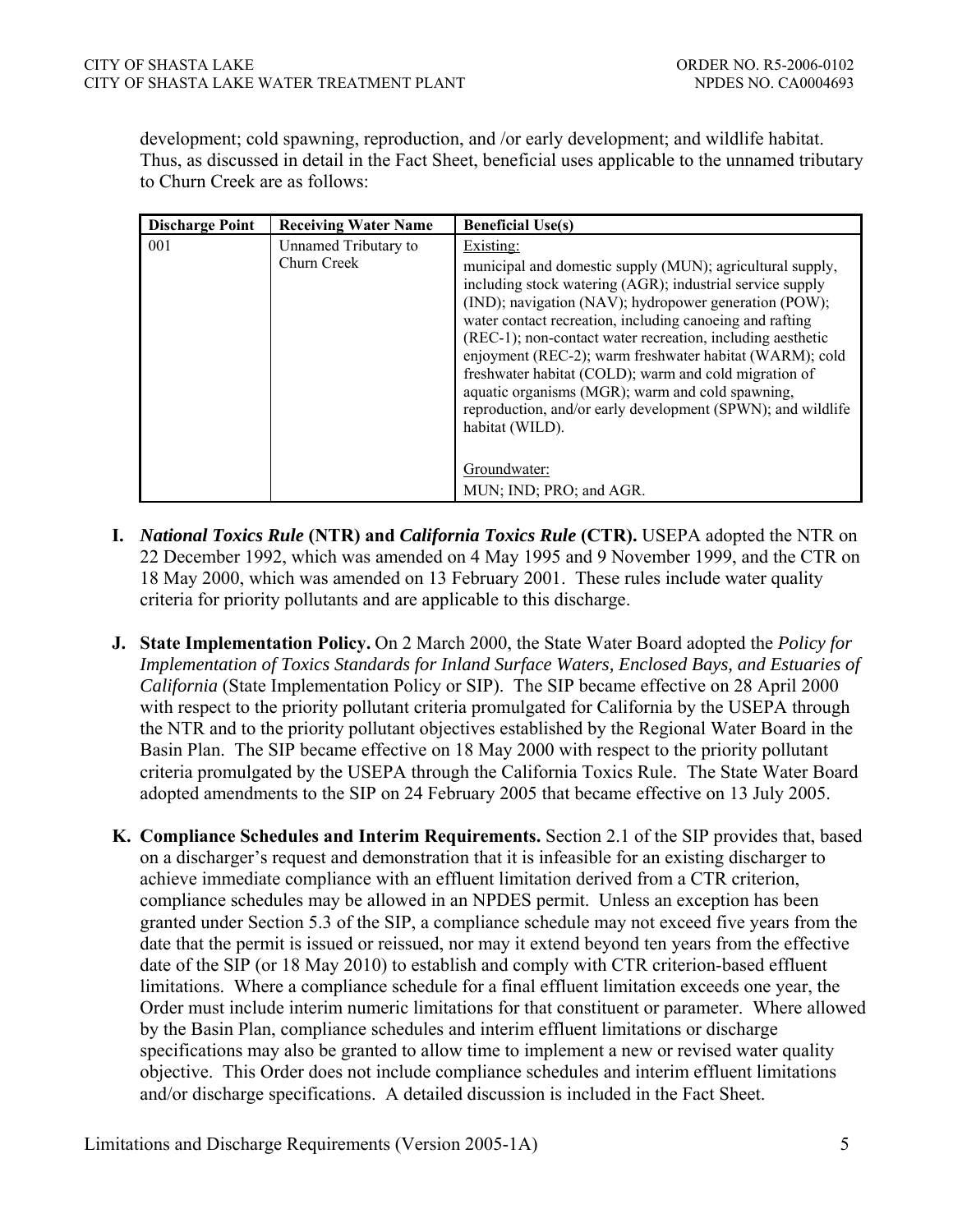development; cold spawning, reproduction, and /or early development; and wildlife habitat. Thus, as discussed in detail in the Fact Sheet, beneficial uses applicable to the unnamed tributary to Churn Creek are as follows:

| Discharge Point | Receiving Water Name | Beneficial Use(s) |
|---|---|---|
| 001 | Unnamed Tributary to Churn Creek | Existing:<br>municipal and domestic supply (MUN); agricultural supply, including stock watering (AGR); industrial service supply (IND); navigation (NAV); hydropower generation (POW); water contact recreation, including canoeing and rafting (REC-1); non-contact water recreation, including aesthetic enjoyment (REC-2); warm freshwater habitat (WARM); cold freshwater habitat (COLD); warm and cold migration of aquatic organisms (MGR); warm and cold spawning, reproduction, and/or early development (SPWN); and wildlife habitat (WILD).<br><br>Groundwater:<br>MUN; IND; PRO; and AGR. |

**I.** ***National Toxics Rule* (NTR) and *California Toxics Rule* (CTR).** USEPA adopted the NTR on 22 December 1992, which was amended on 4 May 1995 and 9 November 1999, and the CTR on 18 May 2000, which was amended on 13 February 2001. These rules include water quality criteria for priority pollutants and are applicable to this discharge.

**J.** **State Implementation Policy.** On 2 March 2000, the State Water Board adopted the *Policy for Implementation of Toxics Standards for Inland Surface Waters, Enclosed Bays, and Estuaries of California* (State Implementation Policy or SIP). The SIP became effective on 28 April 2000 with respect to the priority pollutant criteria promulgated for California by the USEPA through the NTR and to the priority pollutant objectives established by the Regional Water Board in the Basin Plan. The SIP became effective on 18 May 2000 with respect to the priority pollutant criteria promulgated by the USEPA through the California Toxics Rule. The State Water Board adopted amendments to the SIP on 24 February 2005 that became effective on 13 July 2005.

**K.** **Compliance Schedules and Interim Requirements.** Section 2.1 of the SIP provides that, based on a discharger's request and demonstration that it is infeasible for an existing discharger to achieve immediate compliance with an effluent limitation derived from a CTR criterion, compliance schedules may be allowed in an NPDES permit. Unless an exception has been granted under Section 5.3 of the SIP, a compliance schedule may not exceed five years from the date that the permit is issued or reissued, nor may it extend beyond ten years from the effective date of the SIP (or 18 May 2010) to establish and comply with CTR criterion-based effluent limitations. Where a compliance schedule for a final effluent limitation exceeds one year, the Order must include interim numeric limitations for that constituent or parameter. Where allowed by the Basin Plan, compliance schedules and interim effluent limitations or discharge specifications may also be granted to allow time to implement a new or revised water quality objective. This Order does not include compliance schedules and interim effluent limitations and/or discharge specifications. A detailed discussion is included in the Fact Sheet.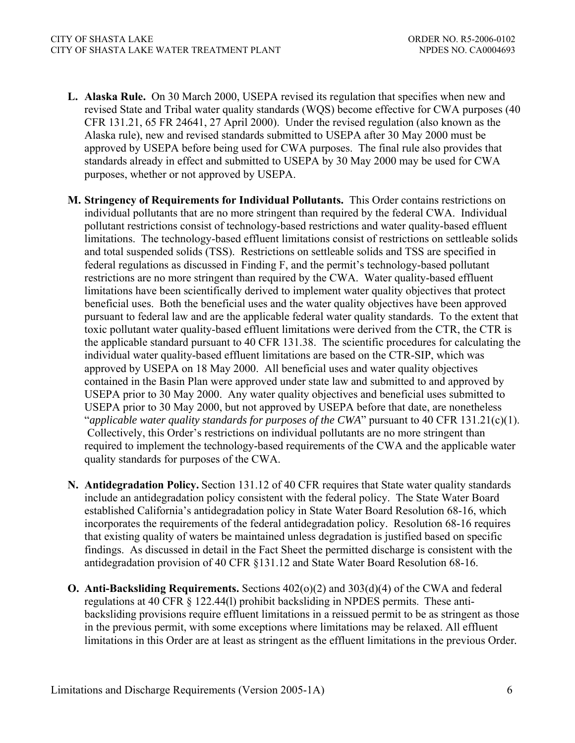**L. Alaska Rule.** On 30 March 2000, USEPA revised its regulation that specifies when new and revised State and Tribal water quality standards (WQS) become effective for CWA purposes (40 CFR 131.21, 65 FR 24641, 27 April 2000). Under the revised regulation (also known as the Alaska rule), new and revised standards submitted to USEPA after 30 May 2000 must be approved by USEPA before being used for CWA purposes. The final rule also provides that standards already in effect and submitted to USEPA by 30 May 2000 may be used for CWA purposes, whether or not approved by USEPA.

**M. Stringency of Requirements for Individual Pollutants.** This Order contains restrictions on individual pollutants that are no more stringent than required by the federal CWA. Individual pollutant restrictions consist of technology-based restrictions and water quality-based effluent limitations. The technology-based effluent limitations consist of restrictions on settleable solids and total suspended solids (TSS). Restrictions on settleable solids and TSS are specified in federal regulations as discussed in Finding F, and the permit's technology-based pollutant restrictions are no more stringent than required by the CWA. Water quality-based effluent limitations have been scientifically derived to implement water quality objectives that protect beneficial uses. Both the beneficial uses and the water quality objectives have been approved pursuant to federal law and are the applicable federal water quality standards. To the extent that toxic pollutant water quality-based effluent limitations were derived from the CTR, the CTR is the applicable standard pursuant to 40 CFR 131.38. The scientific procedures for calculating the individual water quality-based effluent limitations are based on the CTR-SIP, which was approved by USEPA on 18 May 2000. All beneficial uses and water quality objectives contained in the Basin Plan were approved under state law and submitted to and approved by USEPA prior to 30 May 2000. Any water quality objectives and beneficial uses submitted to USEPA prior to 30 May 2000, but not approved by USEPA before that date, are nonetheless "*applicable water quality standards for purposes of the CWA*" pursuant to 40 CFR 131.21(c)(1). Collectively, this Order's restrictions on individual pollutants are no more stringent than required to implement the technology-based requirements of the CWA and the applicable water quality standards for purposes of the CWA.

**N. Antidegradation Policy.** Section 131.12 of 40 CFR requires that State water quality standards include an antidegradation policy consistent with the federal policy. The State Water Board established California's antidegradation policy in State Water Board Resolution 68-16, which incorporates the requirements of the federal antidegradation policy. Resolution 68-16 requires that existing quality of waters be maintained unless degradation is justified based on specific findings. As discussed in detail in the Fact Sheet the permitted discharge is consistent with the antidegradation provision of 40 CFR §131.12 and State Water Board Resolution 68-16.

**O. Anti-Backsliding Requirements.** Sections 402(o)(2) and 303(d)(4) of the CWA and federal regulations at 40 CFR § 122.44(l) prohibit backsliding in NPDES permits. These anti-backsliding provisions require effluent limitations in a reissued permit to be as stringent as those in the previous permit, with some exceptions where limitations may be relaxed. All effluent limitations in this Order are at least as stringent as the effluent limitations in the previous Order.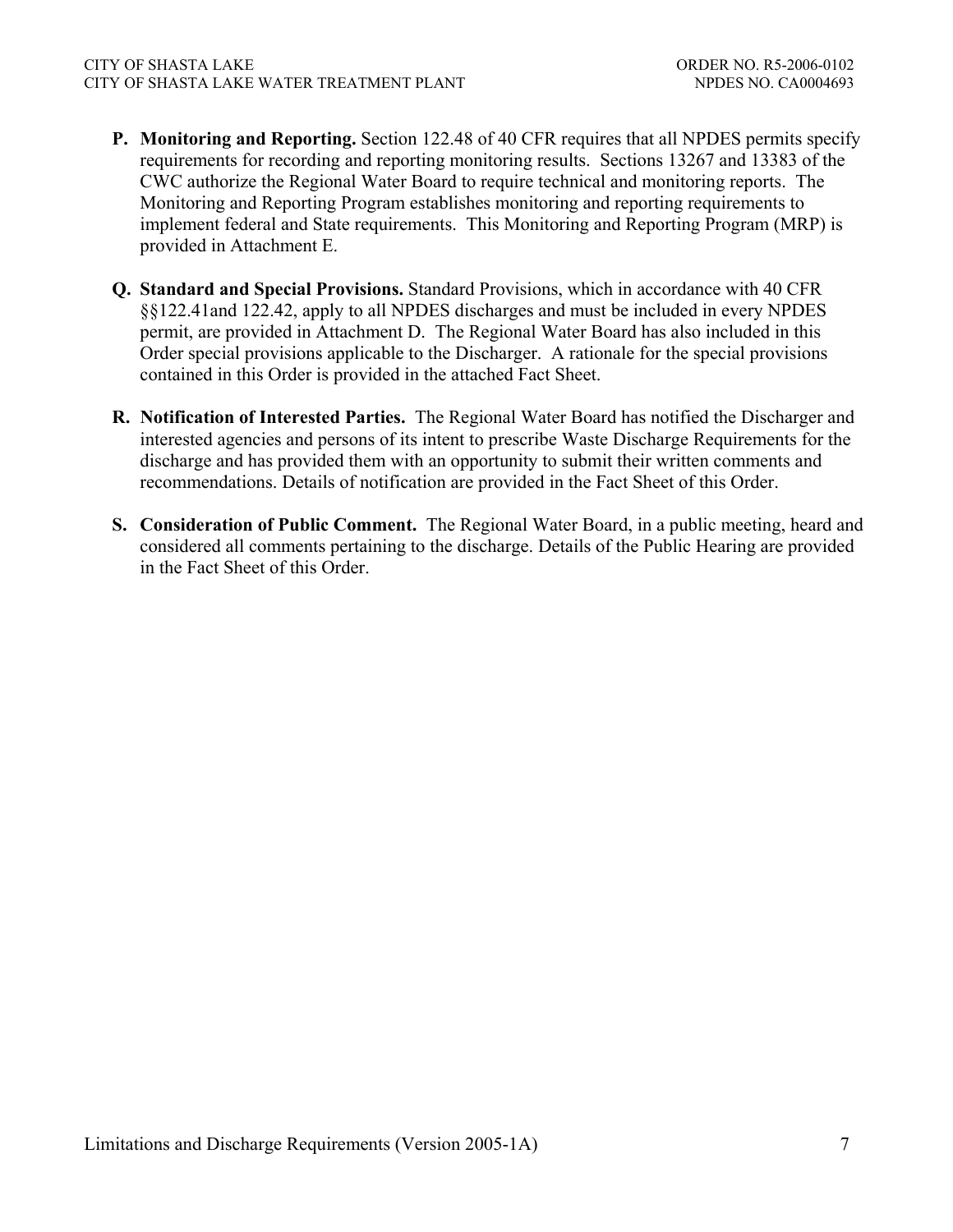**P. Monitoring and Reporting.** Section 122.48 of 40 CFR requires that all NPDES permits specify requirements for recording and reporting monitoring results. Sections 13267 and 13383 of the CWC authorize the Regional Water Board to require technical and monitoring reports. The Monitoring and Reporting Program establishes monitoring and reporting requirements to implement federal and State requirements. This Monitoring and Reporting Program (MRP) is provided in Attachment E.

**Q. Standard and Special Provisions.** Standard Provisions, which in accordance with 40 CFR §§122.41and 122.42, apply to all NPDES discharges and must be included in every NPDES permit, are provided in Attachment D. The Regional Water Board has also included in this Order special provisions applicable to the Discharger. A rationale for the special provisions contained in this Order is provided in the attached Fact Sheet.

**R. Notification of Interested Parties.** The Regional Water Board has notified the Discharger and interested agencies and persons of its intent to prescribe Waste Discharge Requirements for the discharge and has provided them with an opportunity to submit their written comments and recommendations. Details of notification are provided in the Fact Sheet of this Order.

**S. Consideration of Public Comment.** The Regional Water Board, in a public meeting, heard and considered all comments pertaining to the discharge. Details of the Public Hearing are provided in the Fact Sheet of this Order.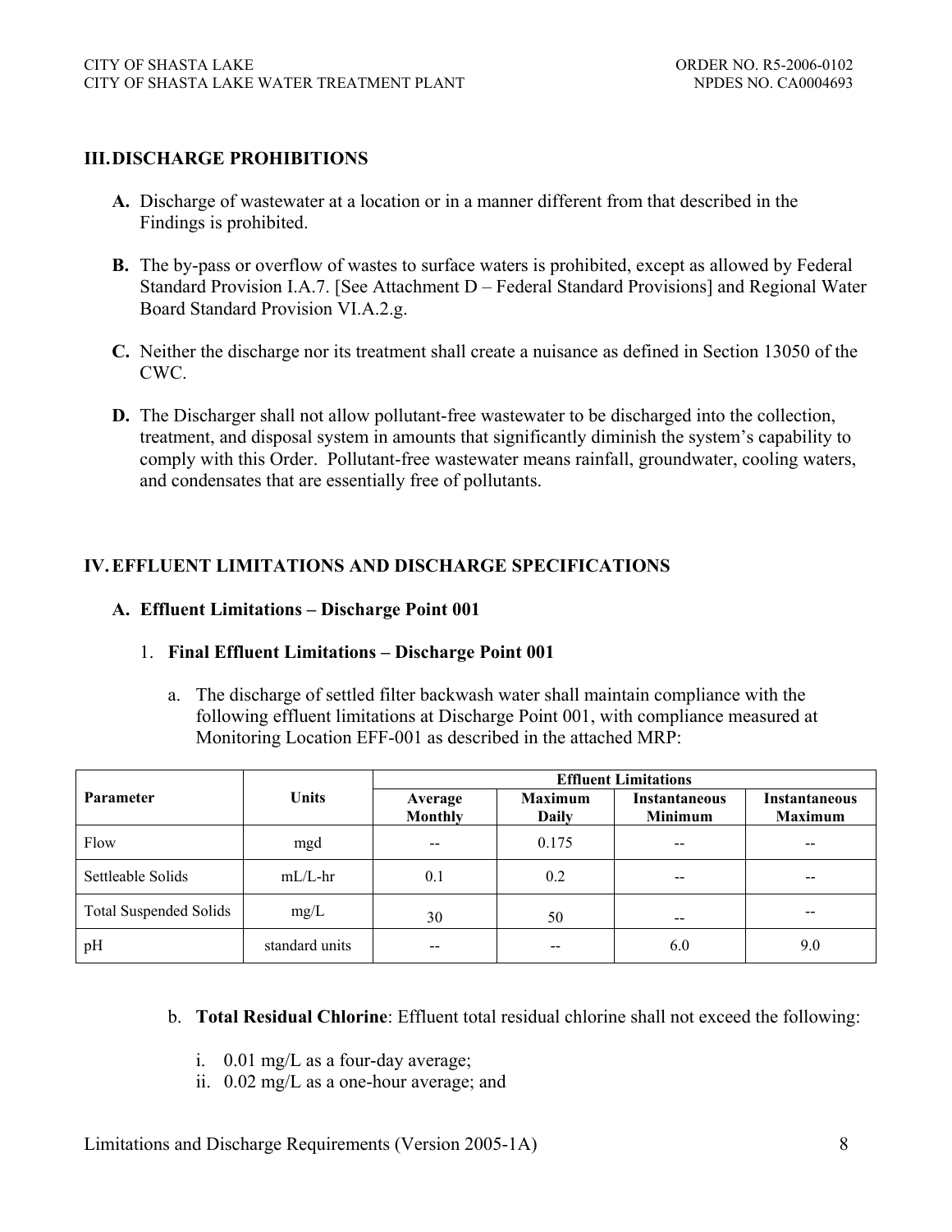## III. DISCHARGE PROHIBITIONS

**A.** Discharge of wastewater at a location or in a manner different from that described in the Findings is prohibited.

**B.** The by-pass or overflow of wastes to surface waters is prohibited, except as allowed by Federal Standard Provision I.A.7. [See Attachment D – Federal Standard Provisions] and Regional Water Board Standard Provision VI.A.2.g.

**C.** Neither the discharge nor its treatment shall create a nuisance as defined in Section 13050 of the CWC.

**D.** The Discharger shall not allow pollutant-free wastewater to be discharged into the collection, treatment, and disposal system in amounts that significantly diminish the system's capability to comply with this Order. Pollutant-free wastewater means rainfall, groundwater, cooling waters, and condensates that are essentially free of pollutants.

## IV. EFFLUENT LIMITATIONS AND DISCHARGE SPECIFICATIONS

### A. Effluent Limitations – Discharge Point 001

#### 1. Final Effluent Limitations – Discharge Point 001

a. The discharge of settled filter backwash water shall maintain compliance with the following effluent limitations at Discharge Point 001, with compliance measured at Monitoring Location EFF-001 as described in the attached MRP:

| Parameter | Units | Effluent Limitations | | | |
|---|---|---|---|---|---|
| | | Average Monthly | Maximum Daily | Instantaneous Minimum | Instantaneous Maximum |
| Flow | mgd | -- | 0.175 | -- | -- |
| Settleable Solids | mL/L-hr | 0.1 | 0.2 | -- | -- |
| Total Suspended Solids | mg/L | 30 | 50 | -- | -- |
| pH | standard units | -- | -- | 6.0 | 9.0 |

b. **Total Residual Chlorine**: Effluent total residual chlorine shall not exceed the following:

i. 0.01 mg/L as a four-day average;
ii. 0.02 mg/L as a one-hour average; and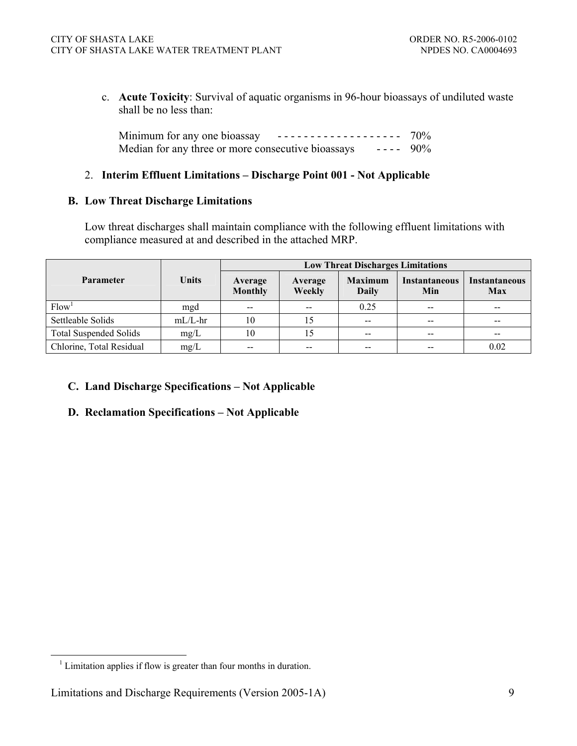c. **Acute Toxicity**: Survival of aquatic organisms in 96-hour bioassays of undiluted waste shall be no less than:

Minimum for any one bioassay - - - - - - - - - - - - - - - - - - - 70%
Median for any three or more consecutive bioassays - - - - 90%

2. **Interim Effluent Limitations – Discharge Point 001 - Not Applicable**

### B. Low Threat Discharge Limitations

Low threat discharges shall maintain compliance with the following effluent limitations with compliance measured at and described in the attached MRP.

| Parameter | Units | Low Threat Discharges Limitations | | | | |
|---|---|---|---|---|---|---|
| | | Average Monthly | Average Weekly | Maximum Daily | Instantaneous Min | Instantaneous Max |
| Flow[1] | mgd | -- | -- | 0.25 | -- | -- |
| Settleable Solids | mL/L-hr | 10 | 15 | -- | -- | -- |
| Total Suspended Solids | mg/L | 10 | 15 | -- | -- | -- |
| Chlorine, Total Residual | mg/L | -- | -- | -- | -- | 0.02 |

### C. Land Discharge Specifications – Not Applicable

### D. Reclamation Specifications – Not Applicable

[1] Limitation applies if flow is greater than four months in duration.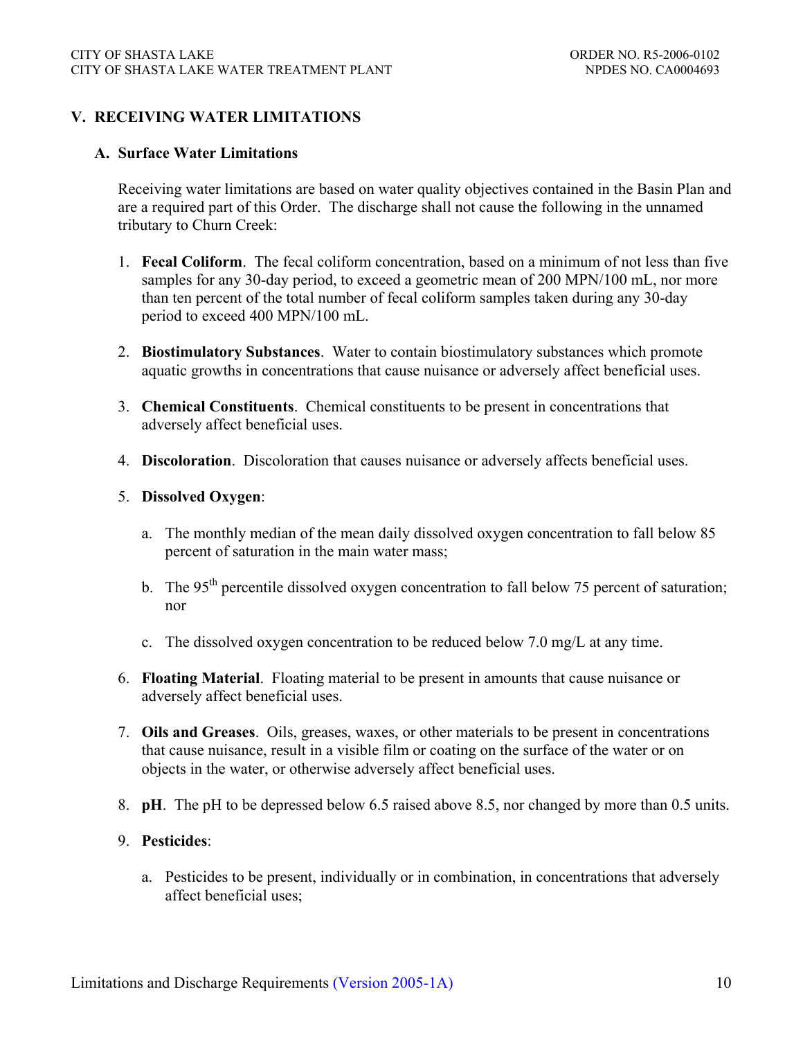## V. RECEIVING WATER LIMITATIONS

### A. Surface Water Limitations

Receiving water limitations are based on water quality objectives contained in the Basin Plan and are a required part of this Order. The discharge shall not cause the following in the unnamed tributary to Churn Creek:

1. **Fecal Coliform**. The fecal coliform concentration, based on a minimum of not less than five samples for any 30-day period, to exceed a geometric mean of 200 MPN/100 mL, nor more than ten percent of the total number of fecal coliform samples taken during any 30-day period to exceed 400 MPN/100 mL.

2. **Biostimulatory Substances**. Water to contain biostimulatory substances which promote aquatic growths in concentrations that cause nuisance or adversely affect beneficial uses.

3. **Chemical Constituents**. Chemical constituents to be present in concentrations that adversely affect beneficial uses.

4. **Discoloration**. Discoloration that causes nuisance or adversely affects beneficial uses.

5. **Dissolved Oxygen**:

   a. The monthly median of the mean daily dissolved oxygen concentration to fall below 85 percent of saturation in the main water mass;

   b. The 95$^{th}$ percentile dissolved oxygen concentration to fall below 75 percent of saturation; nor

   c. The dissolved oxygen concentration to be reduced below 7.0 mg/L at any time.

6. **Floating Material**. Floating material to be present in amounts that cause nuisance or adversely affect beneficial uses.

7. **Oils and Greases**. Oils, greases, waxes, or other materials to be present in concentrations that cause nuisance, result in a visible film or coating on the surface of the water or on objects in the water, or otherwise adversely affect beneficial uses.

8. **pH**. The pH to be depressed below 6.5 raised above 8.5, nor changed by more than 0.5 units.

9. **Pesticides**:

   a. Pesticides to be present, individually or in combination, in concentrations that adversely affect beneficial uses;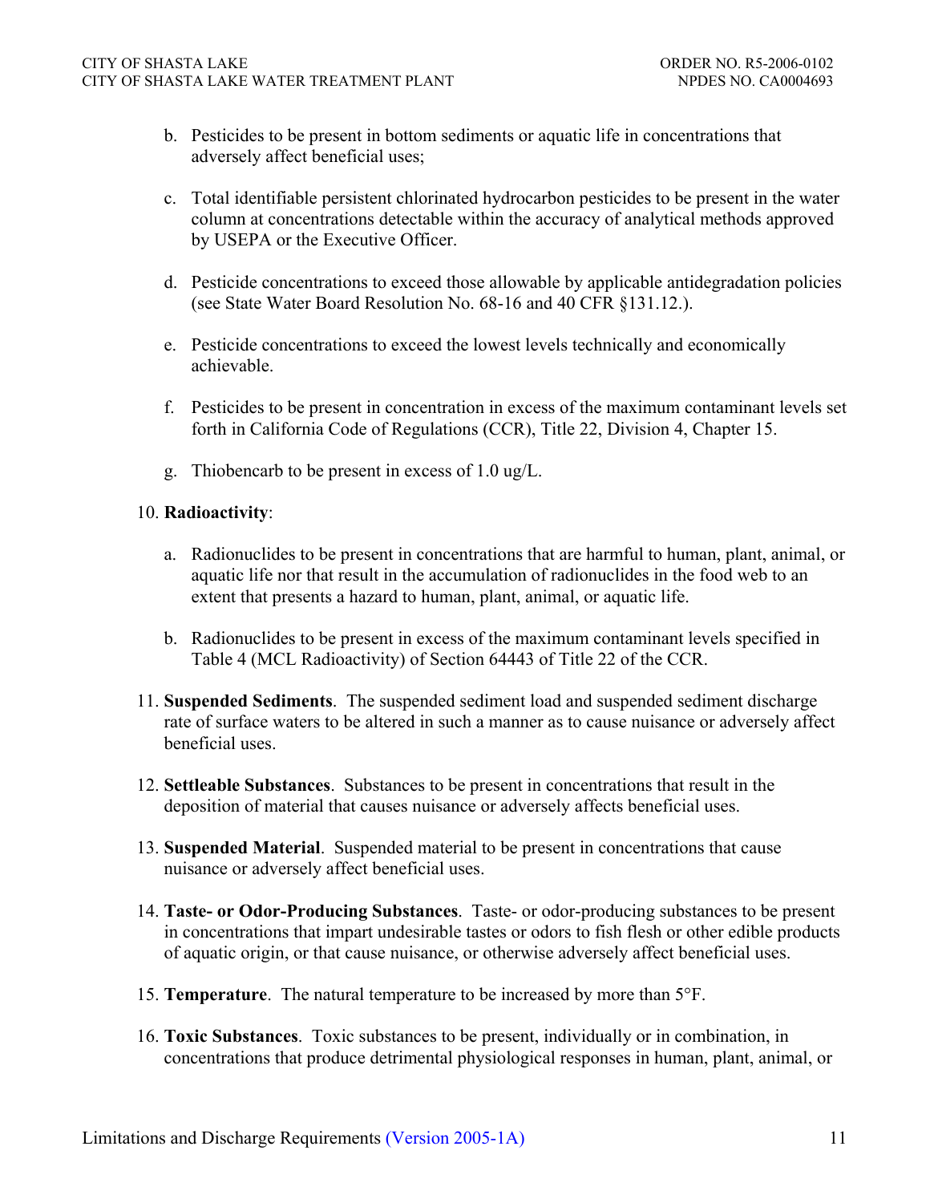b. Pesticides to be present in bottom sediments or aquatic life in concentrations that adversely affect beneficial uses;

c. Total identifiable persistent chlorinated hydrocarbon pesticides to be present in the water column at concentrations detectable within the accuracy of analytical methods approved by USEPA or the Executive Officer.

d. Pesticide concentrations to exceed those allowable by applicable antidegradation policies (see State Water Board Resolution No. 68-16 and 40 CFR §131.12.).

e. Pesticide concentrations to exceed the lowest levels technically and economically achievable.

f. Pesticides to be present in concentration in excess of the maximum contaminant levels set forth in California Code of Regulations (CCR), Title 22, Division 4, Chapter 15.

g. Thiobencarb to be present in excess of 1.0 ug/L.

10. **Radioactivity**:

    a. Radionuclides to be present in concentrations that are harmful to human, plant, animal, or aquatic life nor that result in the accumulation of radionuclides in the food web to an extent that presents a hazard to human, plant, animal, or aquatic life.

    b. Radionuclides to be present in excess of the maximum contaminant levels specified in Table 4 (MCL Radioactivity) of Section 64443 of Title 22 of the CCR.

11. **Suspended Sediments**. The suspended sediment load and suspended sediment discharge rate of surface waters to be altered in such a manner as to cause nuisance or adversely affect beneficial uses.

12. **Settleable Substances**. Substances to be present in concentrations that result in the deposition of material that causes nuisance or adversely affects beneficial uses.

13. **Suspended Material**. Suspended material to be present in concentrations that cause nuisance or adversely affect beneficial uses.

14. **Taste- or Odor-Producing Substances**. Taste- or odor-producing substances to be present in concentrations that impart undesirable tastes or odors to fish flesh or other edible products of aquatic origin, or that cause nuisance, or otherwise adversely affect beneficial uses.

15. **Temperature**. The natural temperature to be increased by more than 5°F.

16. **Toxic Substances**. Toxic substances to be present, individually or in combination, in concentrations that produce detrimental physiological responses in human, plant, animal, or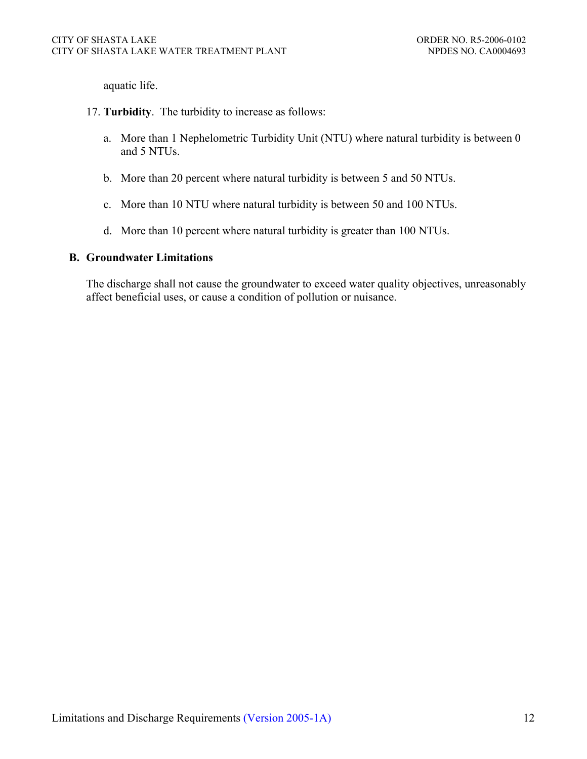aquatic life.

17. **Turbidity**. The turbidity to increase as follows:

    a. More than 1 Nephelometric Turbidity Unit (NTU) where natural turbidity is between 0 and 5 NTUs.

    b. More than 20 percent where natural turbidity is between 5 and 50 NTUs.

    c. More than 10 NTU where natural turbidity is between 50 and 100 NTUs.

    d. More than 10 percent where natural turbidity is greater than 100 NTUs.

## B. Groundwater Limitations

The discharge shall not cause the groundwater to exceed water quality objectives, unreasonably affect beneficial uses, or cause a condition of pollution or nuisance.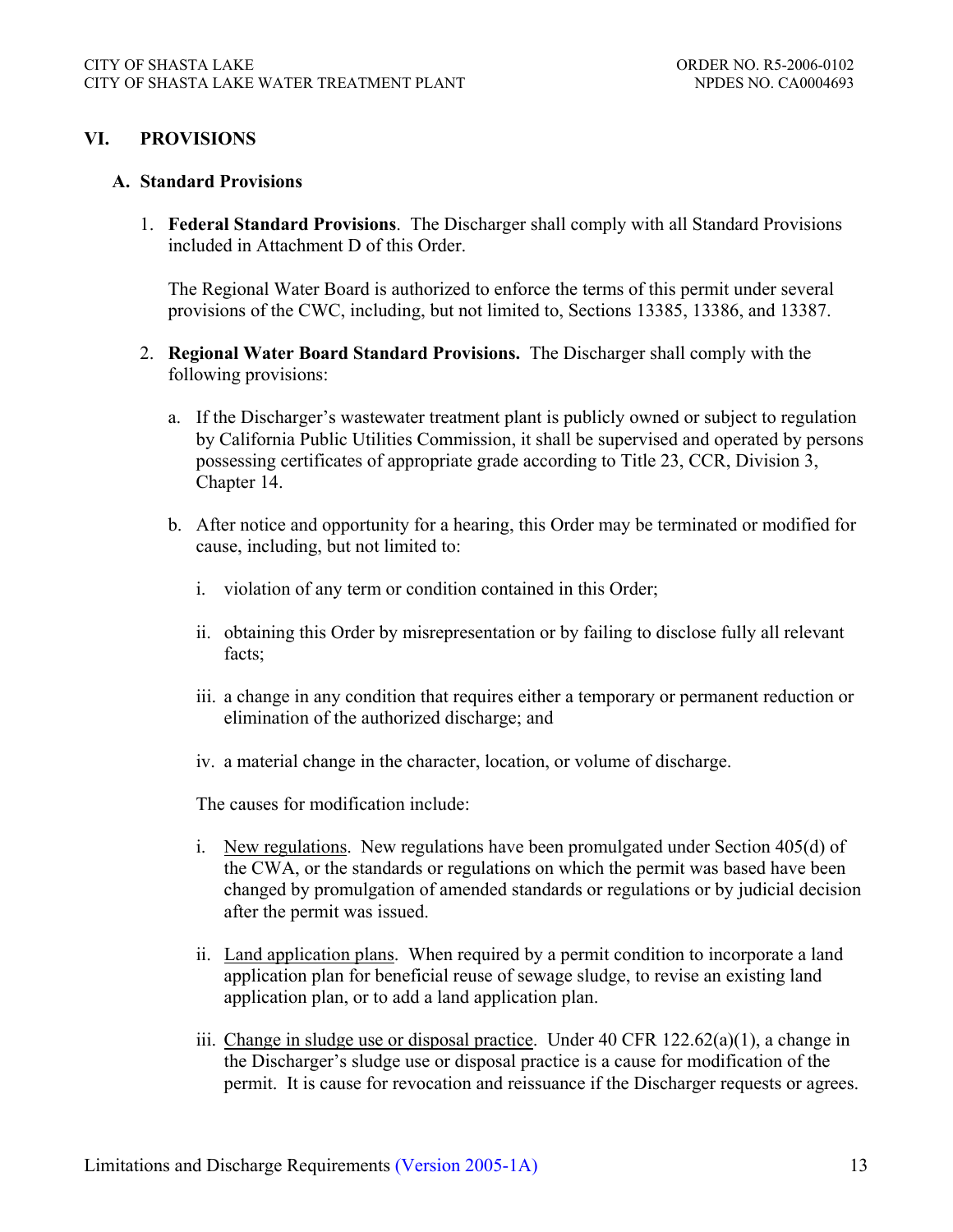## VI. PROVISIONS

### A. Standard Provisions

1. **Federal Standard Provisions**. The Discharger shall comply with all Standard Provisions included in Attachment D of this Order.

   The Regional Water Board is authorized to enforce the terms of this permit under several provisions of the CWC, including, but not limited to, Sections 13385, 13386, and 13387.

2. **Regional Water Board Standard Provisions.** The Discharger shall comply with the following provisions:

   a. If the Discharger's wastewater treatment plant is publicly owned or subject to regulation by California Public Utilities Commission, it shall be supervised and operated by persons possessing certificates of appropriate grade according to Title 23, CCR, Division 3, Chapter 14.

   b. After notice and opportunity for a hearing, this Order may be terminated or modified for cause, including, but not limited to:

      i. violation of any term or condition contained in this Order;

      ii. obtaining this Order by misrepresentation or by failing to disclose fully all relevant facts;

      iii. a change in any condition that requires either a temporary or permanent reduction or elimination of the authorized discharge; and

      iv. a material change in the character, location, or volume of discharge.

      The causes for modification include:

      i. New regulations. New regulations have been promulgated under Section 405(d) of the CWA, or the standards or regulations on which the permit was based have been changed by promulgation of amended standards or regulations or by judicial decision after the permit was issued.

      ii. Land application plans. When required by a permit condition to incorporate a land application plan for beneficial reuse of sewage sludge, to revise an existing land application plan, or to add a land application plan.

      iii. Change in sludge use or disposal practice. Under 40 CFR 122.62(a)(1), a change in the Discharger's sludge use or disposal practice is a cause for modification of the permit. It is cause for revocation and reissuance if the Discharger requests or agrees.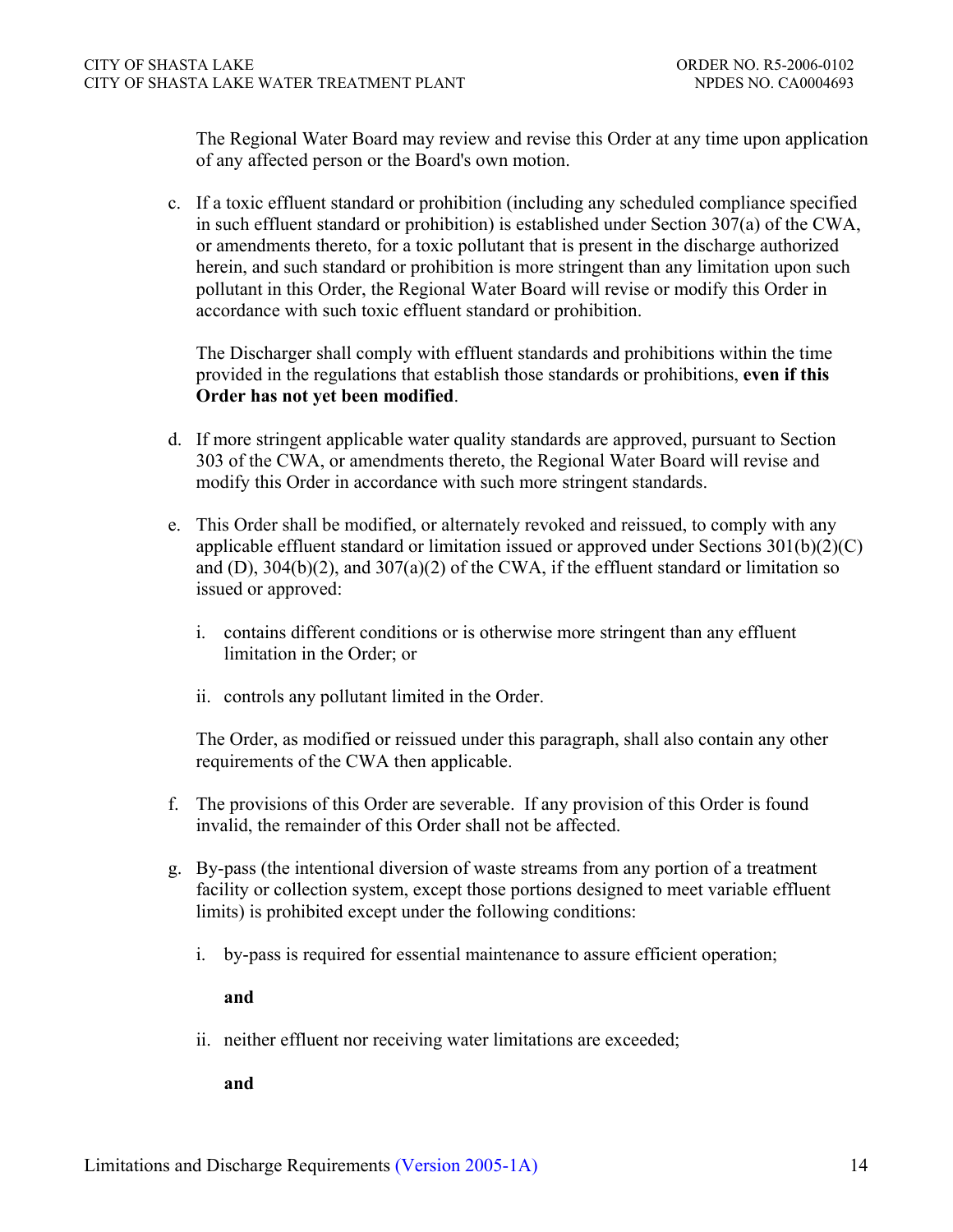The Regional Water Board may review and revise this Order at any time upon application of any affected person or the Board's own motion.

c. If a toxic effluent standard or prohibition (including any scheduled compliance specified in such effluent standard or prohibition) is established under Section 307(a) of the CWA, or amendments thereto, for a toxic pollutant that is present in the discharge authorized herein, and such standard or prohibition is more stringent than any limitation upon such pollutant in this Order, the Regional Water Board will revise or modify this Order in accordance with such toxic effluent standard or prohibition.

   The Discharger shall comply with effluent standards and prohibitions within the time provided in the regulations that establish those standards or prohibitions, **even if this Order has not yet been modified**.

d. If more stringent applicable water quality standards are approved, pursuant to Section 303 of the CWA, or amendments thereto, the Regional Water Board will revise and modify this Order in accordance with such more stringent standards.

e. This Order shall be modified, or alternately revoked and reissued, to comply with any applicable effluent standard or limitation issued or approved under Sections 301(b)(2)(C) and (D), 304(b)(2), and 307(a)(2) of the CWA, if the effluent standard or limitation so issued or approved:

   i. contains different conditions or is otherwise more stringent than any effluent limitation in the Order; or

   ii. controls any pollutant limited in the Order.

   The Order, as modified or reissued under this paragraph, shall also contain any other requirements of the CWA then applicable.

f. The provisions of this Order are severable. If any provision of this Order is found invalid, the remainder of this Order shall not be affected.

g. By-pass (the intentional diversion of waste streams from any portion of a treatment facility or collection system, except those portions designed to meet variable effluent limits) is prohibited except under the following conditions:

   i. by-pass is required for essential maintenance to assure efficient operation;

      **and**

   ii. neither effluent nor receiving water limitations are exceeded;

      **and**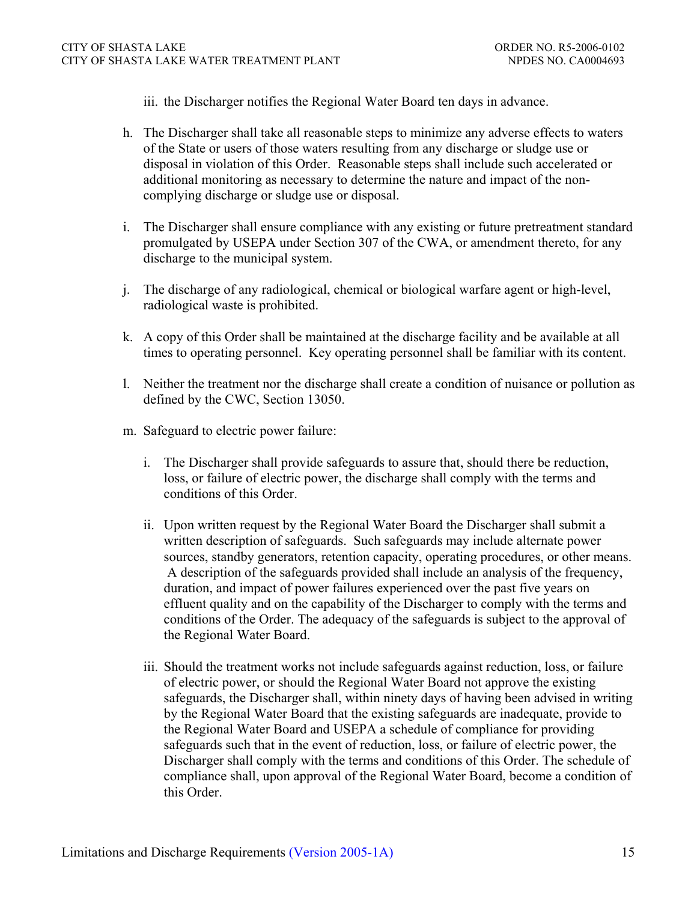iii. the Discharger notifies the Regional Water Board ten days in advance.

h. The Discharger shall take all reasonable steps to minimize any adverse effects to waters of the State or users of those waters resulting from any discharge or sludge use or disposal in violation of this Order. Reasonable steps shall include such accelerated or additional monitoring as necessary to determine the nature and impact of the non-complying discharge or sludge use or disposal.

i. The Discharger shall ensure compliance with any existing or future pretreatment standard promulgated by USEPA under Section 307 of the CWA, or amendment thereto, for any discharge to the municipal system.

j. The discharge of any radiological, chemical or biological warfare agent or high-level, radiological waste is prohibited.

k. A copy of this Order shall be maintained at the discharge facility and be available at all times to operating personnel. Key operating personnel shall be familiar with its content.

l. Neither the treatment nor the discharge shall create a condition of nuisance or pollution as defined by the CWC, Section 13050.

m. Safeguard to electric power failure:

   i. The Discharger shall provide safeguards to assure that, should there be reduction, loss, or failure of electric power, the discharge shall comply with the terms and conditions of this Order.

   ii. Upon written request by the Regional Water Board the Discharger shall submit a written description of safeguards. Such safeguards may include alternate power sources, standby generators, retention capacity, operating procedures, or other means. A description of the safeguards provided shall include an analysis of the frequency, duration, and impact of power failures experienced over the past five years on effluent quality and on the capability of the Discharger to comply with the terms and conditions of the Order. The adequacy of the safeguards is subject to the approval of the Regional Water Board.

   iii. Should the treatment works not include safeguards against reduction, loss, or failure of electric power, or should the Regional Water Board not approve the existing safeguards, the Discharger shall, within ninety days of having been advised in writing by the Regional Water Board that the existing safeguards are inadequate, provide to the Regional Water Board and USEPA a schedule of compliance for providing safeguards such that in the event of reduction, loss, or failure of electric power, the Discharger shall comply with the terms and conditions of this Order. The schedule of compliance shall, upon approval of the Regional Water Board, become a condition of this Order.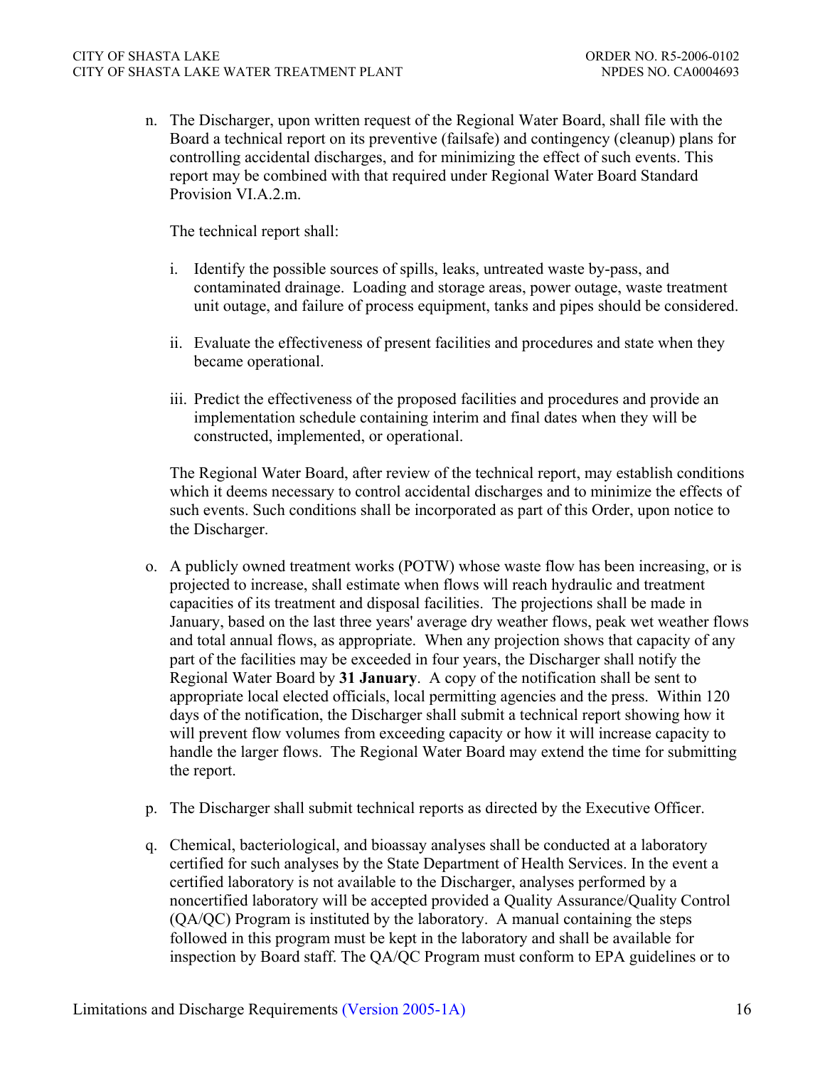n. The Discharger, upon written request of the Regional Water Board, shall file with the Board a technical report on its preventive (failsafe) and contingency (cleanup) plans for controlling accidental discharges, and for minimizing the effect of such events. This report may be combined with that required under Regional Water Board Standard Provision VI.A.2.m.

   The technical report shall:

   i. Identify the possible sources of spills, leaks, untreated waste by-pass, and contaminated drainage. Loading and storage areas, power outage, waste treatment unit outage, and failure of process equipment, tanks and pipes should be considered.

   ii. Evaluate the effectiveness of present facilities and procedures and state when they became operational.

   iii. Predict the effectiveness of the proposed facilities and procedures and provide an implementation schedule containing interim and final dates when they will be constructed, implemented, or operational.

   The Regional Water Board, after review of the technical report, may establish conditions which it deems necessary to control accidental discharges and to minimize the effects of such events. Such conditions shall be incorporated as part of this Order, upon notice to the Discharger.

o. A publicly owned treatment works (POTW) whose waste flow has been increasing, or is projected to increase, shall estimate when flows will reach hydraulic and treatment capacities of its treatment and disposal facilities. The projections shall be made in January, based on the last three years' average dry weather flows, peak wet weather flows and total annual flows, as appropriate. When any projection shows that capacity of any part of the facilities may be exceeded in four years, the Discharger shall notify the Regional Water Board by **31 January**. A copy of the notification shall be sent to appropriate local elected officials, local permitting agencies and the press. Within 120 days of the notification, the Discharger shall submit a technical report showing how it will prevent flow volumes from exceeding capacity or how it will increase capacity to handle the larger flows. The Regional Water Board may extend the time for submitting the report.

p. The Discharger shall submit technical reports as directed by the Executive Officer.

q. Chemical, bacteriological, and bioassay analyses shall be conducted at a laboratory certified for such analyses by the State Department of Health Services. In the event a certified laboratory is not available to the Discharger, analyses performed by a noncertified laboratory will be accepted provided a Quality Assurance/Quality Control (QA/QC) Program is instituted by the laboratory. A manual containing the steps followed in this program must be kept in the laboratory and shall be available for inspection by Board staff. The QA/QC Program must conform to EPA guidelines or to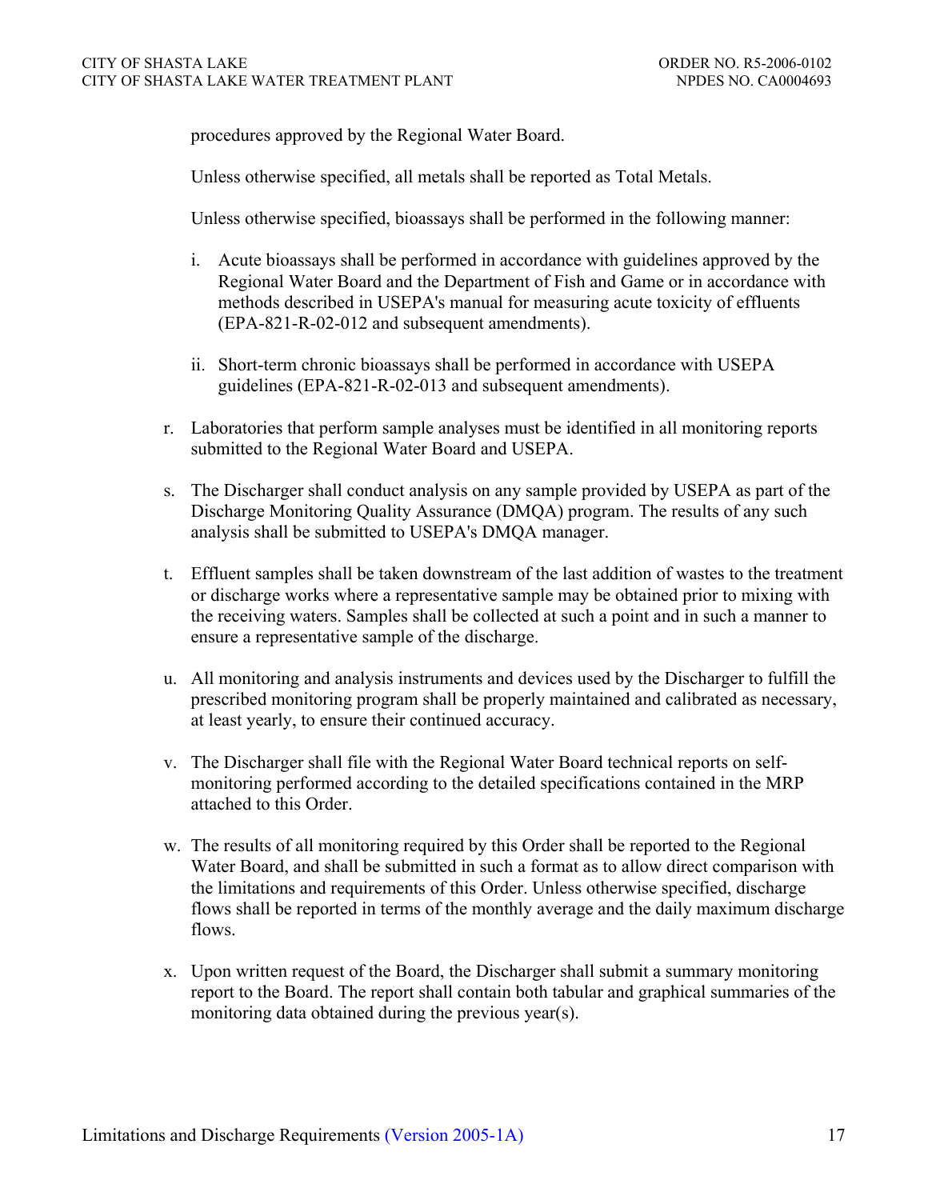procedures approved by the Regional Water Board.

Unless otherwise specified, all metals shall be reported as Total Metals.

Unless otherwise specified, bioassays shall be performed in the following manner:

i. Acute bioassays shall be performed in accordance with guidelines approved by the Regional Water Board and the Department of Fish and Game or in accordance with methods described in USEPA's manual for measuring acute toxicity of effluents (EPA-821-R-02-012 and subsequent amendments).

ii. Short-term chronic bioassays shall be performed in accordance with USEPA guidelines (EPA-821-R-02-013 and subsequent amendments).

r. Laboratories that perform sample analyses must be identified in all monitoring reports submitted to the Regional Water Board and USEPA.

s. The Discharger shall conduct analysis on any sample provided by USEPA as part of the Discharge Monitoring Quality Assurance (DMQA) program. The results of any such analysis shall be submitted to USEPA's DMQA manager.

t. Effluent samples shall be taken downstream of the last addition of wastes to the treatment or discharge works where a representative sample may be obtained prior to mixing with the receiving waters. Samples shall be collected at such a point and in such a manner to ensure a representative sample of the discharge.

u. All monitoring and analysis instruments and devices used by the Discharger to fulfill the prescribed monitoring program shall be properly maintained and calibrated as necessary, at least yearly, to ensure their continued accuracy.

v. The Discharger shall file with the Regional Water Board technical reports on self-monitoring performed according to the detailed specifications contained in the MRP attached to this Order.

w. The results of all monitoring required by this Order shall be reported to the Regional Water Board, and shall be submitted in such a format as to allow direct comparison with the limitations and requirements of this Order. Unless otherwise specified, discharge flows shall be reported in terms of the monthly average and the daily maximum discharge flows.

x. Upon written request of the Board, the Discharger shall submit a summary monitoring report to the Board. The report shall contain both tabular and graphical summaries of the monitoring data obtained during the previous year(s).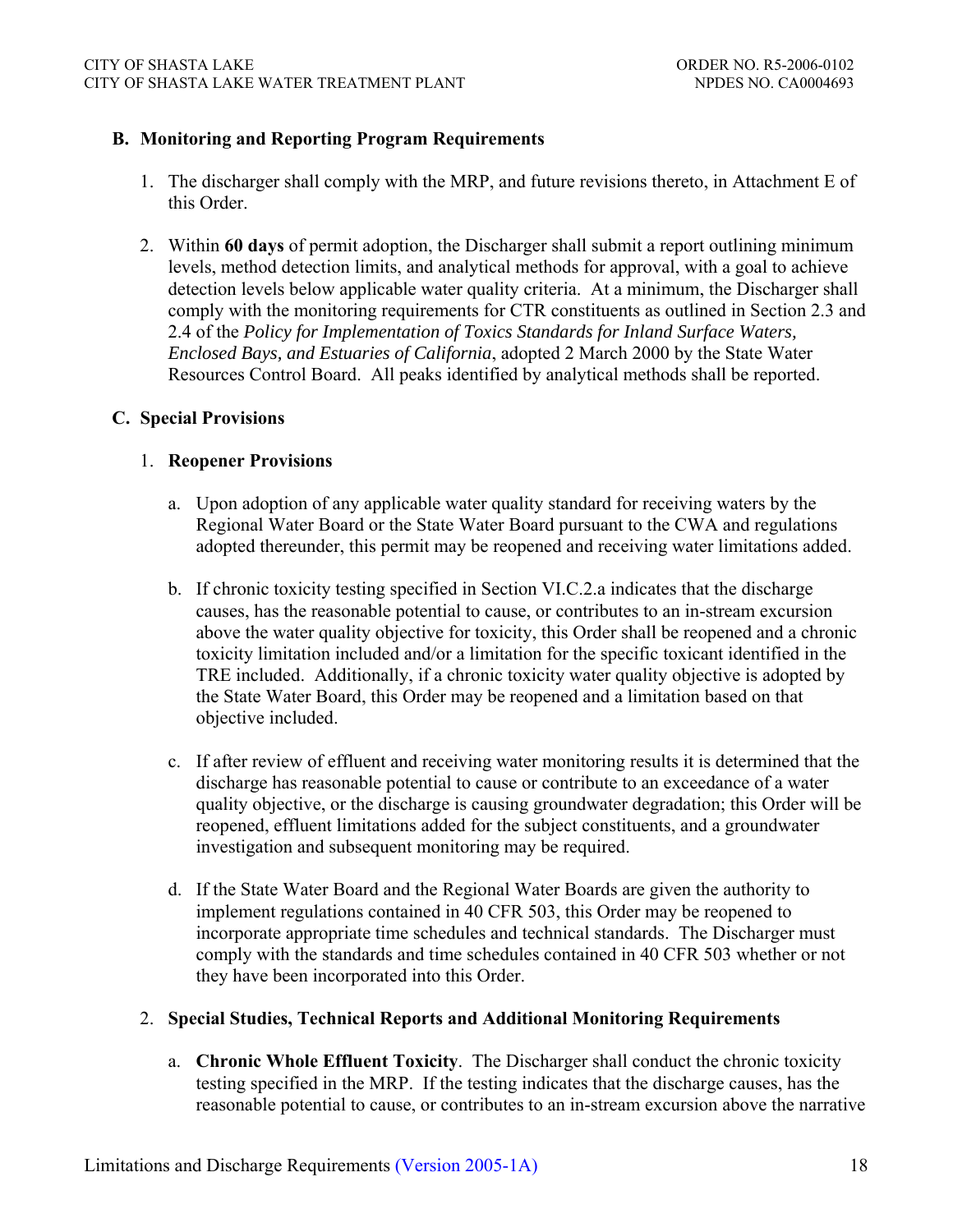### B. Monitoring and Reporting Program Requirements

1. The discharger shall comply with the MRP, and future revisions thereto, in Attachment E of this Order.

2. Within **60 days** of permit adoption, the Discharger shall submit a report outlining minimum levels, method detection limits, and analytical methods for approval, with a goal to achieve detection levels below applicable water quality criteria. At a minimum, the Discharger shall comply with the monitoring requirements for CTR constituents as outlined in Section 2.3 and 2.4 of the *Policy for Implementation of Toxics Standards for Inland Surface Waters, Enclosed Bays, and Estuaries of California*, adopted 2 March 2000 by the State Water Resources Control Board. All peaks identified by analytical methods shall be reported.

### C. Special Provisions

1. **Reopener Provisions**

   a. Upon adoption of any applicable water quality standard for receiving waters by the Regional Water Board or the State Water Board pursuant to the CWA and regulations adopted thereunder, this permit may be reopened and receiving water limitations added.

   b. If chronic toxicity testing specified in Section VI.C.2.a indicates that the discharge causes, has the reasonable potential to cause, or contributes to an in-stream excursion above the water quality objective for toxicity, this Order shall be reopened and a chronic toxicity limitation included and/or a limitation for the specific toxicant identified in the TRE included. Additionally, if a chronic toxicity water quality objective is adopted by the State Water Board, this Order may be reopened and a limitation based on that objective included.

   c. If after review of effluent and receiving water monitoring results it is determined that the discharge has reasonable potential to cause or contribute to an exceedance of a water quality objective, or the discharge is causing groundwater degradation; this Order will be reopened, effluent limitations added for the subject constituents, and a groundwater investigation and subsequent monitoring may be required.

   d. If the State Water Board and the Regional Water Boards are given the authority to implement regulations contained in 40 CFR 503, this Order may be reopened to incorporate appropriate time schedules and technical standards. The Discharger must comply with the standards and time schedules contained in 40 CFR 503 whether or not they have been incorporated into this Order.

2. **Special Studies, Technical Reports and Additional Monitoring Requirements**

   a. **Chronic Whole Effluent Toxicity**. The Discharger shall conduct the chronic toxicity testing specified in the MRP. If the testing indicates that the discharge causes, has the reasonable potential to cause, or contributes to an in-stream excursion above the narrative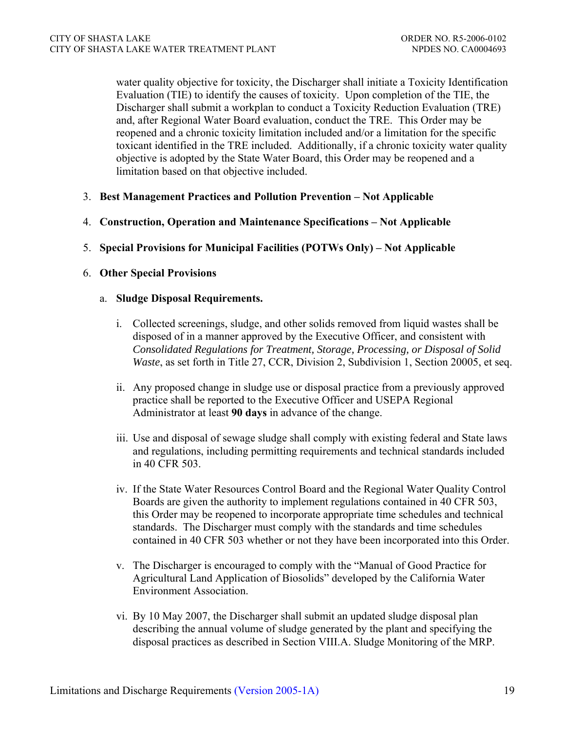water quality objective for toxicity, the Discharger shall initiate a Toxicity Identification Evaluation (TIE) to identify the causes of toxicity. Upon completion of the TIE, the Discharger shall submit a workplan to conduct a Toxicity Reduction Evaluation (TRE) and, after Regional Water Board evaluation, conduct the TRE. This Order may be reopened and a chronic toxicity limitation included and/or a limitation for the specific toxicant identified in the TRE included. Additionally, if a chronic toxicity water quality objective is adopted by the State Water Board, this Order may be reopened and a limitation based on that objective included.

3. **Best Management Practices and Pollution Prevention – Not Applicable**

4. **Construction, Operation and Maintenance Specifications – Not Applicable**

5. **Special Provisions for Municipal Facilities (POTWs Only) – Not Applicable**

6. **Other Special Provisions**

   a. **Sludge Disposal Requirements.**

      i. Collected screenings, sludge, and other solids removed from liquid wastes shall be disposed of in a manner approved by the Executive Officer, and consistent with *Consolidated Regulations for Treatment, Storage, Processing, or Disposal of Solid Waste*, as set forth in Title 27, CCR, Division 2, Subdivision 1, Section 20005, et seq.

      ii. Any proposed change in sludge use or disposal practice from a previously approved practice shall be reported to the Executive Officer and USEPA Regional Administrator at least **90 days** in advance of the change.

      iii. Use and disposal of sewage sludge shall comply with existing federal and State laws and regulations, including permitting requirements and technical standards included in 40 CFR 503.

      iv. If the State Water Resources Control Board and the Regional Water Quality Control Boards are given the authority to implement regulations contained in 40 CFR 503, this Order may be reopened to incorporate appropriate time schedules and technical standards. The Discharger must comply with the standards and time schedules contained in 40 CFR 503 whether or not they have been incorporated into this Order.

      v. The Discharger is encouraged to comply with the "Manual of Good Practice for Agricultural Land Application of Biosolids" developed by the California Water Environment Association.

      vi. By 10 May 2007, the Discharger shall submit an updated sludge disposal plan describing the annual volume of sludge generated by the plant and specifying the disposal practices as described in Section VIII.A. Sludge Monitoring of the MRP.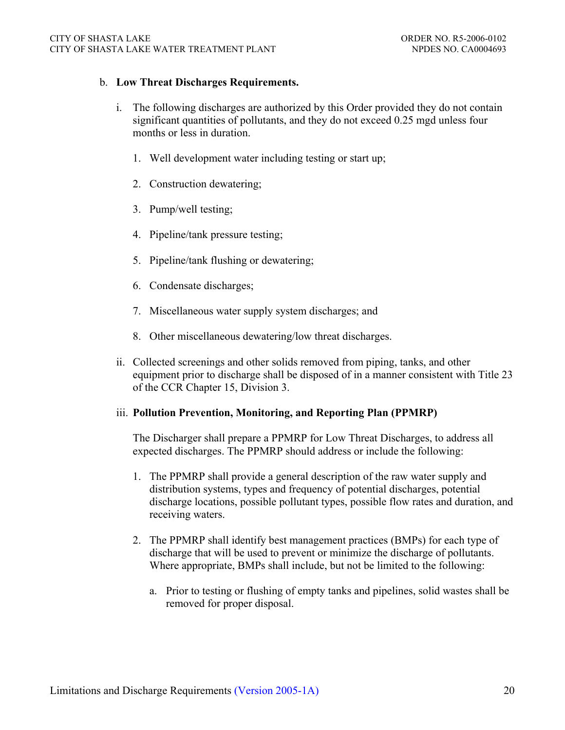b. **Low Threat Discharges Requirements.**

   i. The following discharges are authorized by this Order provided they do not contain significant quantities of pollutants, and they do not exceed 0.25 mgd unless four months or less in duration.

      1. Well development water including testing or start up;

      2. Construction dewatering;

      3. Pump/well testing;

      4. Pipeline/tank pressure testing;

      5. Pipeline/tank flushing or dewatering;

      6. Condensate discharges;

      7. Miscellaneous water supply system discharges; and

      8. Other miscellaneous dewatering/low threat discharges.

   ii. Collected screenings and other solids removed from piping, tanks, and other equipment prior to discharge shall be disposed of in a manner consistent with Title 23 of the CCR Chapter 15, Division 3.

   iii. **Pollution Prevention, Monitoring, and Reporting Plan (PPMRP)**

   The Discharger shall prepare a PPMRP for Low Threat Discharges, to address all expected discharges. The PPMRP should address or include the following:

      1. The PPMRP shall provide a general description of the raw water supply and distribution systems, types and frequency of potential discharges, potential discharge locations, possible pollutant types, possible flow rates and duration, and receiving waters.

      2. The PPMRP shall identify best management practices (BMPs) for each type of discharge that will be used to prevent or minimize the discharge of pollutants. Where appropriate, BMPs shall include, but not be limited to the following:

         a. Prior to testing or flushing of empty tanks and pipelines, solid wastes shall be removed for proper disposal.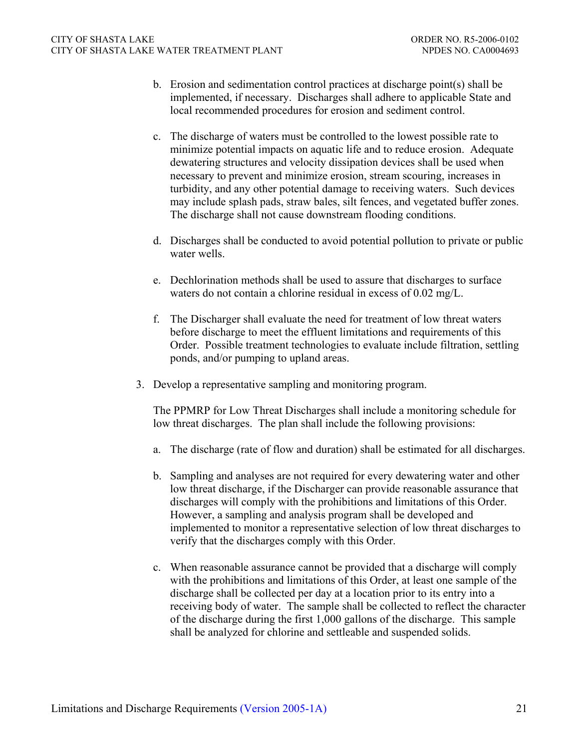b. Erosion and sedimentation control practices at discharge point(s) shall be implemented, if necessary. Discharges shall adhere to applicable State and local recommended procedures for erosion and sediment control.

c. The discharge of waters must be controlled to the lowest possible rate to minimize potential impacts on aquatic life and to reduce erosion. Adequate dewatering structures and velocity dissipation devices shall be used when necessary to prevent and minimize erosion, stream scouring, increases in turbidity, and any other potential damage to receiving waters. Such devices may include splash pads, straw bales, silt fences, and vegetated buffer zones. The discharge shall not cause downstream flooding conditions.

d. Discharges shall be conducted to avoid potential pollution to private or public water wells.

e. Dechlorination methods shall be used to assure that discharges to surface waters do not contain a chlorine residual in excess of 0.02 mg/L.

f. The Discharger shall evaluate the need for treatment of low threat waters before discharge to meet the effluent limitations and requirements of this Order. Possible treatment technologies to evaluate include filtration, settling ponds, and/or pumping to upland areas.

3. Develop a representative sampling and monitoring program.

   The PPMRP for Low Threat Discharges shall include a monitoring schedule for low threat discharges. The plan shall include the following provisions:

   a. The discharge (rate of flow and duration) shall be estimated for all discharges.

   b. Sampling and analyses are not required for every dewatering water and other low threat discharge, if the Discharger can provide reasonable assurance that discharges will comply with the prohibitions and limitations of this Order. However, a sampling and analysis program shall be developed and implemented to monitor a representative selection of low threat discharges to verify that the discharges comply with this Order.

   c. When reasonable assurance cannot be provided that a discharge will comply with the prohibitions and limitations of this Order, at least one sample of the discharge shall be collected per day at a location prior to its entry into a receiving body of water. The sample shall be collected to reflect the character of the discharge during the first 1,000 gallons of the discharge. This sample shall be analyzed for chlorine and settleable and suspended solids.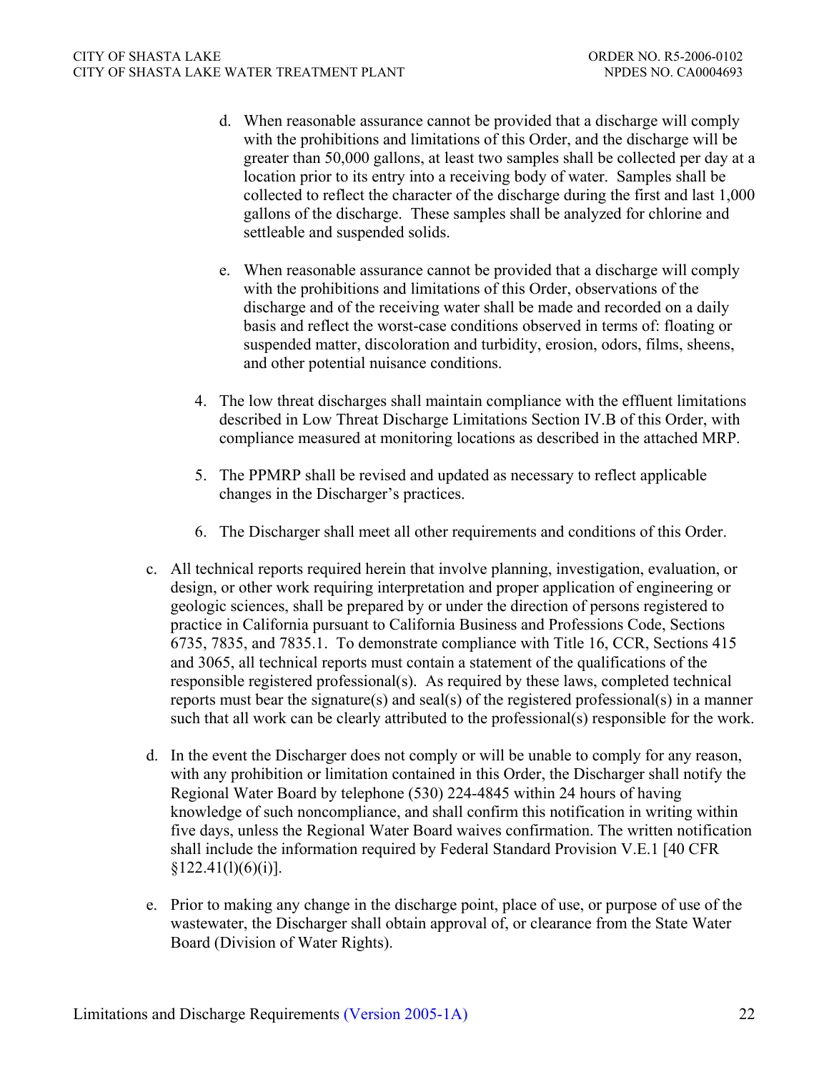d. When reasonable assurance cannot be provided that a discharge will comply with the prohibitions and limitations of this Order, and the discharge will be greater than 50,000 gallons, at least two samples shall be collected per day at a location prior to its entry into a receiving body of water. Samples shall be collected to reflect the character of the discharge during the first and last 1,000 gallons of the discharge. These samples shall be analyzed for chlorine and settleable and suspended solids.

e. When reasonable assurance cannot be provided that a discharge will comply with the prohibitions and limitations of this Order, observations of the discharge and of the receiving water shall be made and recorded on a daily basis and reflect the worst-case conditions observed in terms of: floating or suspended matter, discoloration and turbidity, erosion, odors, films, sheens, and other potential nuisance conditions.

4. The low threat discharges shall maintain compliance with the effluent limitations described in Low Threat Discharge Limitations Section IV.B of this Order, with compliance measured at monitoring locations as described in the attached MRP.

5. The PPMRP shall be revised and updated as necessary to reflect applicable changes in the Discharger's practices.

6. The Discharger shall meet all other requirements and conditions of this Order.

c. All technical reports required herein that involve planning, investigation, evaluation, or design, or other work requiring interpretation and proper application of engineering or geologic sciences, shall be prepared by or under the direction of persons registered to practice in California pursuant to California Business and Professions Code, Sections 6735, 7835, and 7835.1. To demonstrate compliance with Title 16, CCR, Sections 415 and 3065, all technical reports must contain a statement of the qualifications of the responsible registered professional(s). As required by these laws, completed technical reports must bear the signature(s) and seal(s) of the registered professional(s) in a manner such that all work can be clearly attributed to the professional(s) responsible for the work.

d. In the event the Discharger does not comply or will be unable to comply for any reason, with any prohibition or limitation contained in this Order, the Discharger shall notify the Regional Water Board by telephone (530) 224-4845 within 24 hours of having knowledge of such noncompliance, and shall confirm this notification in writing within five days, unless the Regional Water Board waives confirmation. The written notification shall include the information required by Federal Standard Provision V.E.1 [40 CFR §122.41(l)(6)(i)].

e. Prior to making any change in the discharge point, place of use, or purpose of use of the wastewater, the Discharger shall obtain approval of, or clearance from the State Water Board (Division of Water Rights).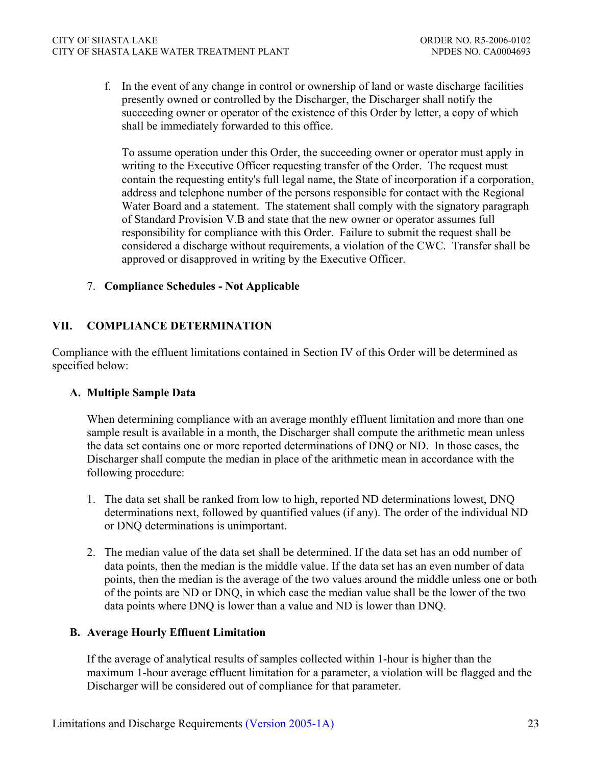f. In the event of any change in control or ownership of land or waste discharge facilities presently owned or controlled by the Discharger, the Discharger shall notify the succeeding owner or operator of the existence of this Order by letter, a copy of which shall be immediately forwarded to this office.

   To assume operation under this Order, the succeeding owner or operator must apply in writing to the Executive Officer requesting transfer of the Order. The request must contain the requesting entity's full legal name, the State of incorporation if a corporation, address and telephone number of the persons responsible for contact with the Regional Water Board and a statement. The statement shall comply with the signatory paragraph of Standard Provision V.B and state that the new owner or operator assumes full responsibility for compliance with this Order. Failure to submit the request shall be considered a discharge without requirements, a violation of the CWC. Transfer shall be approved or disapproved in writing by the Executive Officer.

7. **Compliance Schedules - Not Applicable**

## VII. COMPLIANCE DETERMINATION

Compliance with the effluent limitations contained in Section IV of this Order will be determined as specified below:

### A. Multiple Sample Data

When determining compliance with an average monthly effluent limitation and more than one sample result is available in a month, the Discharger shall compute the arithmetic mean unless the data set contains one or more reported determinations of DNQ or ND. In those cases, the Discharger shall compute the median in place of the arithmetic mean in accordance with the following procedure:

1. The data set shall be ranked from low to high, reported ND determinations lowest, DNQ determinations next, followed by quantified values (if any). The order of the individual ND or DNQ determinations is unimportant.

2. The median value of the data set shall be determined. If the data set has an odd number of data points, then the median is the middle value. If the data set has an even number of data points, then the median is the average of the two values around the middle unless one or both of the points are ND or DNQ, in which case the median value shall be the lower of the two data points where DNQ is lower than a value and ND is lower than DNQ.

### B. Average Hourly Effluent Limitation

If the average of analytical results of samples collected within 1-hour is higher than the maximum 1-hour average effluent limitation for a parameter, a violation will be flagged and the Discharger will be considered out of compliance for that parameter.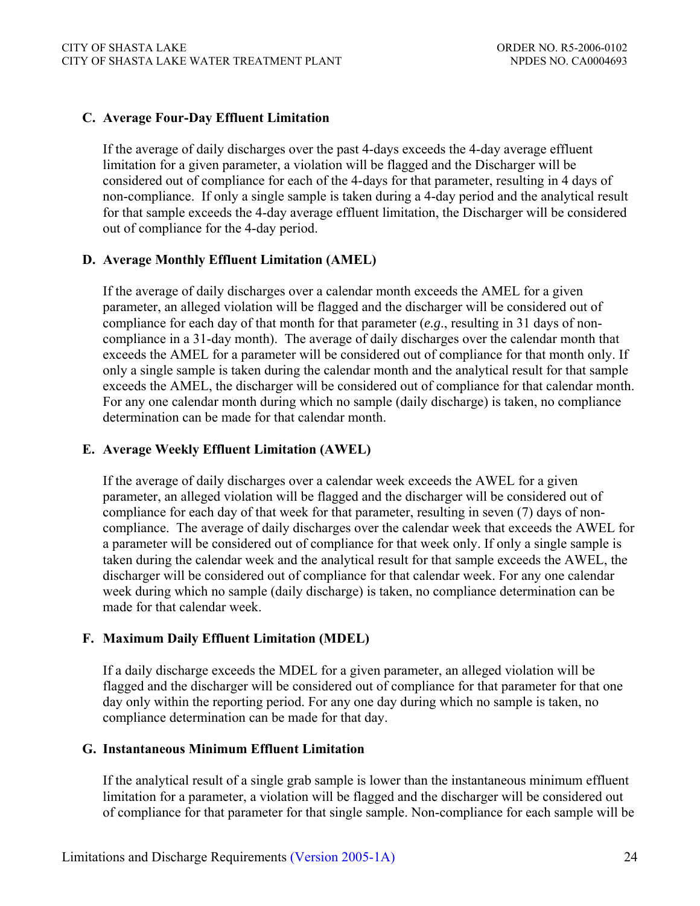### C. Average Four-Day Effluent Limitation

If the average of daily discharges over the past 4-days exceeds the 4-day average effluent limitation for a given parameter, a violation will be flagged and the Discharger will be considered out of compliance for each of the 4-days for that parameter, resulting in 4 days of non-compliance. If only a single sample is taken during a 4-day period and the analytical result for that sample exceeds the 4-day average effluent limitation, the Discharger will be considered out of compliance for the 4-day period.

### D. Average Monthly Effluent Limitation (AMEL)

If the average of daily discharges over a calendar month exceeds the AMEL for a given parameter, an alleged violation will be flagged and the discharger will be considered out of compliance for each day of that month for that parameter (*e.g.*, resulting in 31 days of non-compliance in a 31-day month). The average of daily discharges over the calendar month that exceeds the AMEL for a parameter will be considered out of compliance for that month only. If only a single sample is taken during the calendar month and the analytical result for that sample exceeds the AMEL, the discharger will be considered out of compliance for that calendar month. For any one calendar month during which no sample (daily discharge) is taken, no compliance determination can be made for that calendar month.

### E. Average Weekly Effluent Limitation (AWEL)

If the average of daily discharges over a calendar week exceeds the AWEL for a given parameter, an alleged violation will be flagged and the discharger will be considered out of compliance for each day of that week for that parameter, resulting in seven (7) days of non-compliance. The average of daily discharges over the calendar week that exceeds the AWEL for a parameter will be considered out of compliance for that week only. If only a single sample is taken during the calendar week and the analytical result for that sample exceeds the AWEL, the discharger will be considered out of compliance for that calendar week. For any one calendar week during which no sample (daily discharge) is taken, no compliance determination can be made for that calendar week.

### F. Maximum Daily Effluent Limitation (MDEL)

If a daily discharge exceeds the MDEL for a given parameter, an alleged violation will be flagged and the discharger will be considered out of compliance for that parameter for that one day only within the reporting period. For any one day during which no sample is taken, no compliance determination can be made for that day.

### G. Instantaneous Minimum Effluent Limitation

If the analytical result of a single grab sample is lower than the instantaneous minimum effluent limitation for a parameter, a violation will be flagged and the discharger will be considered out of compliance for that parameter for that single sample. Non-compliance for each sample will be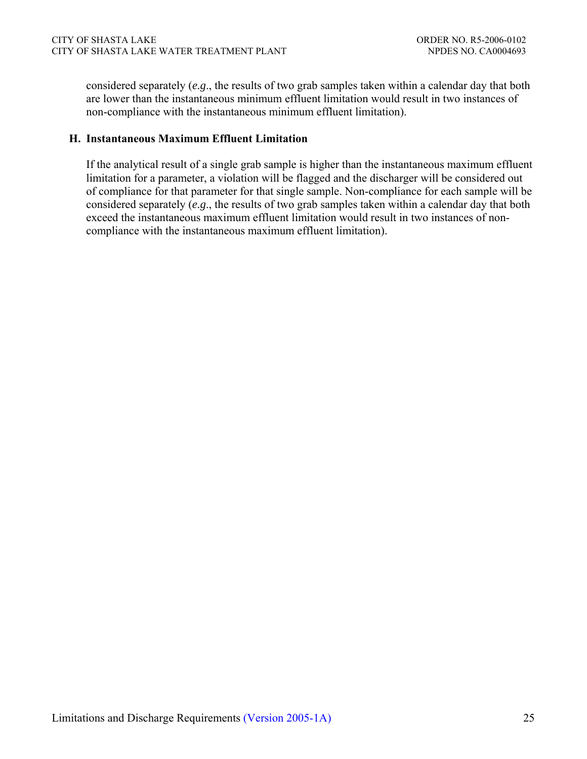considered separately (*e.g*., the results of two grab samples taken within a calendar day that both are lower than the instantaneous minimum effluent limitation would result in two instances of non-compliance with the instantaneous minimum effluent limitation).

### H. Instantaneous Maximum Effluent Limitation

If the analytical result of a single grab sample is higher than the instantaneous maximum effluent limitation for a parameter, a violation will be flagged and the discharger will be considered out of compliance for that parameter for that single sample. Non-compliance for each sample will be considered separately (*e.g*., the results of two grab samples taken within a calendar day that both exceed the instantaneous maximum effluent limitation would result in two instances of non-compliance with the instantaneous maximum effluent limitation).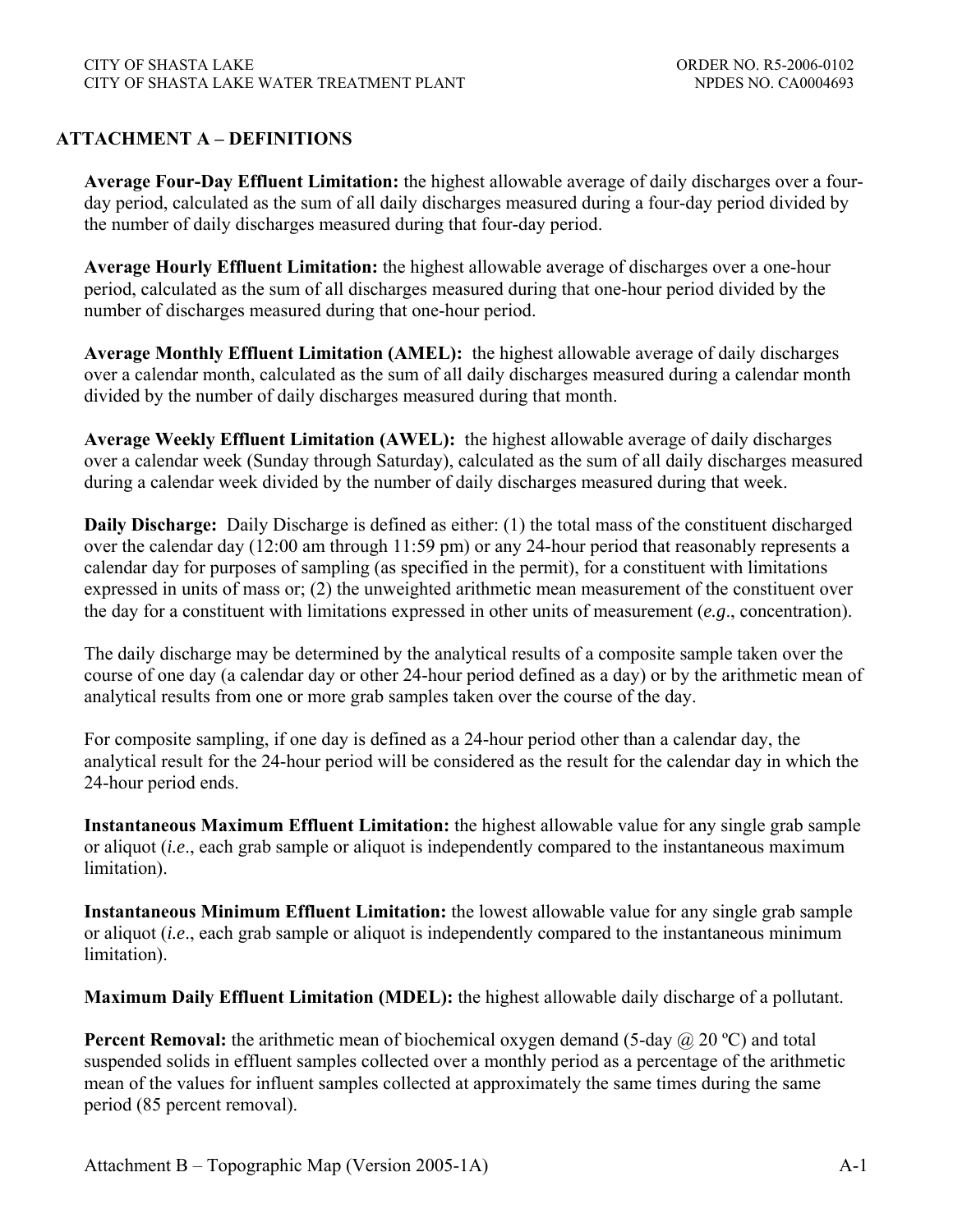## ATTACHMENT A – DEFINITIONS

**Average Four-Day Effluent Limitation:** the highest allowable average of daily discharges over a four-day period, calculated as the sum of all daily discharges measured during a four-day period divided by the number of daily discharges measured during that four-day period.

**Average Hourly Effluent Limitation:** the highest allowable average of discharges over a one-hour period, calculated as the sum of all discharges measured during that one-hour period divided by the number of discharges measured during that one-hour period.

**Average Monthly Effluent Limitation (AMEL):** the highest allowable average of daily discharges over a calendar month, calculated as the sum of all daily discharges measured during a calendar month divided by the number of daily discharges measured during that month.

**Average Weekly Effluent Limitation (AWEL):** the highest allowable average of daily discharges over a calendar week (Sunday through Saturday), calculated as the sum of all daily discharges measured during a calendar week divided by the number of daily discharges measured during that week.

**Daily Discharge:** Daily Discharge is defined as either: (1) the total mass of the constituent discharged over the calendar day (12:00 am through 11:59 pm) or any 24-hour period that reasonably represents a calendar day for purposes of sampling (as specified in the permit), for a constituent with limitations expressed in units of mass or; (2) the unweighted arithmetic mean measurement of the constituent over the day for a constituent with limitations expressed in other units of measurement (*e.g*., concentration).

The daily discharge may be determined by the analytical results of a composite sample taken over the course of one day (a calendar day or other 24-hour period defined as a day) or by the arithmetic mean of analytical results from one or more grab samples taken over the course of the day.

For composite sampling, if one day is defined as a 24-hour period other than a calendar day, the analytical result for the 24-hour period will be considered as the result for the calendar day in which the 24-hour period ends.

**Instantaneous Maximum Effluent Limitation:** the highest allowable value for any single grab sample or aliquot (*i.e*., each grab sample or aliquot is independently compared to the instantaneous maximum limitation).

**Instantaneous Minimum Effluent Limitation:** the lowest allowable value for any single grab sample or aliquot (*i.e*., each grab sample or aliquot is independently compared to the instantaneous minimum limitation).

**Maximum Daily Effluent Limitation (MDEL):** the highest allowable daily discharge of a pollutant.

**Percent Removal:** the arithmetic mean of biochemical oxygen demand (5-day @ 20 ºC) and total suspended solids in effluent samples collected over a monthly period as a percentage of the arithmetic mean of the values for influent samples collected at approximately the same times during the same period (85 percent removal).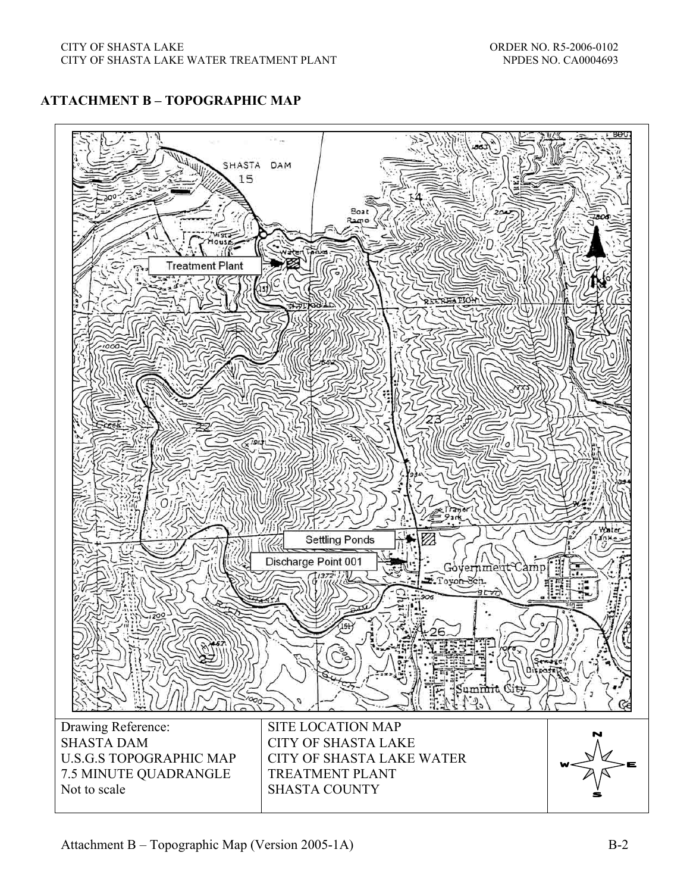## ATTACHMENT B – TOPOGRAPHIC MAP

| Drawing Reference: SHASTA DAM U.S.G.S TOPOGRAPHIC MAP 7.5 MINUTE QUADRANGLE Not to scale | SITE LOCATION MAP CITY OF SHASTA LAKE CITY OF SHASTA LAKE WATER TREATMENT PLANT SHASTA COUNTY | |
|---|---|---|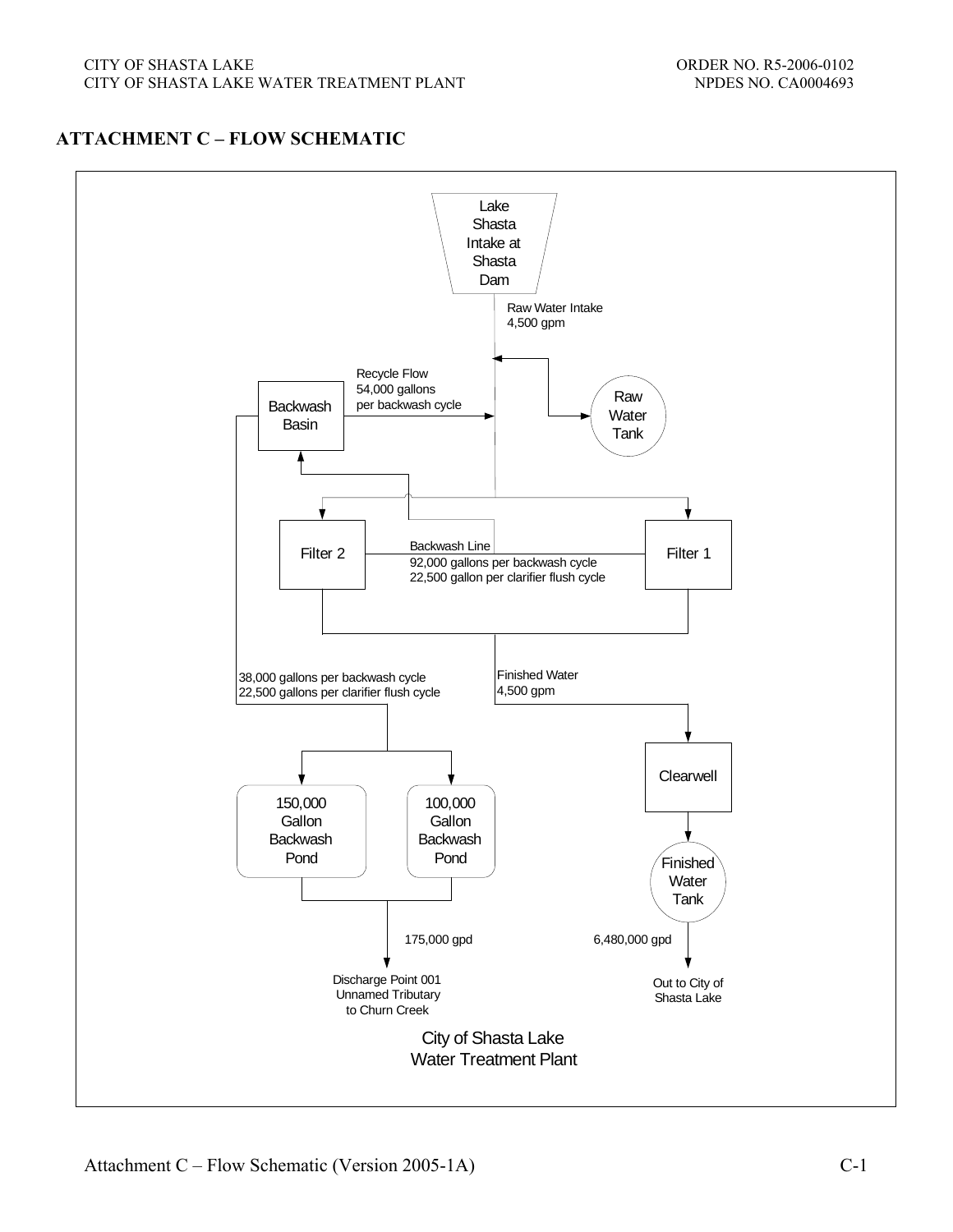## ATTACHMENT C – FLOW SCHEMATIC

Lake Shasta Intake at Shasta Dam

Raw Water Intake
4,500 gpm

Recycle Flow
54,000 gallons
per backwash cycle

Backwash Basin

Raw Water Tank

Filter 2

Backwash Line
92,000 gallons per backwash cycle
22,500 gallon per clarifier flush cycle

Filter 1

38,000 gallons per backwash cycle
22,500 gallons per clarifier flush cycle

Finished Water
4,500 gpm

Clearwell

150,000 Gallon Backwash Pond

100,000 Gallon Backwash Pond

Finished Water Tank

175,000 gpd

6,480,000 gpd

Discharge Point 001
Unnamed Tributary
to Churn Creek

Out to City of
Shasta Lake

City of Shasta Lake
Water Treatment Plant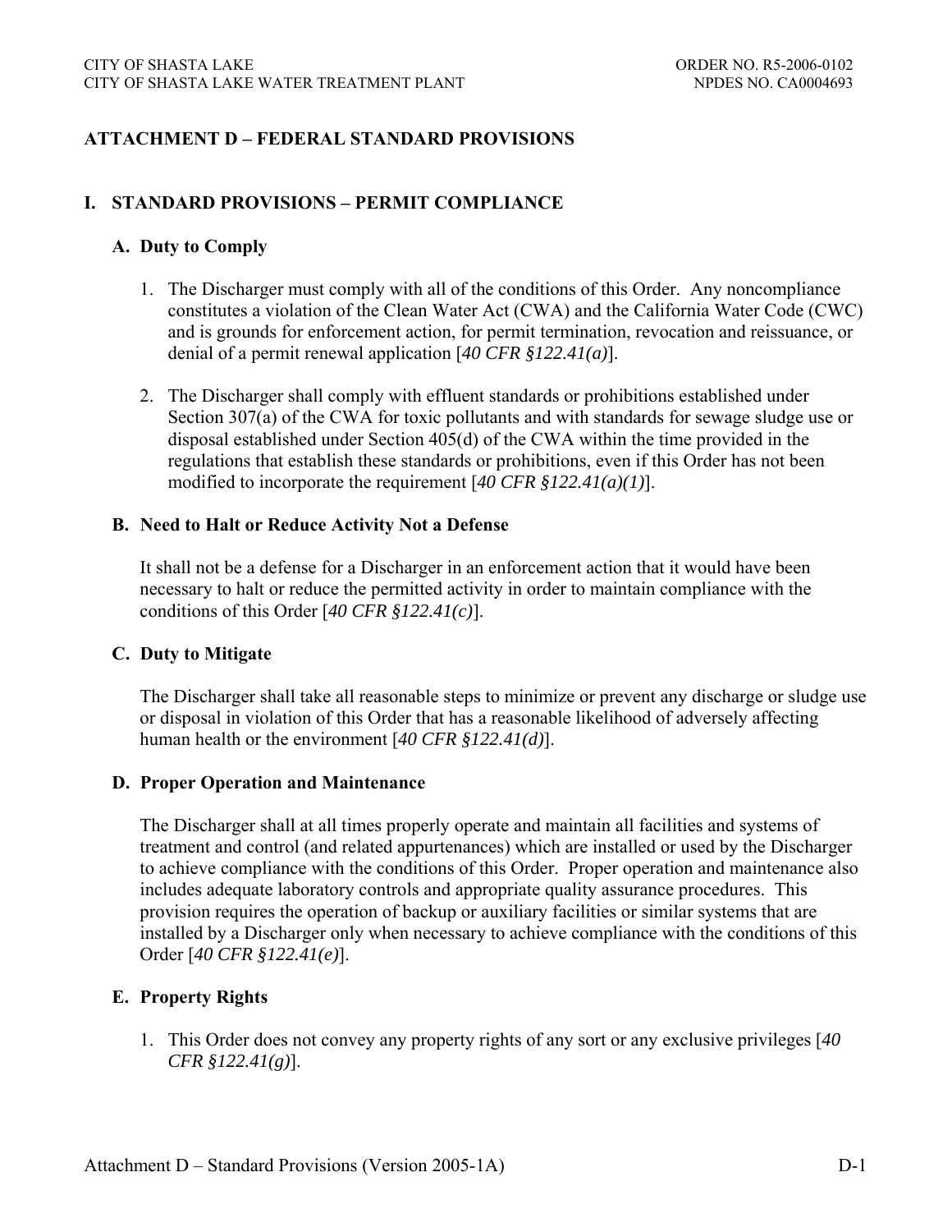## ATTACHMENT D – FEDERAL STANDARD PROVISIONS

### I. STANDARD PROVISIONS – PERMIT COMPLIANCE

#### A. Duty to Comply

1. The Discharger must comply with all of the conditions of this Order. Any noncompliance constitutes a violation of the Clean Water Act (CWA) and the California Water Code (CWC) and is grounds for enforcement action, for permit termination, revocation and reissuance, or denial of a permit renewal application [*40 CFR §122.41(a)*].

2. The Discharger shall comply with effluent standards or prohibitions established under Section 307(a) of the CWA for toxic pollutants and with standards for sewage sludge use or disposal established under Section 405(d) of the CWA within the time provided in the regulations that establish these standards or prohibitions, even if this Order has not been modified to incorporate the requirement [*40 CFR §122.41(a)(1)*].

#### B. Need to Halt or Reduce Activity Not a Defense

It shall not be a defense for a Discharger in an enforcement action that it would have been necessary to halt or reduce the permitted activity in order to maintain compliance with the conditions of this Order [*40 CFR §122.41(c)*].

#### C. Duty to Mitigate

The Discharger shall take all reasonable steps to minimize or prevent any discharge or sludge use or disposal in violation of this Order that has a reasonable likelihood of adversely affecting human health or the environment [*40 CFR §122.41(d)*].

#### D. Proper Operation and Maintenance

The Discharger shall at all times properly operate and maintain all facilities and systems of treatment and control (and related appurtenances) which are installed or used by the Discharger to achieve compliance with the conditions of this Order. Proper operation and maintenance also includes adequate laboratory controls and appropriate quality assurance procedures. This provision requires the operation of backup or auxiliary facilities or similar systems that are installed by a Discharger only when necessary to achieve compliance with the conditions of this Order [*40 CFR §122.41(e)*].

#### E. Property Rights

1. This Order does not convey any property rights of any sort or any exclusive privileges [*40 CFR §122.41(g)*].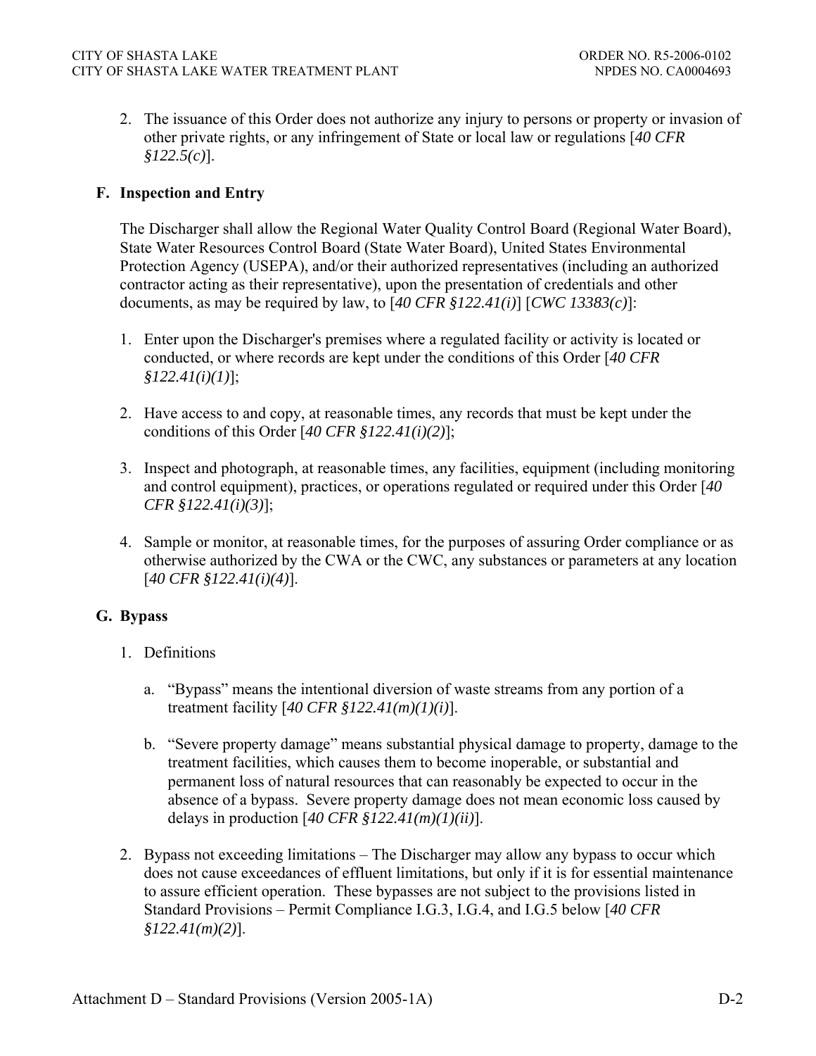2. The issuance of this Order does not authorize any injury to persons or property or invasion of other private rights, or any infringement of State or local law or regulations [*40 CFR §122.5(c)*].

### F. Inspection and Entry

The Discharger shall allow the Regional Water Quality Control Board (Regional Water Board), State Water Resources Control Board (State Water Board), United States Environmental Protection Agency (USEPA), and/or their authorized representatives (including an authorized contractor acting as their representative), upon the presentation of credentials and other documents, as may be required by law, to [*40 CFR §122.41(i)*] [*CWC 13383(c)*]:

1. Enter upon the Discharger's premises where a regulated facility or activity is located or conducted, or where records are kept under the conditions of this Order [*40 CFR §122.41(i)(1)*];

2. Have access to and copy, at reasonable times, any records that must be kept under the conditions of this Order [*40 CFR §122.41(i)(2)*];

3. Inspect and photograph, at reasonable times, any facilities, equipment (including monitoring and control equipment), practices, or operations regulated or required under this Order [*40 CFR §122.41(i)(3)*];

4. Sample or monitor, at reasonable times, for the purposes of assuring Order compliance or as otherwise authorized by the CWA or the CWC, any substances or parameters at any location [*40 CFR §122.41(i)(4)*].

### G. Bypass

1. Definitions

   a. "Bypass" means the intentional diversion of waste streams from any portion of a treatment facility [*40 CFR §122.41(m)(1)(i)*].

   b. "Severe property damage" means substantial physical damage to property, damage to the treatment facilities, which causes them to become inoperable, or substantial and permanent loss of natural resources that can reasonably be expected to occur in the absence of a bypass. Severe property damage does not mean economic loss caused by delays in production [*40 CFR §122.41(m)(1)(ii)*].

2. Bypass not exceeding limitations – The Discharger may allow any bypass to occur which does not cause exceedances of effluent limitations, but only if it is for essential maintenance to assure efficient operation. These bypasses are not subject to the provisions listed in Standard Provisions – Permit Compliance I.G.3, I.G.4, and I.G.5 below [*40 CFR §122.41(m)(2)*].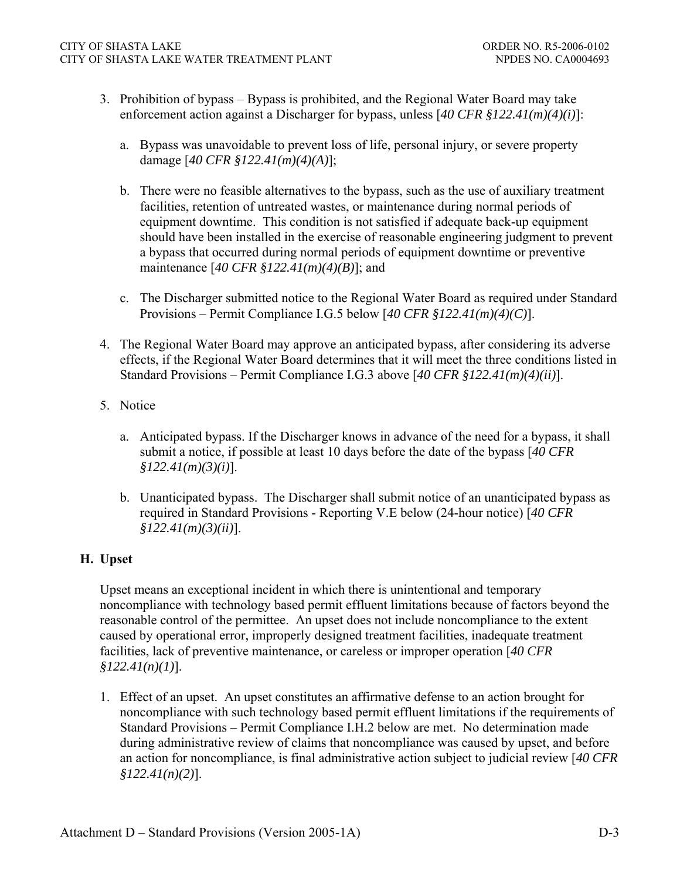3. Prohibition of bypass – Bypass is prohibited, and the Regional Water Board may take enforcement action against a Discharger for bypass, unless [*40 CFR §122.41(m)(4)(i)*]:

   a. Bypass was unavoidable to prevent loss of life, personal injury, or severe property damage [*40 CFR §122.41(m)(4)(A)*];

   b. There were no feasible alternatives to the bypass, such as the use of auxiliary treatment facilities, retention of untreated wastes, or maintenance during normal periods of equipment downtime. This condition is not satisfied if adequate back-up equipment should have been installed in the exercise of reasonable engineering judgment to prevent a bypass that occurred during normal periods of equipment downtime or preventive maintenance [*40 CFR §122.41(m)(4)(B)*]; and

   c. The Discharger submitted notice to the Regional Water Board as required under Standard Provisions – Permit Compliance I.G.5 below [*40 CFR §122.41(m)(4)(C)*].

4. The Regional Water Board may approve an anticipated bypass, after considering its adverse effects, if the Regional Water Board determines that it will meet the three conditions listed in Standard Provisions – Permit Compliance I.G.3 above [*40 CFR §122.41(m)(4)(ii)*].

5. Notice

   a. Anticipated bypass. If the Discharger knows in advance of the need for a bypass, it shall submit a notice, if possible at least 10 days before the date of the bypass [*40 CFR §122.41(m)(3)(i)*].

   b. Unanticipated bypass. The Discharger shall submit notice of an unanticipated bypass as required in Standard Provisions - Reporting V.E below (24-hour notice) [*40 CFR §122.41(m)(3)(ii)*].

## H. Upset

Upset means an exceptional incident in which there is unintentional and temporary noncompliance with technology based permit effluent limitations because of factors beyond the reasonable control of the permittee. An upset does not include noncompliance to the extent caused by operational error, improperly designed treatment facilities, inadequate treatment facilities, lack of preventive maintenance, or careless or improper operation [*40 CFR §122.41(n)(1)*].

1. Effect of an upset. An upset constitutes an affirmative defense to an action brought for noncompliance with such technology based permit effluent limitations if the requirements of Standard Provisions – Permit Compliance I.H.2 below are met. No determination made during administrative review of claims that noncompliance was caused by upset, and before an action for noncompliance, is final administrative action subject to judicial review [*40 CFR §122.41(n)(2)*].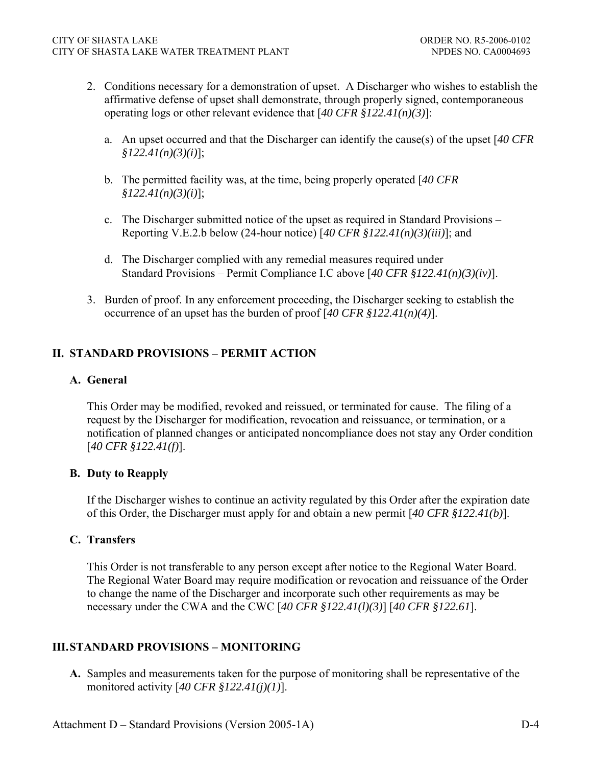2. Conditions necessary for a demonstration of upset. A Discharger who wishes to establish the affirmative defense of upset shall demonstrate, through properly signed, contemporaneous operating logs or other relevant evidence that [*40 CFR §122.41(n)(3)*]:

   a. An upset occurred and that the Discharger can identify the cause(s) of the upset [*40 CFR §122.41(n)(3)(i)*];

   b. The permitted facility was, at the time, being properly operated [*40 CFR §122.41(n)(3)(i)*];

   c. The Discharger submitted notice of the upset as required in Standard Provisions – Reporting V.E.2.b below (24-hour notice) [*40 CFR §122.41(n)(3)(iii)*]; and

   d. The Discharger complied with any remedial measures required under Standard Provisions – Permit Compliance I.C above [*40 CFR §122.41(n)(3)(iv)*].

3. Burden of proof. In any enforcement proceeding, the Discharger seeking to establish the occurrence of an upset has the burden of proof [*40 CFR §122.41(n)(4)*].

## II. STANDARD PROVISIONS – PERMIT ACTION

### A. General

This Order may be modified, revoked and reissued, or terminated for cause. The filing of a request by the Discharger for modification, revocation and reissuance, or termination, or a notification of planned changes or anticipated noncompliance does not stay any Order condition [*40 CFR §122.41(f)*].

### B. Duty to Reapply

If the Discharger wishes to continue an activity regulated by this Order after the expiration date of this Order, the Discharger must apply for and obtain a new permit [*40 CFR §122.41(b)*].

### C. Transfers

This Order is not transferable to any person except after notice to the Regional Water Board. The Regional Water Board may require modification or revocation and reissuance of the Order to change the name of the Discharger and incorporate such other requirements as may be necessary under the CWA and the CWC [*40 CFR §122.41(l)(3)*] [*40 CFR §122.61*].

## III. STANDARD PROVISIONS – MONITORING

**A.** Samples and measurements taken for the purpose of monitoring shall be representative of the monitored activity [*40 CFR §122.41(j)(1)*].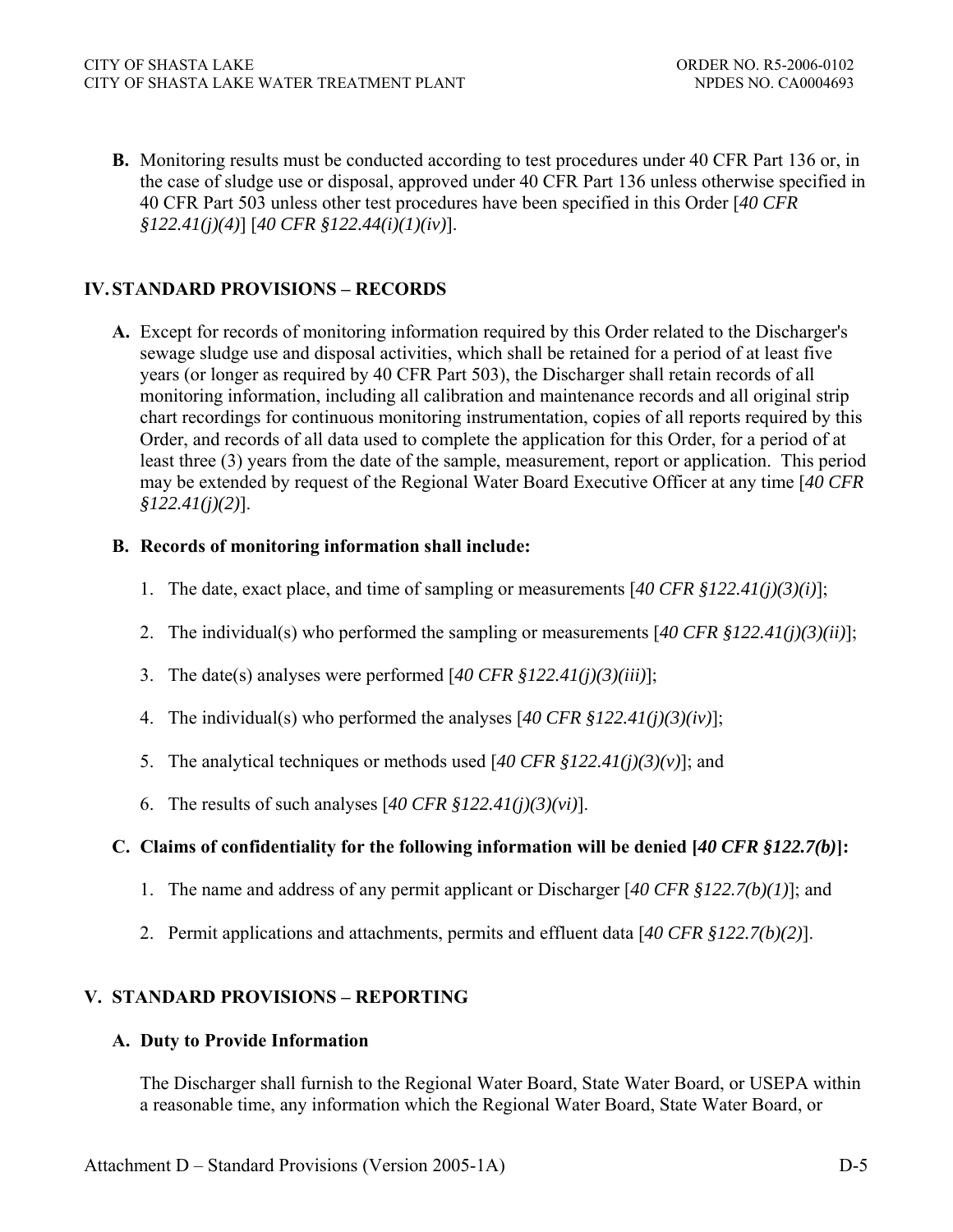**B.** Monitoring results must be conducted according to test procedures under 40 CFR Part 136 or, in the case of sludge use or disposal, approved under 40 CFR Part 136 unless otherwise specified in 40 CFR Part 503 unless other test procedures have been specified in this Order [*40 CFR §122.41(j)(4)*] [*40 CFR §122.44(i)(1)(iv)*].

## IV. STANDARD PROVISIONS – RECORDS

**A.** Except for records of monitoring information required by this Order related to the Discharger's sewage sludge use and disposal activities, which shall be retained for a period of at least five years (or longer as required by 40 CFR Part 503), the Discharger shall retain records of all monitoring information, including all calibration and maintenance records and all original strip chart recordings for continuous monitoring instrumentation, copies of all reports required by this Order, and records of all data used to complete the application for this Order, for a period of at least three (3) years from the date of the sample, measurement, report or application. This period may be extended by request of the Regional Water Board Executive Officer at any time [*40 CFR §122.41(j)(2)*].

**B. Records of monitoring information shall include:**

1. The date, exact place, and time of sampling or measurements [*40 CFR §122.41(j)(3)(i)*];
2. The individual(s) who performed the sampling or measurements [*40 CFR §122.41(j)(3)(ii)*];
3. The date(s) analyses were performed [*40 CFR §122.41(j)(3)(iii)*];
4. The individual(s) who performed the analyses [*40 CFR §122.41(j)(3)(iv)*];
5. The analytical techniques or methods used [*40 CFR §122.41(j)(3)(v)*]; and
6. The results of such analyses [*40 CFR §122.41(j)(3)(vi)*].

**C. Claims of confidentiality for the following information will be denied [*40 CFR §122.7(b)*]:**

1. The name and address of any permit applicant or Discharger [*40 CFR §122.7(b)(1)*]; and
2. Permit applications and attachments, permits and effluent data [*40 CFR §122.7(b)(2)*].

## V. STANDARD PROVISIONS – REPORTING

### A. Duty to Provide Information

The Discharger shall furnish to the Regional Water Board, State Water Board, or USEPA within a reasonable time, any information which the Regional Water Board, State Water Board, or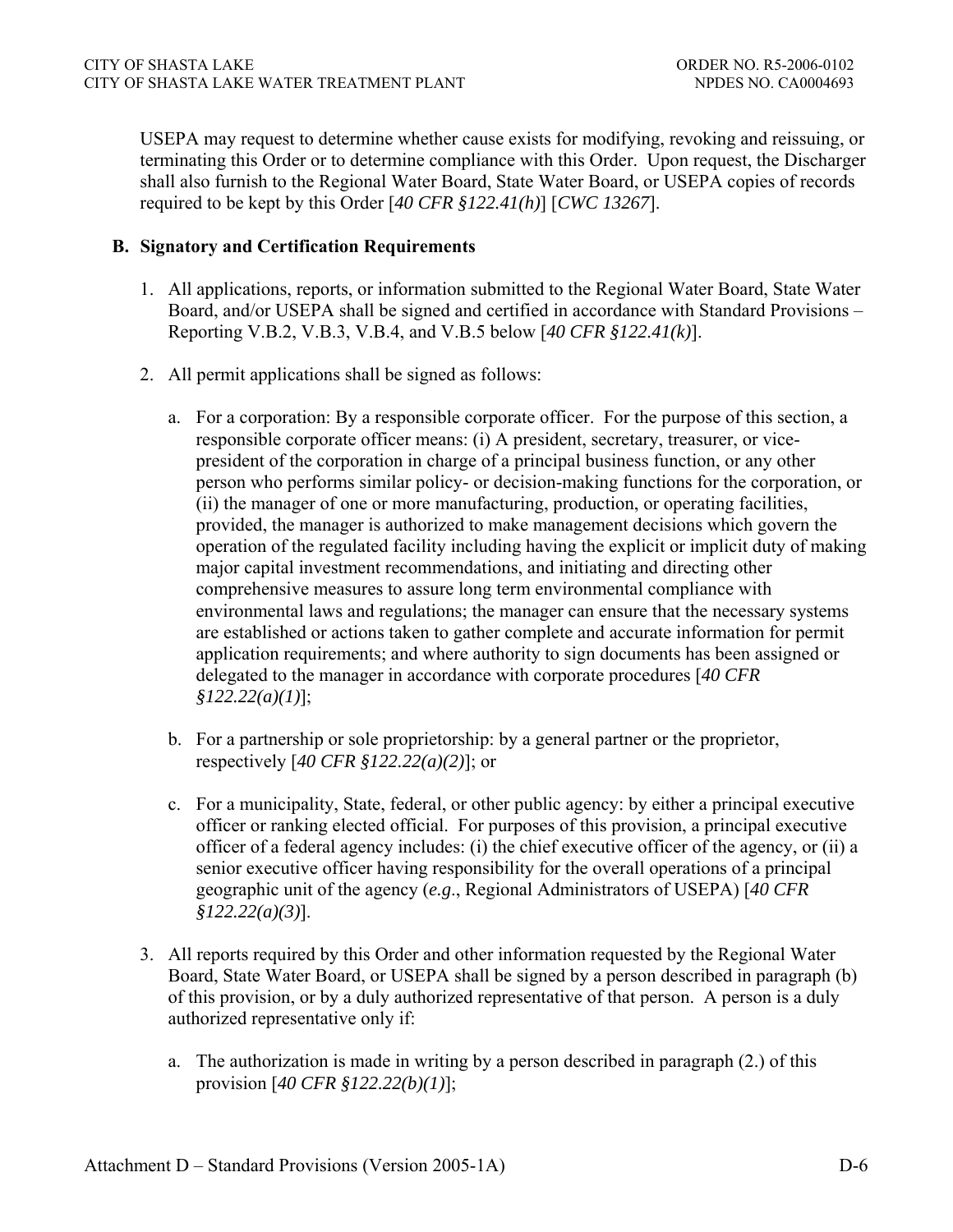USEPA may request to determine whether cause exists for modifying, revoking and reissuing, or terminating this Order or to determine compliance with this Order. Upon request, the Discharger shall also furnish to the Regional Water Board, State Water Board, or USEPA copies of records required to be kept by this Order [*40 CFR §122.41(h)*] [*CWC 13267*].

**B. Signatory and Certification Requirements**

1. All applications, reports, or information submitted to the Regional Water Board, State Water Board, and/or USEPA shall be signed and certified in accordance with Standard Provisions – Reporting V.B.2, V.B.3, V.B.4, and V.B.5 below [*40 CFR §122.41(k)*].

2. All permit applications shall be signed as follows:

   a. For a corporation: By a responsible corporate officer. For the purpose of this section, a responsible corporate officer means: (i) A president, secretary, treasurer, or vice-president of the corporation in charge of a principal business function, or any other person who performs similar policy- or decision-making functions for the corporation, or (ii) the manager of one or more manufacturing, production, or operating facilities, provided, the manager is authorized to make management decisions which govern the operation of the regulated facility including having the explicit or implicit duty of making major capital investment recommendations, and initiating and directing other comprehensive measures to assure long term environmental compliance with environmental laws and regulations; the manager can ensure that the necessary systems are established or actions taken to gather complete and accurate information for permit application requirements; and where authority to sign documents has been assigned or delegated to the manager in accordance with corporate procedures [*40 CFR §122.22(a)(1)*];

   b. For a partnership or sole proprietorship: by a general partner or the proprietor, respectively [*40 CFR §122.22(a)(2)*]; or

   c. For a municipality, State, federal, or other public agency: by either a principal executive officer or ranking elected official. For purposes of this provision, a principal executive officer of a federal agency includes: (i) the chief executive officer of the agency, or (ii) a senior executive officer having responsibility for the overall operations of a principal geographic unit of the agency (*e.g.*, Regional Administrators of USEPA) [*40 CFR §122.22(a)(3)*].

3. All reports required by this Order and other information requested by the Regional Water Board, State Water Board, or USEPA shall be signed by a person described in paragraph (b) of this provision, or by a duly authorized representative of that person. A person is a duly authorized representative only if:

   a. The authorization is made in writing by a person described in paragraph (2.) of this provision [*40 CFR §122.22(b)(1)*];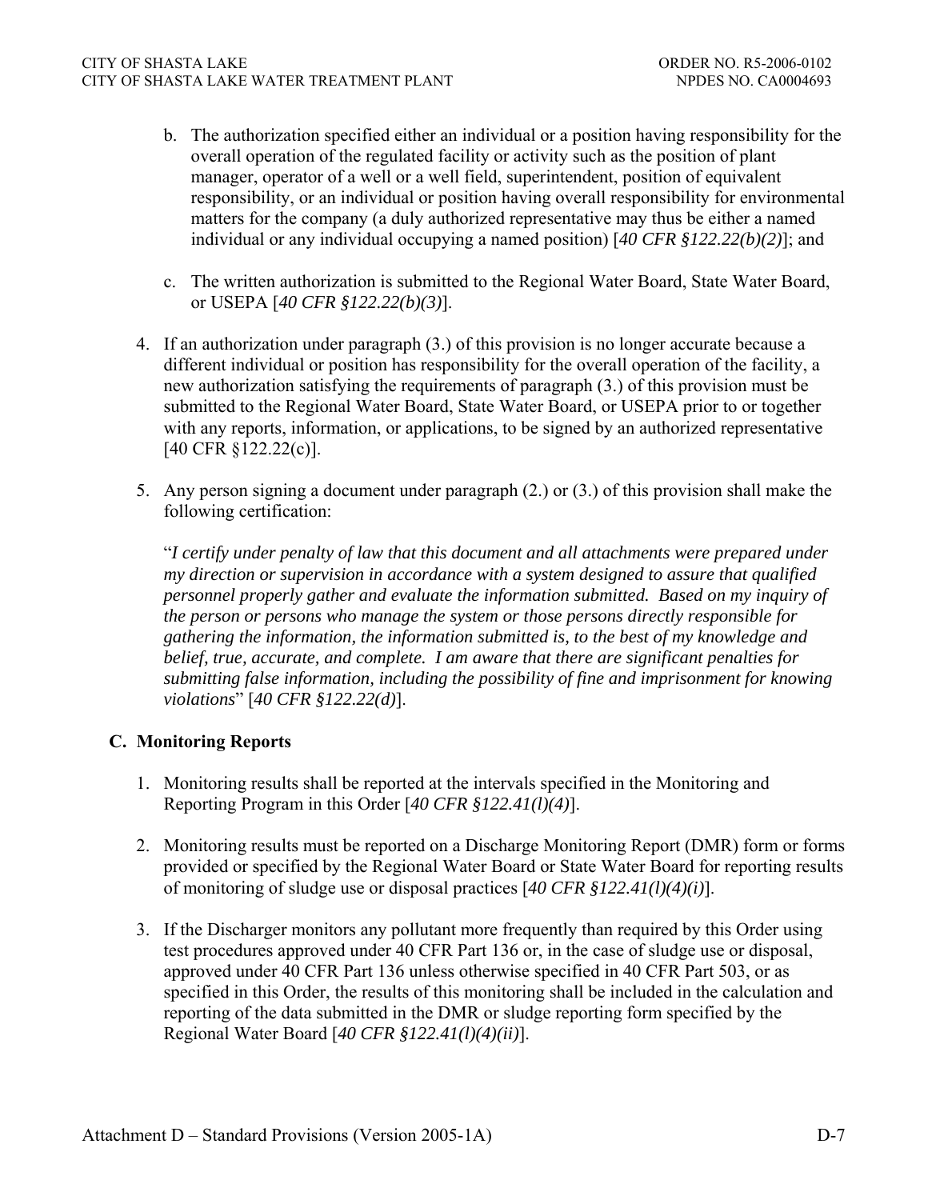b. The authorization specified either an individual or a position having responsibility for the overall operation of the regulated facility or activity such as the position of plant manager, operator of a well or a well field, superintendent, position of equivalent responsibility, or an individual or position having overall responsibility for environmental matters for the company (a duly authorized representative may thus be either a named individual or any individual occupying a named position) [*40 CFR §122.22(b)(2)*]; and

c. The written authorization is submitted to the Regional Water Board, State Water Board, or USEPA [*40 CFR §122.22(b)(3)*].

4. If an authorization under paragraph (3.) of this provision is no longer accurate because a different individual or position has responsibility for the overall operation of the facility, a new authorization satisfying the requirements of paragraph (3.) of this provision must be submitted to the Regional Water Board, State Water Board, or USEPA prior to or together with any reports, information, or applications, to be signed by an authorized representative [40 CFR §122.22(c)].

5. Any person signing a document under paragraph (2.) or (3.) of this provision shall make the following certification:

   "*I certify under penalty of law that this document and all attachments were prepared under my direction or supervision in accordance with a system designed to assure that qualified personnel properly gather and evaluate the information submitted. Based on my inquiry of the person or persons who manage the system or those persons directly responsible for gathering the information, the information submitted is, to the best of my knowledge and belief, true, accurate, and complete. I am aware that there are significant penalties for submitting false information, including the possibility of fine and imprisonment for knowing violations*" [*40 CFR §122.22(d)*].

## C. Monitoring Reports

1. Monitoring results shall be reported at the intervals specified in the Monitoring and Reporting Program in this Order [*40 CFR §122.41(l)(4)*].

2. Monitoring results must be reported on a Discharge Monitoring Report (DMR) form or forms provided or specified by the Regional Water Board or State Water Board for reporting results of monitoring of sludge use or disposal practices [*40 CFR §122.41(l)(4)(i)*].

3. If the Discharger monitors any pollutant more frequently than required by this Order using test procedures approved under 40 CFR Part 136 or, in the case of sludge use or disposal, approved under 40 CFR Part 136 unless otherwise specified in 40 CFR Part 503, or as specified in this Order, the results of this monitoring shall be included in the calculation and reporting of the data submitted in the DMR or sludge reporting form specified by the Regional Water Board [*40 CFR §122.41(l)(4)(ii)*].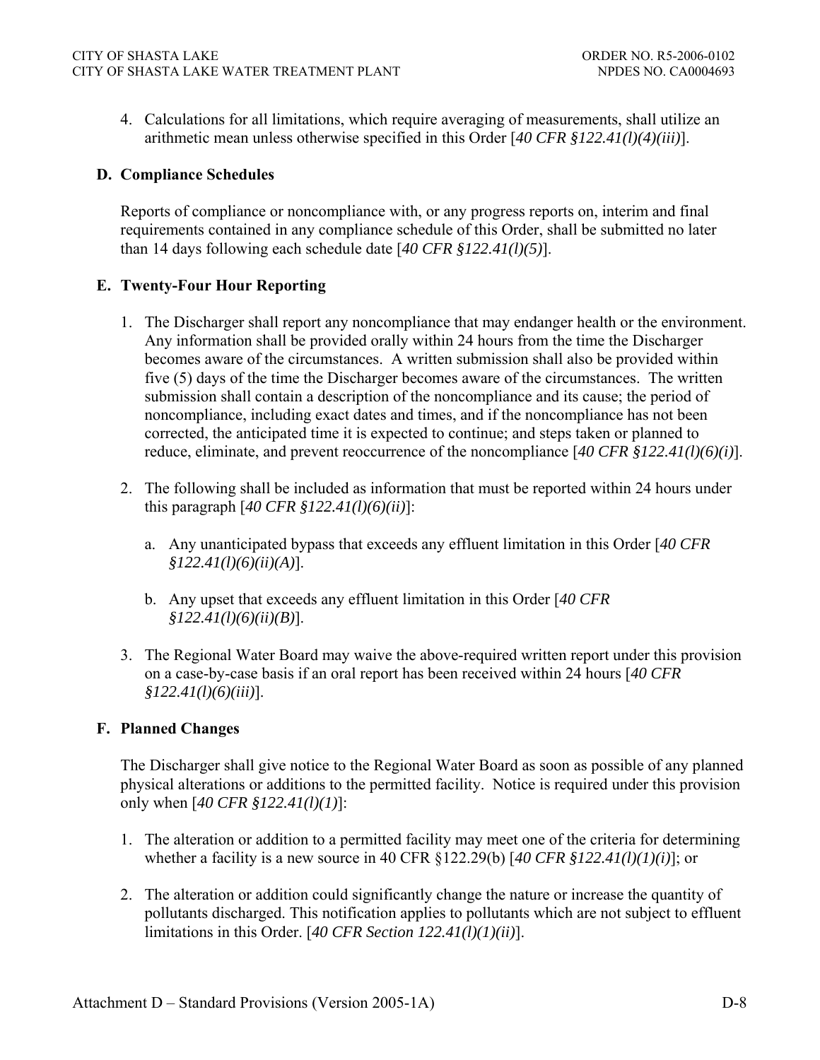4. Calculations for all limitations, which require averaging of measurements, shall utilize an arithmetic mean unless otherwise specified in this Order [*40 CFR §122.41(l)(4)(iii)*].

### D. Compliance Schedules

Reports of compliance or noncompliance with, or any progress reports on, interim and final requirements contained in any compliance schedule of this Order, shall be submitted no later than 14 days following each schedule date [*40 CFR §122.41(l)(5)*].

### E. Twenty-Four Hour Reporting

1. The Discharger shall report any noncompliance that may endanger health or the environment. Any information shall be provided orally within 24 hours from the time the Discharger becomes aware of the circumstances. A written submission shall also be provided within five (5) days of the time the Discharger becomes aware of the circumstances. The written submission shall contain a description of the noncompliance and its cause; the period of noncompliance, including exact dates and times, and if the noncompliance has not been corrected, the anticipated time it is expected to continue; and steps taken or planned to reduce, eliminate, and prevent reoccurrence of the noncompliance [*40 CFR §122.41(l)(6)(i)*].

2. The following shall be included as information that must be reported within 24 hours under this paragraph [*40 CFR §122.41(l)(6)(ii)*]:

   a. Any unanticipated bypass that exceeds any effluent limitation in this Order [*40 CFR §122.41(l)(6)(ii)(A)*].

   b. Any upset that exceeds any effluent limitation in this Order [*40 CFR §122.41(l)(6)(ii)(B)*].

3. The Regional Water Board may waive the above-required written report under this provision on a case-by-case basis if an oral report has been received within 24 hours [*40 CFR §122.41(l)(6)(iii)*].

### F. Planned Changes

The Discharger shall give notice to the Regional Water Board as soon as possible of any planned physical alterations or additions to the permitted facility. Notice is required under this provision only when [*40 CFR §122.41(l)(1)*]:

1. The alteration or addition to a permitted facility may meet one of the criteria for determining whether a facility is a new source in 40 CFR §122.29(b) [*40 CFR §122.41(l)(1)(i)*]; or

2. The alteration or addition could significantly change the nature or increase the quantity of pollutants discharged. This notification applies to pollutants which are not subject to effluent limitations in this Order. [*40 CFR Section 122.41(l)(1)(ii)*].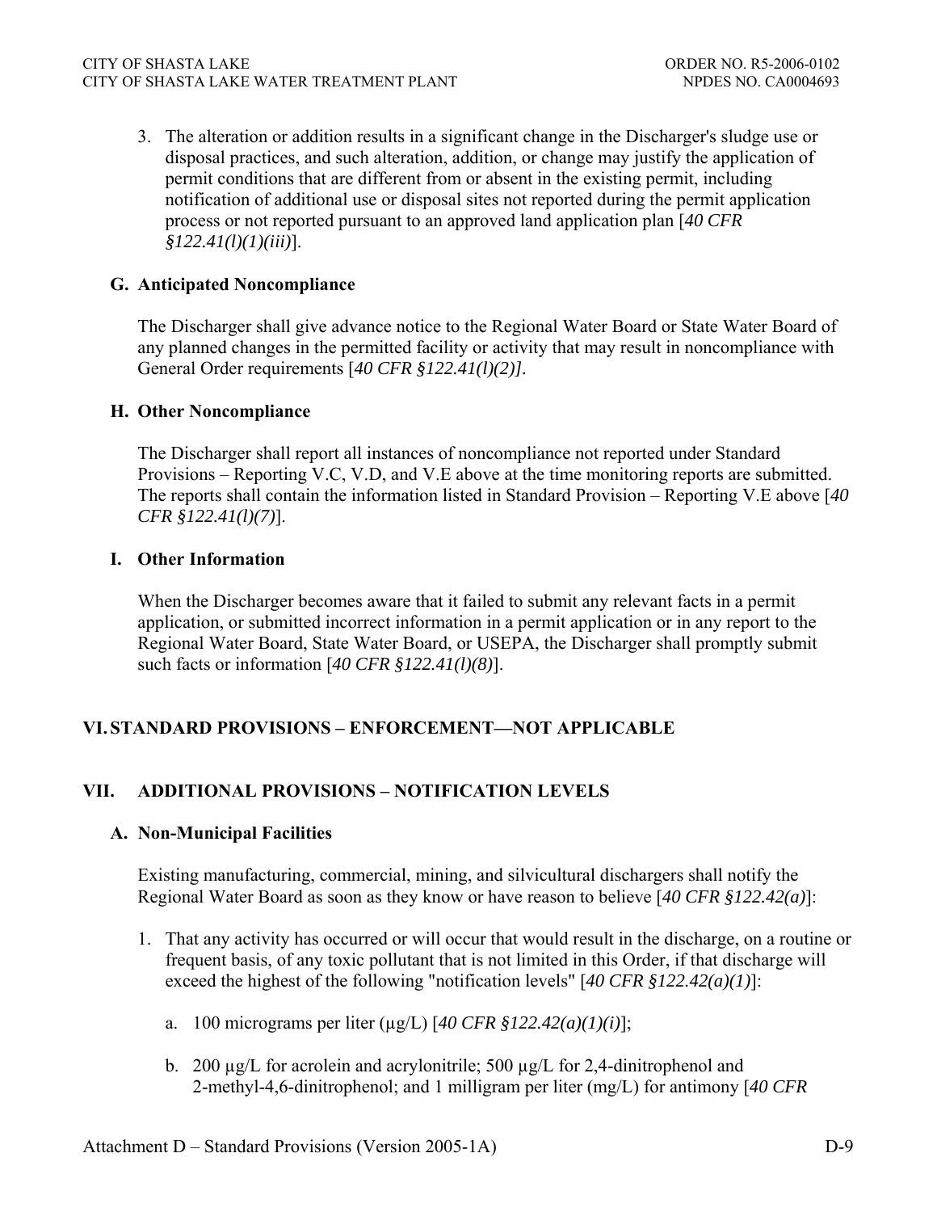3. The alteration or addition results in a significant change in the Discharger's sludge use or disposal practices, and such alteration, addition, or change may justify the application of permit conditions that are different from or absent in the existing permit, including notification of additional use or disposal sites not reported during the permit application process or not reported pursuant to an approved land application plan [*40 CFR §122.41(l)(1)(iii)*].

### G. Anticipated Noncompliance

The Discharger shall give advance notice to the Regional Water Board or State Water Board of any planned changes in the permitted facility or activity that may result in noncompliance with General Order requirements [*40 CFR §122.41(l)(2)]*.

### H. Other Noncompliance

The Discharger shall report all instances of noncompliance not reported under Standard Provisions – Reporting V.C, V.D, and V.E above at the time monitoring reports are submitted. The reports shall contain the information listed in Standard Provision – Reporting V.E above [*40 CFR §122.41(l)(7)*].

### I. Other Information

When the Discharger becomes aware that it failed to submit any relevant facts in a permit application, or submitted incorrect information in a permit application or in any report to the Regional Water Board, State Water Board, or USEPA, the Discharger shall promptly submit such facts or information [*40 CFR §122.41(l)(8)*].

## VI. STANDARD PROVISIONS – ENFORCEMENT—NOT APPLICABLE

## VII. ADDITIONAL PROVISIONS – NOTIFICATION LEVELS

### A. Non-Municipal Facilities

Existing manufacturing, commercial, mining, and silvicultural dischargers shall notify the Regional Water Board as soon as they know or have reason to believe [*40 CFR §122.42(a)*]:

1. That any activity has occurred or will occur that would result in the discharge, on a routine or frequent basis, of any toxic pollutant that is not limited in this Order, if that discharge will exceed the highest of the following "notification levels" [*40 CFR §122.42(a)(1)*]:

   a. 100 micrograms per liter (μg/L) [*40 CFR §122.42(a)(1)(i)*];

   b. 200 μg/L for acrolein and acrylonitrile; 500 μg/L for 2,4-dinitrophenol and 2-methyl-4,6-dinitrophenol; and 1 milligram per liter (mg/L) for antimony [*40 CFR*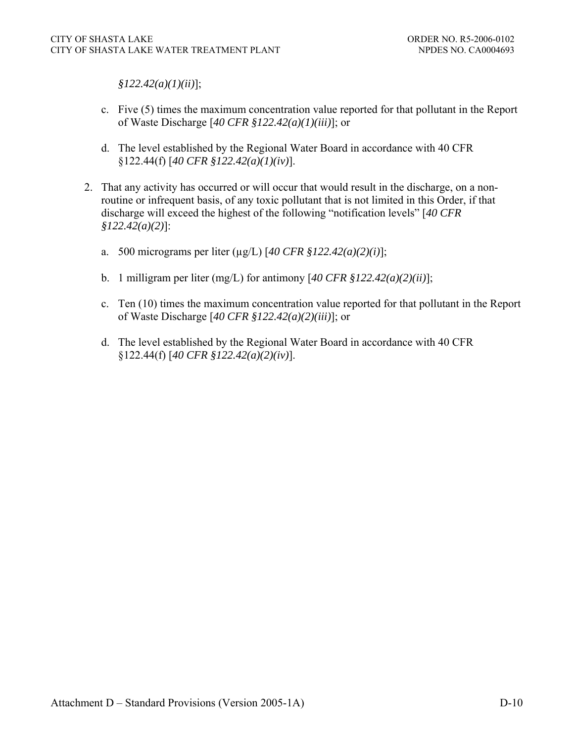*§122.42(a)(1)(ii)*];

c. Five (5) times the maximum concentration value reported for that pollutant in the Report of Waste Discharge [*40 CFR §122.42(a)(1)(iii)*]; or

d. The level established by the Regional Water Board in accordance with 40 CFR §122.44(f) [*40 CFR §122.42(a)(1)(iv)*].

2. That any activity has occurred or will occur that would result in the discharge, on a non-routine or infrequent basis, of any toxic pollutant that is not limited in this Order, if that discharge will exceed the highest of the following "notification levels" [*40 CFR §122.42(a)(2)*]:

   a. 500 micrograms per liter (μg/L) [*40 CFR §122.42(a)(2)(i)*];

   b. 1 milligram per liter (mg/L) for antimony [*40 CFR §122.42(a)(2)(ii)*];

   c. Ten (10) times the maximum concentration value reported for that pollutant in the Report of Waste Discharge [*40 CFR §122.42(a)(2)(iii)*]; or

   d. The level established by the Regional Water Board in accordance with 40 CFR §122.44(f) [*40 CFR §122.42(a)(2)(iv)*].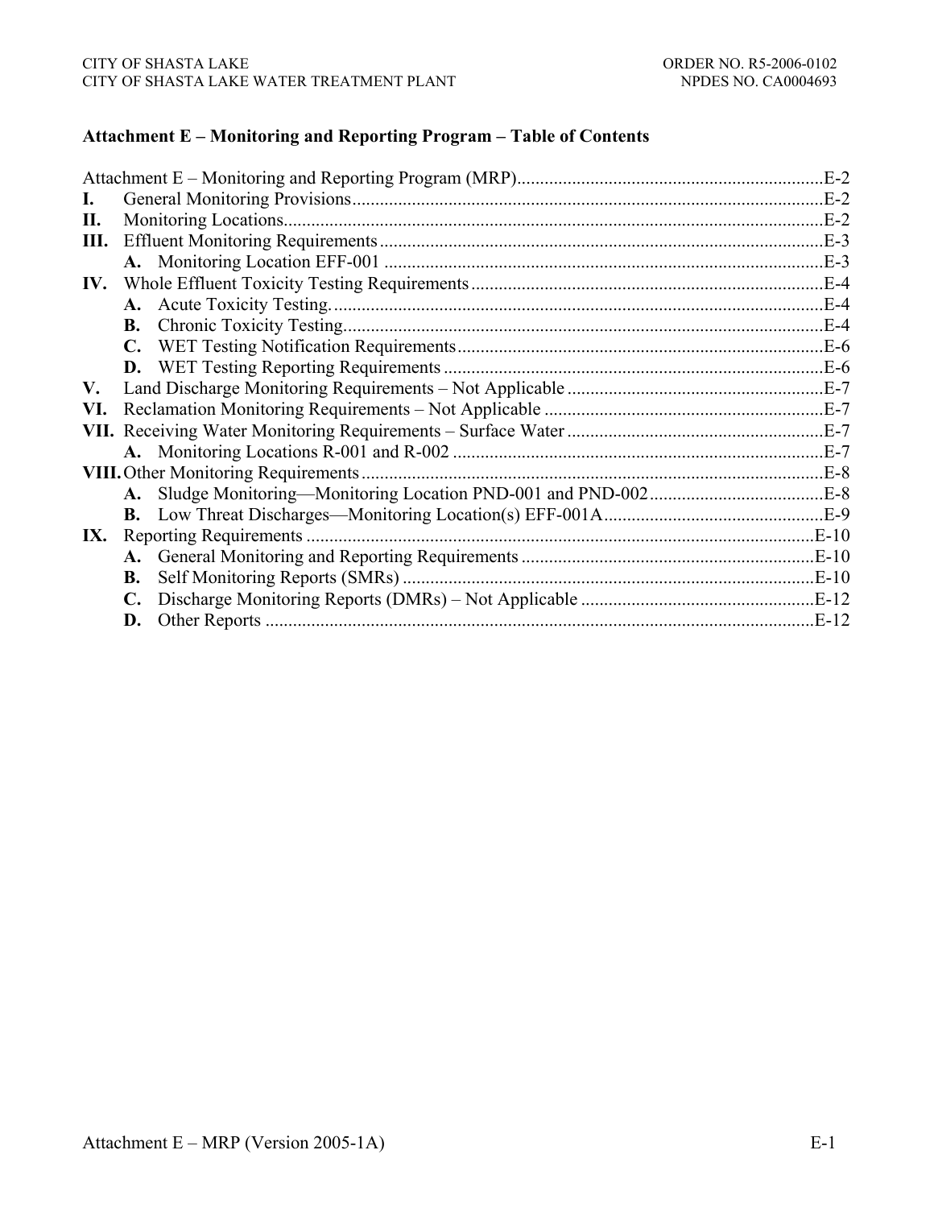## Attachment E – Monitoring and Reporting Program – Table of Contents

Attachment E – Monitoring and Reporting Program (MRP) ........ E-2

**I.** General Monitoring Provisions ........ E-2

**II.** Monitoring Locations ........ E-2

**III.** Effluent Monitoring Requirements ........ E-3

- **A.** Monitoring Location EFF-001 ........ E-3

**IV.** Whole Effluent Toxicity Testing Requirements ........ E-4

- **A.** Acute Toxicity Testing ........ E-4
- **B.** Chronic Toxicity Testing ........ E-4
- **C.** WET Testing Notification Requirements ........ E-6
- **D.** WET Testing Reporting Requirements ........ E-6

**V.** Land Discharge Monitoring Requirements – Not Applicable ........ E-7

**VI.** Reclamation Monitoring Requirements – Not Applicable ........ E-7

**VII.** Receiving Water Monitoring Requirements – Surface Water ........ E-7

- **A.** Monitoring Locations R-001 and R-002 ........ E-7

**VIII.** Other Monitoring Requirements ........ E-8

- **A.** Sludge Monitoring—Monitoring Location PND-001 and PND-002 ........ E-8
- **B.** Low Threat Discharges—Monitoring Location(s) EFF-001A ........ E-9

**IX.** Reporting Requirements ........ E-10

- **A.** General Monitoring and Reporting Requirements ........ E-10
- **B.** Self Monitoring Reports (SMRs) ........ E-10
- **C.** Discharge Monitoring Reports (DMRs) – Not Applicable ........ E-12
- **D.** Other Reports ........ E-12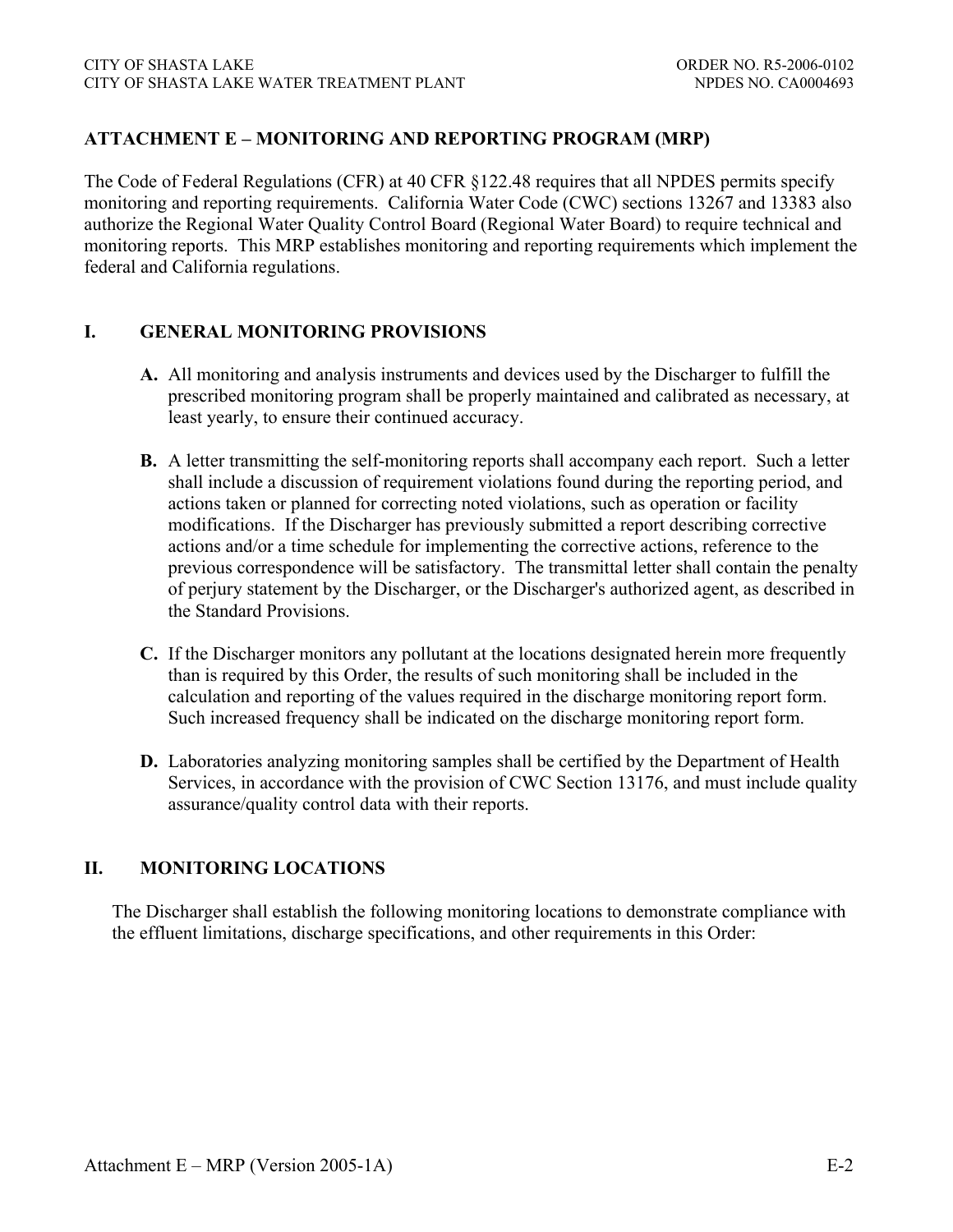## ATTACHMENT E – MONITORING AND REPORTING PROGRAM (MRP)

The Code of Federal Regulations (CFR) at 40 CFR §122.48 requires that all NPDES permits specify monitoring and reporting requirements. California Water Code (CWC) sections 13267 and 13383 also authorize the Regional Water Quality Control Board (Regional Water Board) to require technical and monitoring reports. This MRP establishes monitoring and reporting requirements which implement the federal and California regulations.

### I. GENERAL MONITORING PROVISIONS

**A.** All monitoring and analysis instruments and devices used by the Discharger to fulfill the prescribed monitoring program shall be properly maintained and calibrated as necessary, at least yearly, to ensure their continued accuracy.

**B.** A letter transmitting the self-monitoring reports shall accompany each report. Such a letter shall include a discussion of requirement violations found during the reporting period, and actions taken or planned for correcting noted violations, such as operation or facility modifications. If the Discharger has previously submitted a report describing corrective actions and/or a time schedule for implementing the corrective actions, reference to the previous correspondence will be satisfactory. The transmittal letter shall contain the penalty of perjury statement by the Discharger, or the Discharger's authorized agent, as described in the Standard Provisions.

**C.** If the Discharger monitors any pollutant at the locations designated herein more frequently than is required by this Order, the results of such monitoring shall be included in the calculation and reporting of the values required in the discharge monitoring report form. Such increased frequency shall be indicated on the discharge monitoring report form.

**D.** Laboratories analyzing monitoring samples shall be certified by the Department of Health Services, in accordance with the provision of CWC Section 13176, and must include quality assurance/quality control data with their reports.

### II. MONITORING LOCATIONS

The Discharger shall establish the following monitoring locations to demonstrate compliance with the effluent limitations, discharge specifications, and other requirements in this Order: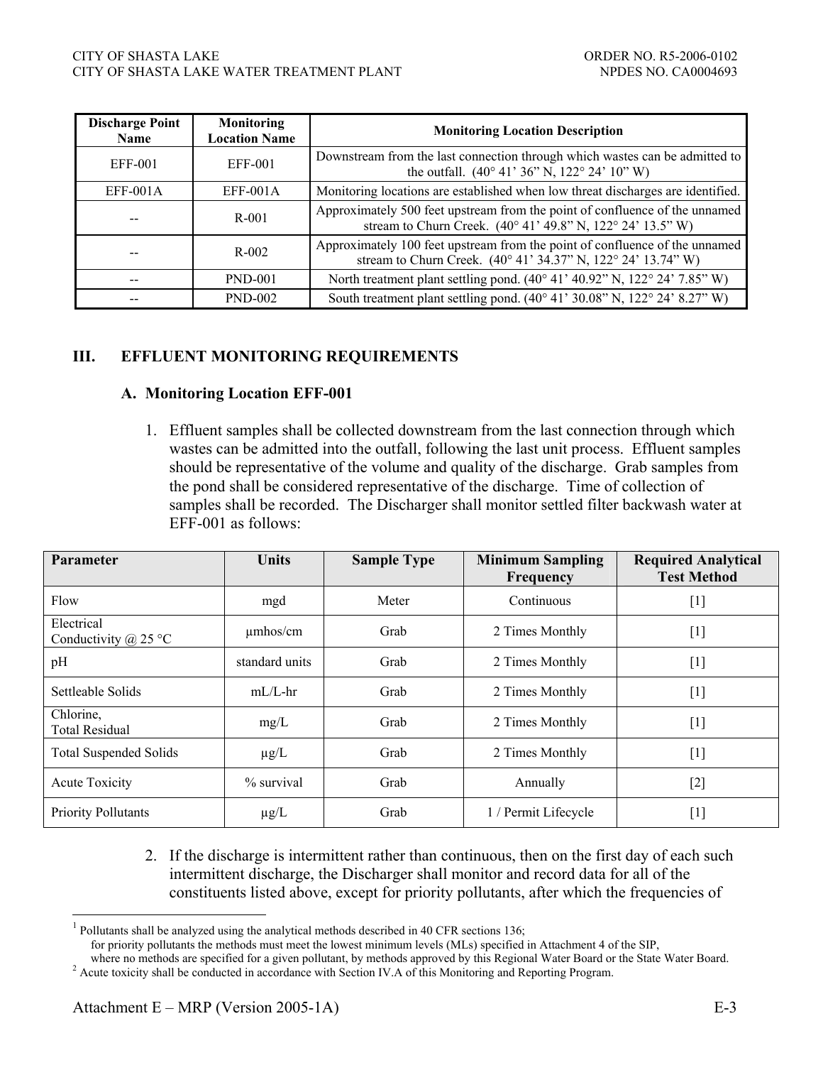| Discharge Point Name | Monitoring Location Name | Monitoring Location Description |
|---|---|---|
| EFF-001 | EFF-001 | Downstream from the last connection through which wastes can be admitted to the outfall. (40° 41' 36" N, 122° 24' 10" W) |
| EFF-001A | EFF-001A | Monitoring locations are established when low threat discharges are identified. |
| -- | R-001 | Approximately 500 feet upstream from the point of confluence of the unnamed stream to Churn Creek. (40° 41' 49.8" N, 122° 24' 13.5" W) |
| -- | R-002 | Approximately 100 feet upstream from the point of confluence of the unnamed stream to Churn Creek. (40° 41' 34.37" N, 122° 24' 13.74" W) |
| -- | PND-001 | North treatment plant settling pond. (40° 41' 40.92" N, 122° 24' 7.85" W) |
| -- | PND-002 | South treatment plant settling pond. (40° 41' 30.08" N, 122° 24' 8.27" W) |

## III. EFFLUENT MONITORING REQUIREMENTS

### A. Monitoring Location EFF-001

1. Effluent samples shall be collected downstream from the last connection through which wastes can be admitted into the outfall, following the last unit process. Effluent samples should be representative of the volume and quality of the discharge. Grab samples from the pond shall be considered representative of the discharge. Time of collection of samples shall be recorded. The Discharger shall monitor settled filter backwash water at EFF-001 as follows:

| Parameter | Units | Sample Type | Minimum Sampling Frequency | Required Analytical Test Method |
|---|---|---|---|---|
| Flow | mgd | Meter | Continuous | [1] |
| Electrical Conductivity @ 25 °C | µmhos/cm | Grab | 2 Times Monthly | [1] |
| pH | standard units | Grab | 2 Times Monthly | [1] |
| Settleable Solids | mL/L-hr | Grab | 2 Times Monthly | [1] |
| Chlorine, Total Residual | mg/L | Grab | 2 Times Monthly | [1] |
| Total Suspended Solids | µg/L | Grab | 2 Times Monthly | [1] |
| Acute Toxicity | % survival | Grab | Annually | [2] |
| Priority Pollutants | µg/L | Grab | 1 / Permit Lifecycle | [1] |

2. If the discharge is intermittent rather than continuous, then on the first day of each such intermittent discharge, the Discharger shall monitor and record data for all of the constituents listed above, except for priority pollutants, after which the frequencies of

[1] Pollutants shall be analyzed using the analytical methods described in 40 CFR sections 136; for priority pollutants the methods must meet the lowest minimum levels (MLs) specified in Attachment 4 of the SIP, where no methods are specified for a given pollutant, by methods approved by this Regional Water Board or the State Water Board.

[2] Acute toxicity shall be conducted in accordance with Section IV.A of this Monitoring and Reporting Program.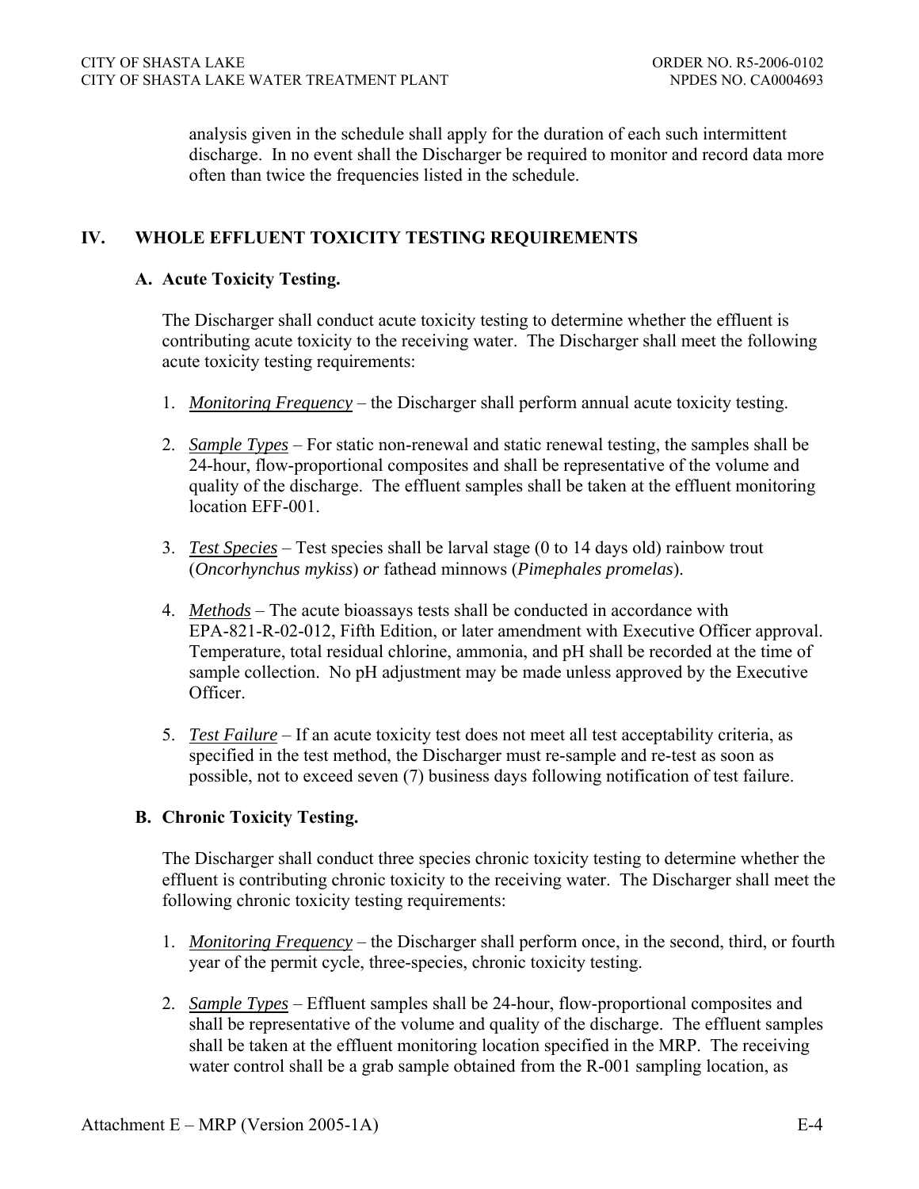analysis given in the schedule shall apply for the duration of each such intermittent discharge. In no event shall the Discharger be required to monitor and record data more often than twice the frequencies listed in the schedule.

## IV. WHOLE EFFLUENT TOXICITY TESTING REQUIREMENTS

### A. Acute Toxicity Testing.

The Discharger shall conduct acute toxicity testing to determine whether the effluent is contributing acute toxicity to the receiving water. The Discharger shall meet the following acute toxicity testing requirements:

1. *Monitoring Frequency* – the Discharger shall perform annual acute toxicity testing.

2. *Sample Types* – For static non-renewal and static renewal testing, the samples shall be 24-hour, flow-proportional composites and shall be representative of the volume and quality of the discharge. The effluent samples shall be taken at the effluent monitoring location EFF-001.

3. *Test Species* – Test species shall be larval stage (0 to 14 days old) rainbow trout (*Oncorhynchus mykiss*) *or* fathead minnows (*Pimephales promelas*).

4. *Methods* – The acute bioassays tests shall be conducted in accordance with EPA-821-R-02-012, Fifth Edition, or later amendment with Executive Officer approval. Temperature, total residual chlorine, ammonia, and pH shall be recorded at the time of sample collection. No pH adjustment may be made unless approved by the Executive Officer.

5. *Test Failure* – If an acute toxicity test does not meet all test acceptability criteria, as specified in the test method, the Discharger must re-sample and re-test as soon as possible, not to exceed seven (7) business days following notification of test failure.

### B. Chronic Toxicity Testing.

The Discharger shall conduct three species chronic toxicity testing to determine whether the effluent is contributing chronic toxicity to the receiving water. The Discharger shall meet the following chronic toxicity testing requirements:

1. *Monitoring Frequency* – the Discharger shall perform once, in the second, third, or fourth year of the permit cycle, three-species, chronic toxicity testing.

2. *Sample Types* – Effluent samples shall be 24-hour, flow-proportional composites and shall be representative of the volume and quality of the discharge. The effluent samples shall be taken at the effluent monitoring location specified in the MRP. The receiving water control shall be a grab sample obtained from the R-001 sampling location, as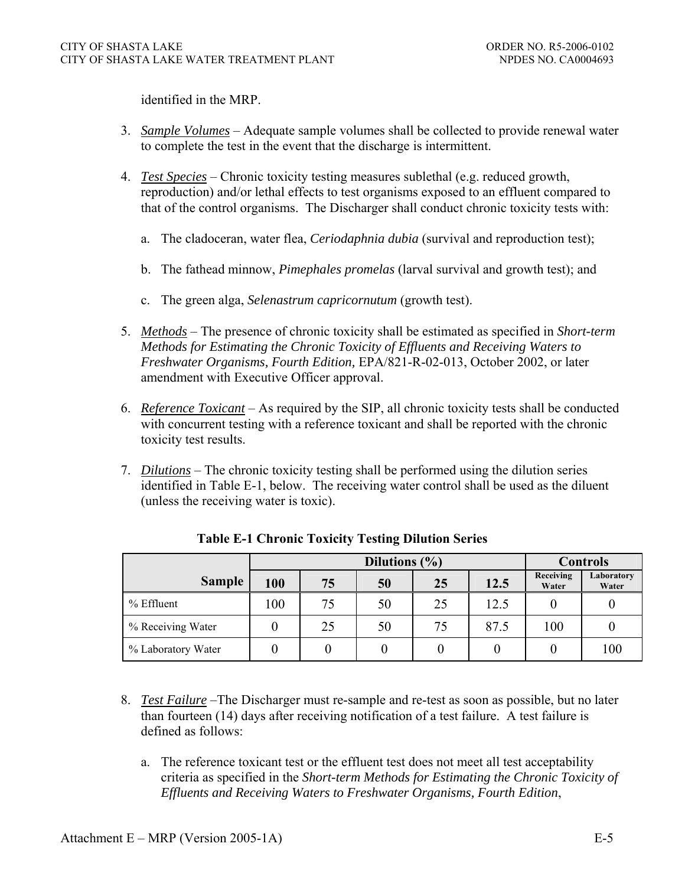identified in the MRP.

3. *Sample Volumes* – Adequate sample volumes shall be collected to provide renewal water to complete the test in the event that the discharge is intermittent.

4. *Test Species* – Chronic toxicity testing measures sublethal (e.g. reduced growth, reproduction) and/or lethal effects to test organisms exposed to an effluent compared to that of the control organisms. The Discharger shall conduct chronic toxicity tests with:

   a. The cladoceran, water flea, *Ceriodaphnia dubia* (survival and reproduction test);

   b. The fathead minnow, *Pimephales promelas* (larval survival and growth test); and

   c. The green alga, *Selenastrum capricornutum* (growth test).

5. *Methods* – The presence of chronic toxicity shall be estimated as specified in *Short-term Methods for Estimating the Chronic Toxicity of Effluents and Receiving Waters to Freshwater Organisms, Fourth Edition,* EPA/821-R-02-013, October 2002, or later amendment with Executive Officer approval.

6. *Reference Toxicant* – As required by the SIP, all chronic toxicity tests shall be conducted with concurrent testing with a reference toxicant and shall be reported with the chronic toxicity test results.

7. *Dilutions* – The chronic toxicity testing shall be performed using the dilution series identified in Table E-1, below. The receiving water control shall be used as the diluent (unless the receiving water is toxic).

**Table E-1 Chronic Toxicity Testing Dilution Series**

| | Dilutions (%) | | | | | Controls | |
|---|---|---|---|---|---|---|---|
| **Sample** | **100** | **75** | **50** | **25** | **12.5** | **Receiving Water** | **Laboratory Water** |
| % Effluent | 100 | 75 | 50 | 25 | 12.5 | 0 | 0 |
| % Receiving Water | 0 | 25 | 50 | 75 | 87.5 | 100 | 0 |
| % Laboratory Water | 0 | 0 | 0 | 0 | 0 | 0 | 100 |

8. *Test Failure* –The Discharger must re-sample and re-test as soon as possible, but no later than fourteen (14) days after receiving notification of a test failure. A test failure is defined as follows:

   a. The reference toxicant test or the effluent test does not meet all test acceptability criteria as specified in the *Short-term Methods for Estimating the Chronic Toxicity of Effluents and Receiving Waters to Freshwater Organisms, Fourth Edition*,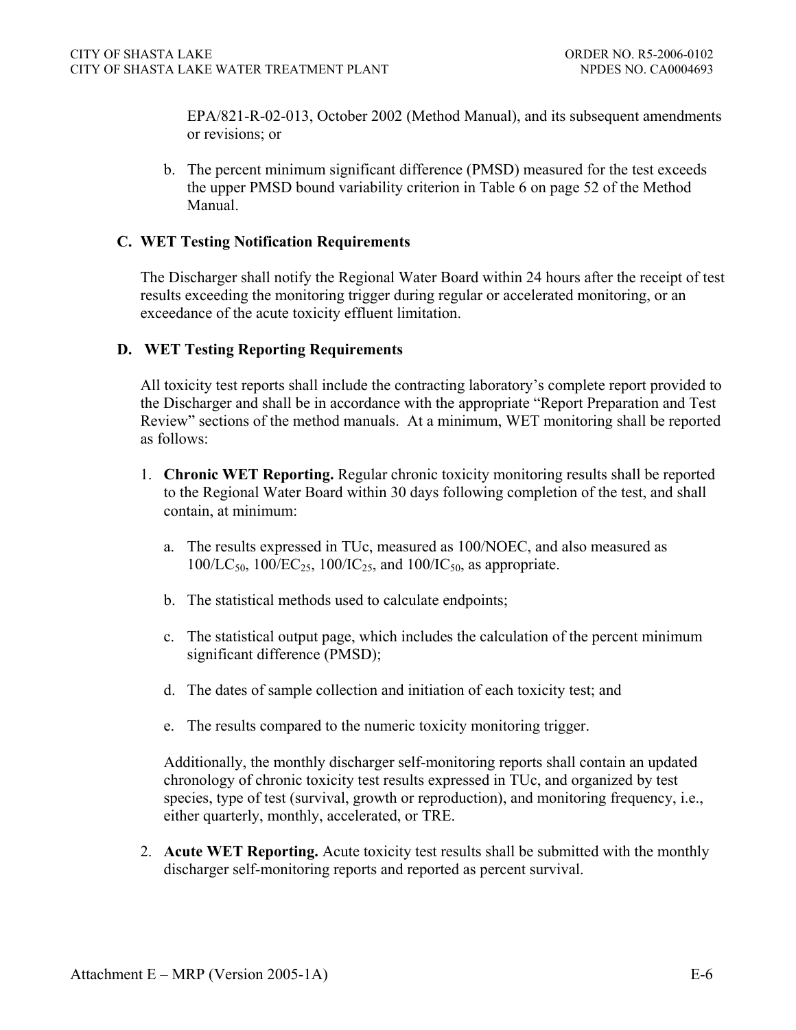EPA/821-R-02-013, October 2002 (Method Manual), and its subsequent amendments or revisions; or

b. The percent minimum significant difference (PMSD) measured for the test exceeds the upper PMSD bound variability criterion in Table 6 on page 52 of the Method Manual.

### C. WET Testing Notification Requirements

The Discharger shall notify the Regional Water Board within 24 hours after the receipt of test results exceeding the monitoring trigger during regular or accelerated monitoring, or an exceedance of the acute toxicity effluent limitation.

### D. WET Testing Reporting Requirements

All toxicity test reports shall include the contracting laboratory's complete report provided to the Discharger and shall be in accordance with the appropriate "Report Preparation and Test Review" sections of the method manuals. At a minimum, WET monitoring shall be reported as follows:

1. **Chronic WET Reporting.** Regular chronic toxicity monitoring results shall be reported to the Regional Water Board within 30 days following completion of the test, and shall contain, at minimum:

   a. The results expressed in TUc, measured as 100/NOEC, and also measured as $100/LC_{50}$, $100/EC_{25}$, $100/IC_{25}$, and $100/IC_{50}$, as appropriate.

   b. The statistical methods used to calculate endpoints;

   c. The statistical output page, which includes the calculation of the percent minimum significant difference (PMSD);

   d. The dates of sample collection and initiation of each toxicity test; and

   e. The results compared to the numeric toxicity monitoring trigger.

   Additionally, the monthly discharger self-monitoring reports shall contain an updated chronology of chronic toxicity test results expressed in TUc, and organized by test species, type of test (survival, growth or reproduction), and monitoring frequency, i.e., either quarterly, monthly, accelerated, or TRE.

2. **Acute WET Reporting.** Acute toxicity test results shall be submitted with the monthly discharger self-monitoring reports and reported as percent survival.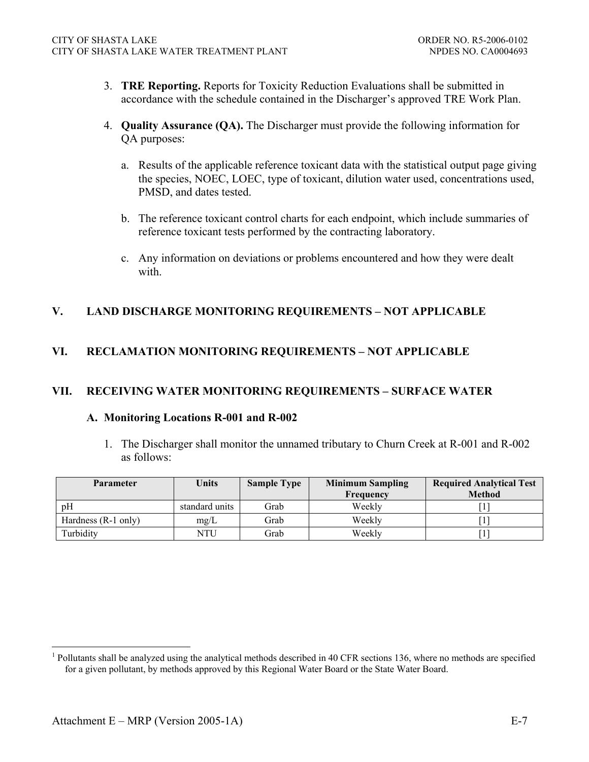3. **TRE Reporting.** Reports for Toxicity Reduction Evaluations shall be submitted in accordance with the schedule contained in the Discharger's approved TRE Work Plan.

4. **Quality Assurance (QA).** The Discharger must provide the following information for QA purposes:

   a. Results of the applicable reference toxicant data with the statistical output page giving the species, NOEC, LOEC, type of toxicant, dilution water used, concentrations used, PMSD, and dates tested.

   b. The reference toxicant control charts for each endpoint, which include summaries of reference toxicant tests performed by the contracting laboratory.

   c. Any information on deviations or problems encountered and how they were dealt with.

## V. LAND DISCHARGE MONITORING REQUIREMENTS – NOT APPLICABLE

## VI. RECLAMATION MONITORING REQUIREMENTS – NOT APPLICABLE

## VII. RECEIVING WATER MONITORING REQUIREMENTS – SURFACE WATER

### A. Monitoring Locations R-001 and R-002

1. The Discharger shall monitor the unnamed tributary to Churn Creek at R-001 and R-002 as follows:

| Parameter | Units | Sample Type | Minimum Sampling Frequency | Required Analytical Test Method |
|---|---|---|---|---|
| pH | standard units | Grab | Weekly | [1] |
| Hardness (R-1 only) | mg/L | Grab | Weekly | [1] |
| Turbidity | NTU | Grab | Weekly | [1] |

[1] Pollutants shall be analyzed using the analytical methods described in 40 CFR sections 136, where no methods are specified for a given pollutant, by methods approved by this Regional Water Board or the State Water Board.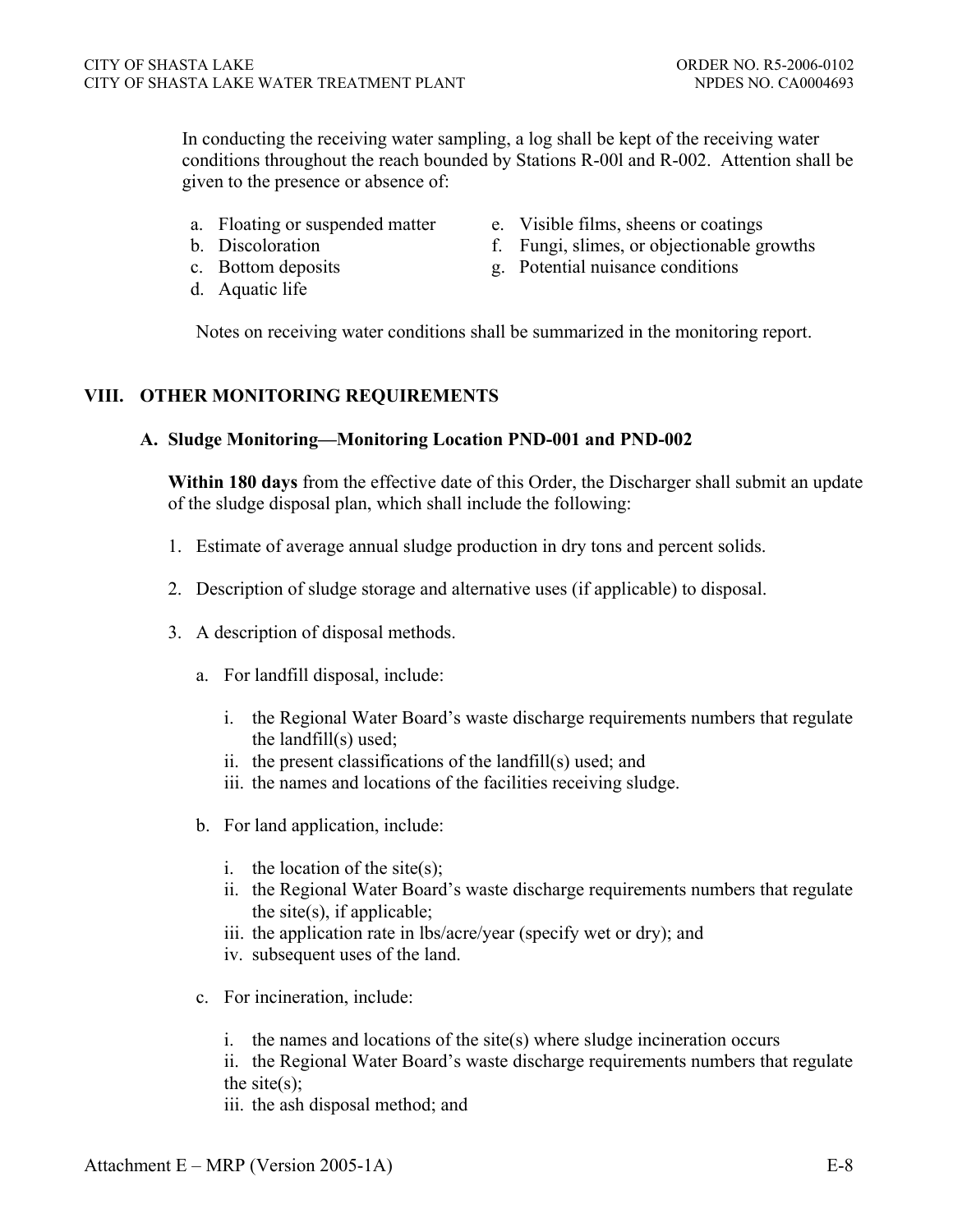In conducting the receiving water sampling, a log shall be kept of the receiving water conditions throughout the reach bounded by Stations R-00l and R-002. Attention shall be given to the presence or absence of:

a. Floating or suspended matter
b. Discoloration
c. Bottom deposits
d. Aquatic life
e. Visible films, sheens or coatings
f. Fungi, slimes, or objectionable growths
g. Potential nuisance conditions

Notes on receiving water conditions shall be summarized in the monitoring report.

## VIII. OTHER MONITORING REQUIREMENTS

### A. Sludge Monitoring—Monitoring Location PND-001 and PND-002

**Within 180 days** from the effective date of this Order, the Discharger shall submit an update of the sludge disposal plan, which shall include the following:

1. Estimate of average annual sludge production in dry tons and percent solids.

2. Description of sludge storage and alternative uses (if applicable) to disposal.

3. A description of disposal methods.

   a. For landfill disposal, include:

      i. the Regional Water Board's waste discharge requirements numbers that regulate the landfill(s) used;
      ii. the present classifications of the landfill(s) used; and
      iii. the names and locations of the facilities receiving sludge.

   b. For land application, include:

      i. the location of the site(s);
      ii. the Regional Water Board's waste discharge requirements numbers that regulate the site(s), if applicable;
      iii. the application rate in lbs/acre/year (specify wet or dry); and
      iv. subsequent uses of the land.

   c. For incineration, include:

      i. the names and locations of the site(s) where sludge incineration occurs
      ii. the Regional Water Board's waste discharge requirements numbers that regulate the site(s);
      iii. the ash disposal method; and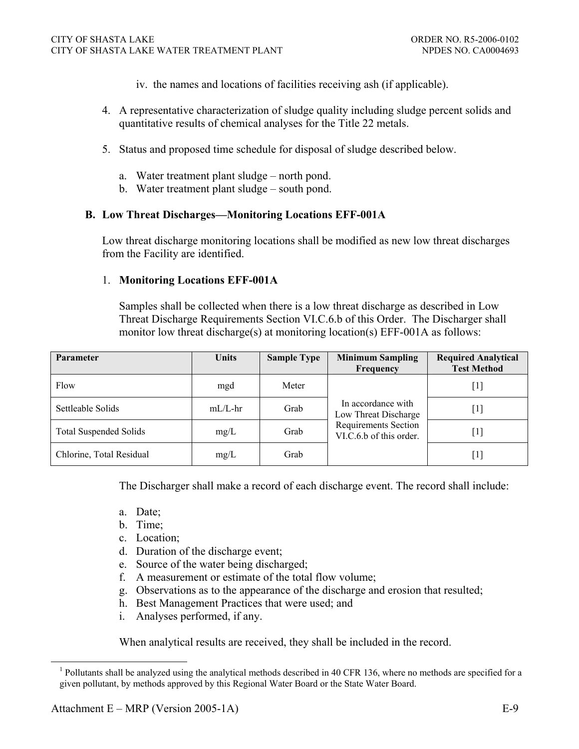iv. the names and locations of facilities receiving ash (if applicable).

4. A representative characterization of sludge quality including sludge percent solids and quantitative results of chemical analyses for the Title 22 metals.

5. Status and proposed time schedule for disposal of sludge described below.

   a. Water treatment plant sludge – north pond.
   b. Water treatment plant sludge – south pond.

### B. Low Threat Discharges—Monitoring Locations EFF-001A

Low threat discharge monitoring locations shall be modified as new low threat discharges from the Facility are identified.

1. **Monitoring Locations EFF-001A**

   Samples shall be collected when there is a low threat discharge as described in Low Threat Discharge Requirements Section VI.C.6.b of this Order. The Discharger shall monitor low threat discharge(s) at monitoring location(s) EFF-001A as follows:

| Parameter | Units | Sample Type | Minimum Sampling Frequency | Required Analytical Test Method |
|---|---|---|---|---|
| Flow | mgd | Meter | In accordance with Low Threat Discharge Requirements Section VI.C.6.b of this order. | [1] |
| Settleable Solids | mL/L-hr | Grab | | [1] |
| Total Suspended Solids | mg/L | Grab | | [1] |
| Chlorine, Total Residual | mg/L | Grab | | [1] |

   The Discharger shall make a record of each discharge event. The record shall include:

   a. Date;
   b. Time;
   c. Location;
   d. Duration of the discharge event;
   e. Source of the water being discharged;
   f. A measurement or estimate of the total flow volume;
   g. Observations as to the appearance of the discharge and erosion that resulted;
   h. Best Management Practices that were used; and
   i. Analyses performed, if any.

   When analytical results are received, they shall be included in the record.

[1] Pollutants shall be analyzed using the analytical methods described in 40 CFR 136, where no methods are specified for a given pollutant, by methods approved by this Regional Water Board or the State Water Board.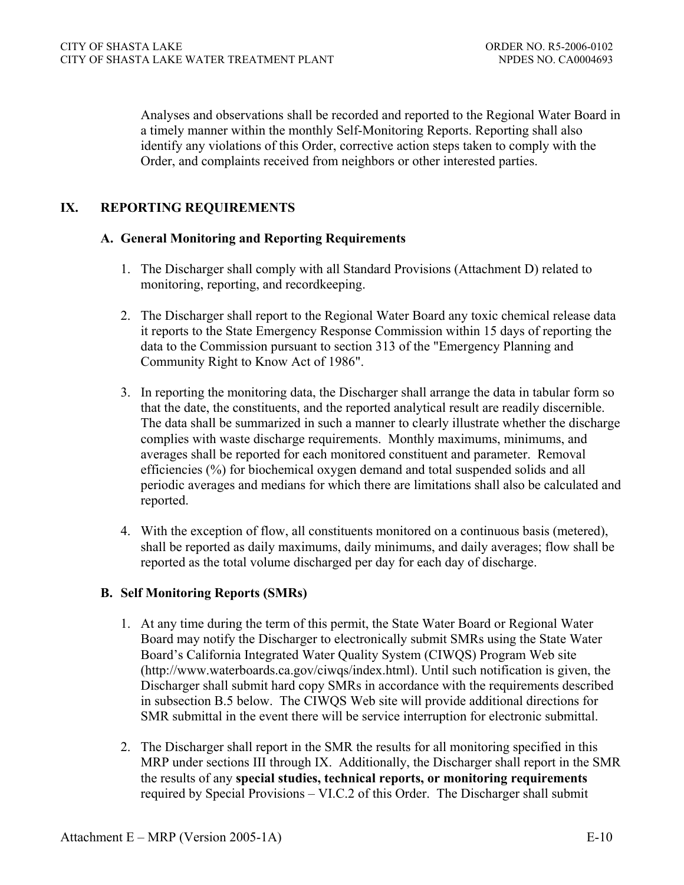Analyses and observations shall be recorded and reported to the Regional Water Board in a timely manner within the monthly Self-Monitoring Reports. Reporting shall also identify any violations of this Order, corrective action steps taken to comply with the Order, and complaints received from neighbors or other interested parties.

## IX. REPORTING REQUIREMENTS

### A. General Monitoring and Reporting Requirements

1. The Discharger shall comply with all Standard Provisions (Attachment D) related to monitoring, reporting, and recordkeeping.

2. The Discharger shall report to the Regional Water Board any toxic chemical release data it reports to the State Emergency Response Commission within 15 days of reporting the data to the Commission pursuant to section 313 of the "Emergency Planning and Community Right to Know Act of 1986".

3. In reporting the monitoring data, the Discharger shall arrange the data in tabular form so that the date, the constituents, and the reported analytical result are readily discernible. The data shall be summarized in such a manner to clearly illustrate whether the discharge complies with waste discharge requirements. Monthly maximums, minimums, and averages shall be reported for each monitored constituent and parameter. Removal efficiencies (%) for biochemical oxygen demand and total suspended solids and all periodic averages and medians for which there are limitations shall also be calculated and reported.

4. With the exception of flow, all constituents monitored on a continuous basis (metered), shall be reported as daily maximums, daily minimums, and daily averages; flow shall be reported as the total volume discharged per day for each day of discharge.

### B. Self Monitoring Reports (SMRs)

1. At any time during the term of this permit, the State Water Board or Regional Water Board may notify the Discharger to electronically submit SMRs using the State Water Board's California Integrated Water Quality System (CIWQS) Program Web site (http://www.waterboards.ca.gov/ciwqs/index.html). Until such notification is given, the Discharger shall submit hard copy SMRs in accordance with the requirements described in subsection B.5 below. The CIWQS Web site will provide additional directions for SMR submittal in the event there will be service interruption for electronic submittal.

2. The Discharger shall report in the SMR the results for all monitoring specified in this MRP under sections III through IX. Additionally, the Discharger shall report in the SMR the results of any **special studies, technical reports, or monitoring requirements** required by Special Provisions – VI.C.2 of this Order. The Discharger shall submit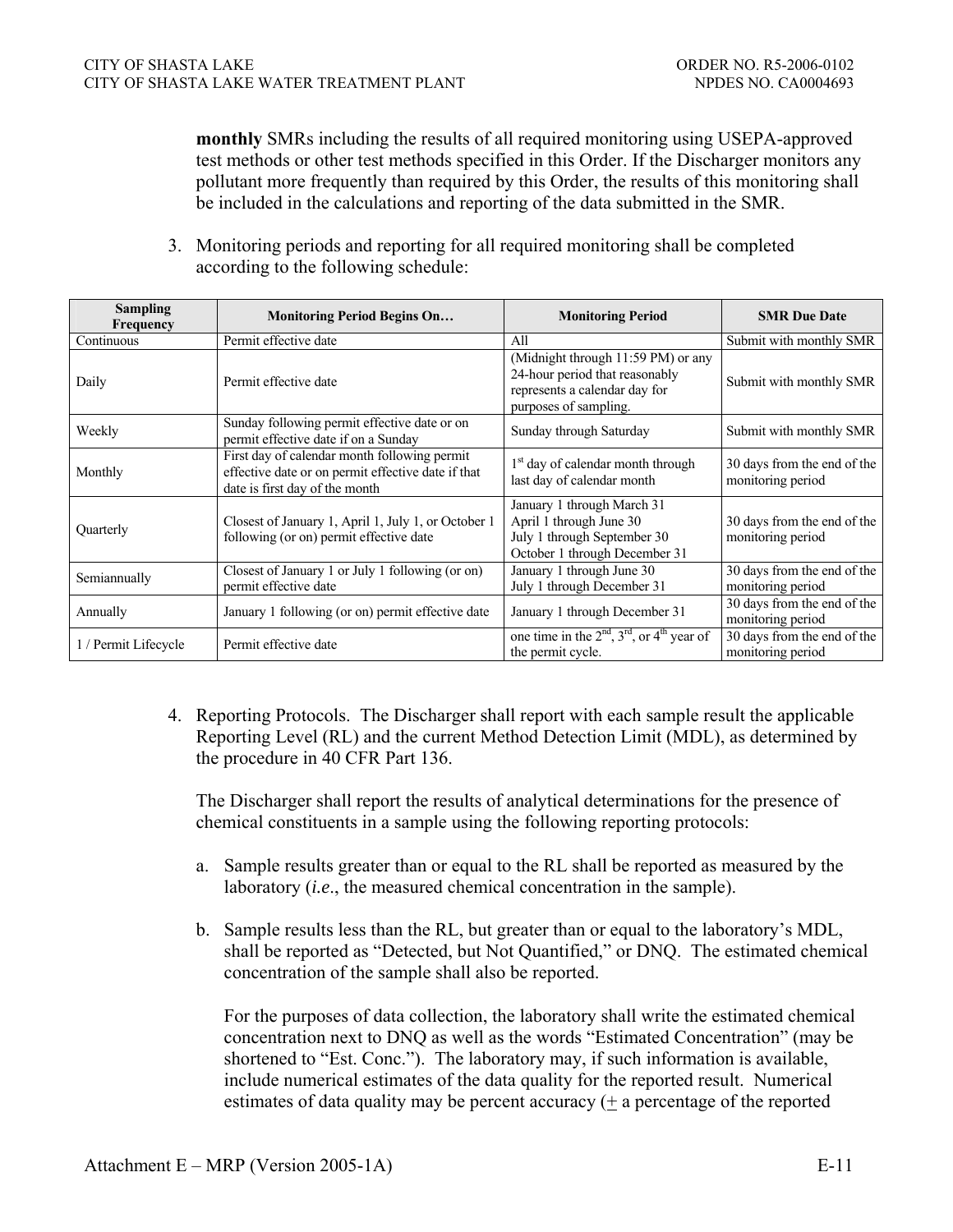**monthly** SMRs including the results of all required monitoring using USEPA-approved test methods or other test methods specified in this Order. If the Discharger monitors any pollutant more frequently than required by this Order, the results of this monitoring shall be included in the calculations and reporting of the data submitted in the SMR.

3. Monitoring periods and reporting for all required monitoring shall be completed according to the following schedule:

| Sampling Frequency | Monitoring Period Begins On… | Monitoring Period | SMR Due Date |
|---|---|---|---|
| Continuous | Permit effective date | All | Submit with monthly SMR |
| Daily | Permit effective date | (Midnight through 11:59 PM) or any 24-hour period that reasonably represents a calendar day for purposes of sampling. | Submit with monthly SMR |
| Weekly | Sunday following permit effective date or on permit effective date if on a Sunday | Sunday through Saturday | Submit with monthly SMR |
| Monthly | First day of calendar month following permit effective date or on permit effective date if that date is first day of the month | 1st day of calendar month through last day of calendar month | 30 days from the end of the monitoring period |
| Quarterly | Closest of January 1, April 1, July 1, or October 1 following (or on) permit effective date | January 1 through March 31<br>April 1 through June 30<br>July 1 through September 30<br>October 1 through December 31 | 30 days from the end of the monitoring period |
| Semiannually | Closest of January 1 or July 1 following (or on) permit effective date | January 1 through June 30<br>July 1 through December 31 | 30 days from the end of the monitoring period |
| Annually | January 1 following (or on) permit effective date | January 1 through December 31 | 30 days from the end of the monitoring period |
| 1 / Permit Lifecycle | Permit effective date | one time in the 2nd, 3rd, or 4th year of the permit cycle. | 30 days from the end of the monitoring period |

4. Reporting Protocols. The Discharger shall report with each sample result the applicable Reporting Level (RL) and the current Method Detection Limit (MDL), as determined by the procedure in 40 CFR Part 136.

   The Discharger shall report the results of analytical determinations for the presence of chemical constituents in a sample using the following reporting protocols:

   a. Sample results greater than or equal to the RL shall be reported as measured by the laboratory (*i.e*., the measured chemical concentration in the sample).

   b. Sample results less than the RL, but greater than or equal to the laboratory's MDL, shall be reported as "Detected, but Not Quantified," or DNQ. The estimated chemical concentration of the sample shall also be reported.

      For the purposes of data collection, the laboratory shall write the estimated chemical concentration next to DNQ as well as the words "Estimated Concentration" (may be shortened to "Est. Conc."). The laboratory may, if such information is available, include numerical estimates of the data quality for the reported result. Numerical estimates of data quality may be percent accuracy (± a percentage of the reported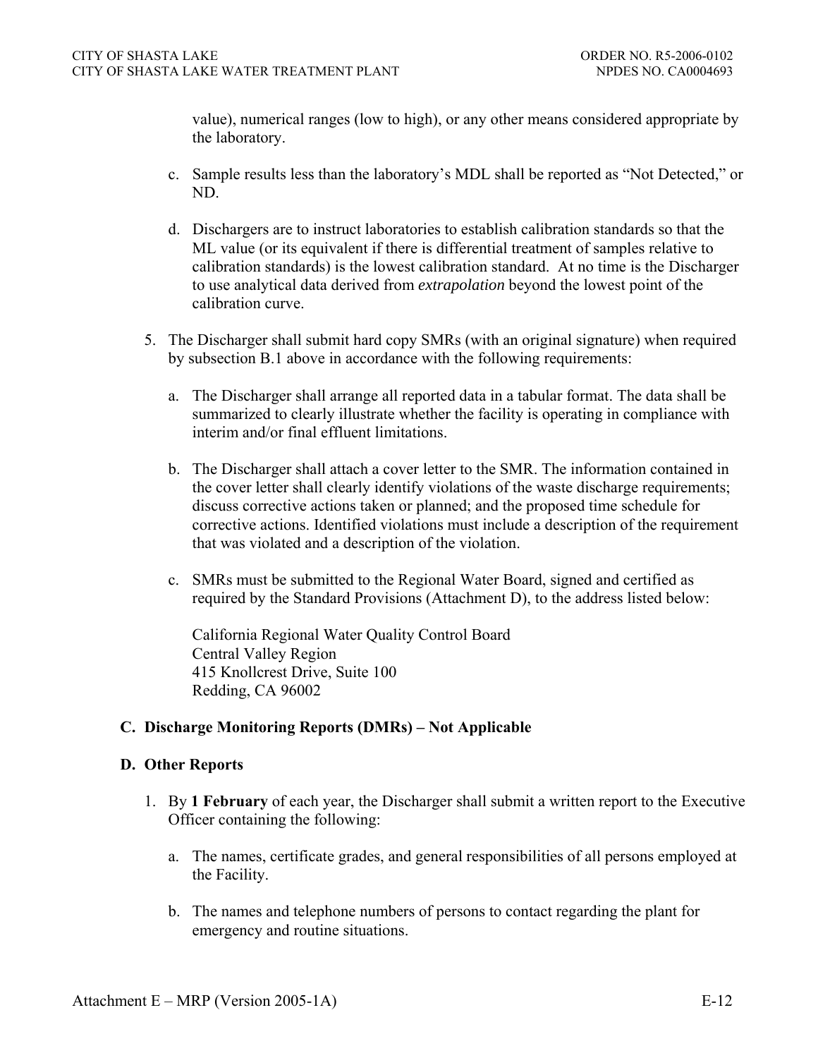value), numerical ranges (low to high), or any other means considered appropriate by the laboratory.

c. Sample results less than the laboratory's MDL shall be reported as "Not Detected," or ND.

d. Dischargers are to instruct laboratories to establish calibration standards so that the ML value (or its equivalent if there is differential treatment of samples relative to calibration standards) is the lowest calibration standard. At no time is the Discharger to use analytical data derived from *extrapolation* beyond the lowest point of the calibration curve.

5. The Discharger shall submit hard copy SMRs (with an original signature) when required by subsection B.1 above in accordance with the following requirements:

   a. The Discharger shall arrange all reported data in a tabular format. The data shall be summarized to clearly illustrate whether the facility is operating in compliance with interim and/or final effluent limitations.

   b. The Discharger shall attach a cover letter to the SMR. The information contained in the cover letter shall clearly identify violations of the waste discharge requirements; discuss corrective actions taken or planned; and the proposed time schedule for corrective actions. Identified violations must include a description of the requirement that was violated and a description of the violation.

   c. SMRs must be submitted to the Regional Water Board, signed and certified as required by the Standard Provisions (Attachment D), to the address listed below:

      California Regional Water Quality Control Board
      Central Valley Region
      415 Knollcrest Drive, Suite 100
      Redding, CA 96002

## C. Discharge Monitoring Reports (DMRs) – Not Applicable

## D. Other Reports

1. By **1 February** of each year, the Discharger shall submit a written report to the Executive Officer containing the following:

   a. The names, certificate grades, and general responsibilities of all persons employed at the Facility.

   b. The names and telephone numbers of persons to contact regarding the plant for emergency and routine situations.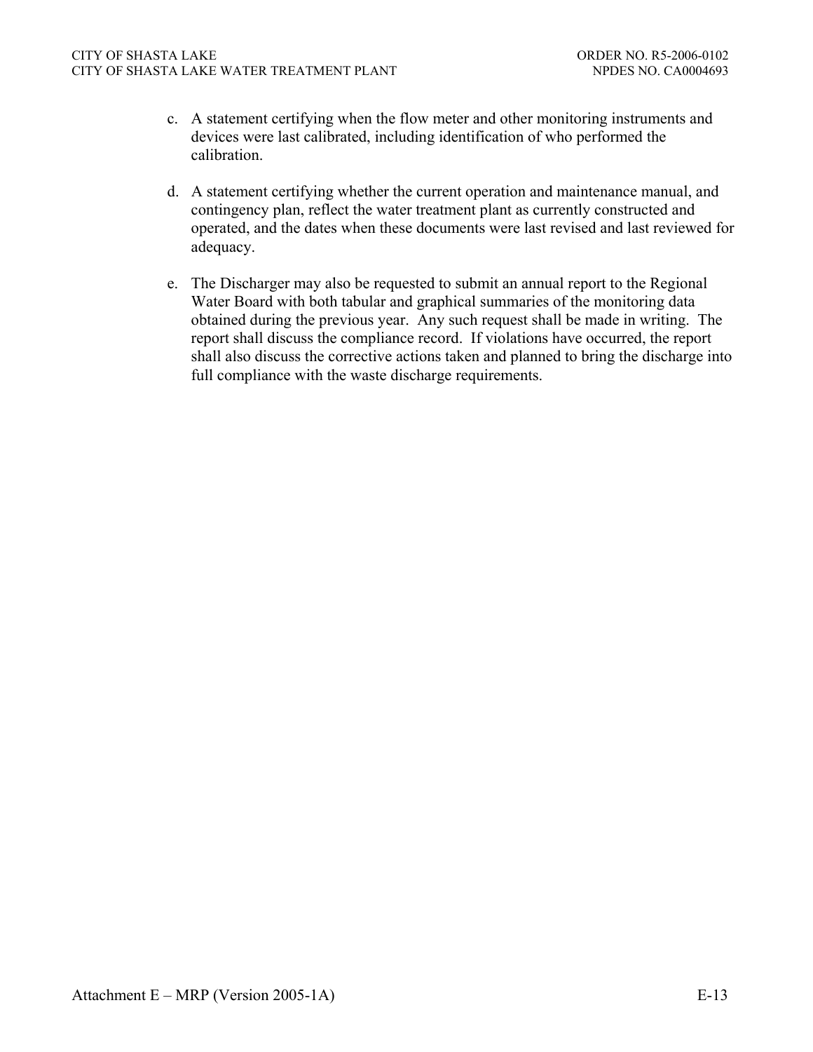c. A statement certifying when the flow meter and other monitoring instruments and devices were last calibrated, including identification of who performed the calibration.

d. A statement certifying whether the current operation and maintenance manual, and contingency plan, reflect the water treatment plant as currently constructed and operated, and the dates when these documents were last revised and last reviewed for adequacy.

e. The Discharger may also be requested to submit an annual report to the Regional Water Board with both tabular and graphical summaries of the monitoring data obtained during the previous year. Any such request shall be made in writing. The report shall discuss the compliance record. If violations have occurred, the report shall also discuss the corrective actions taken and planned to bring the discharge into full compliance with the waste discharge requirements.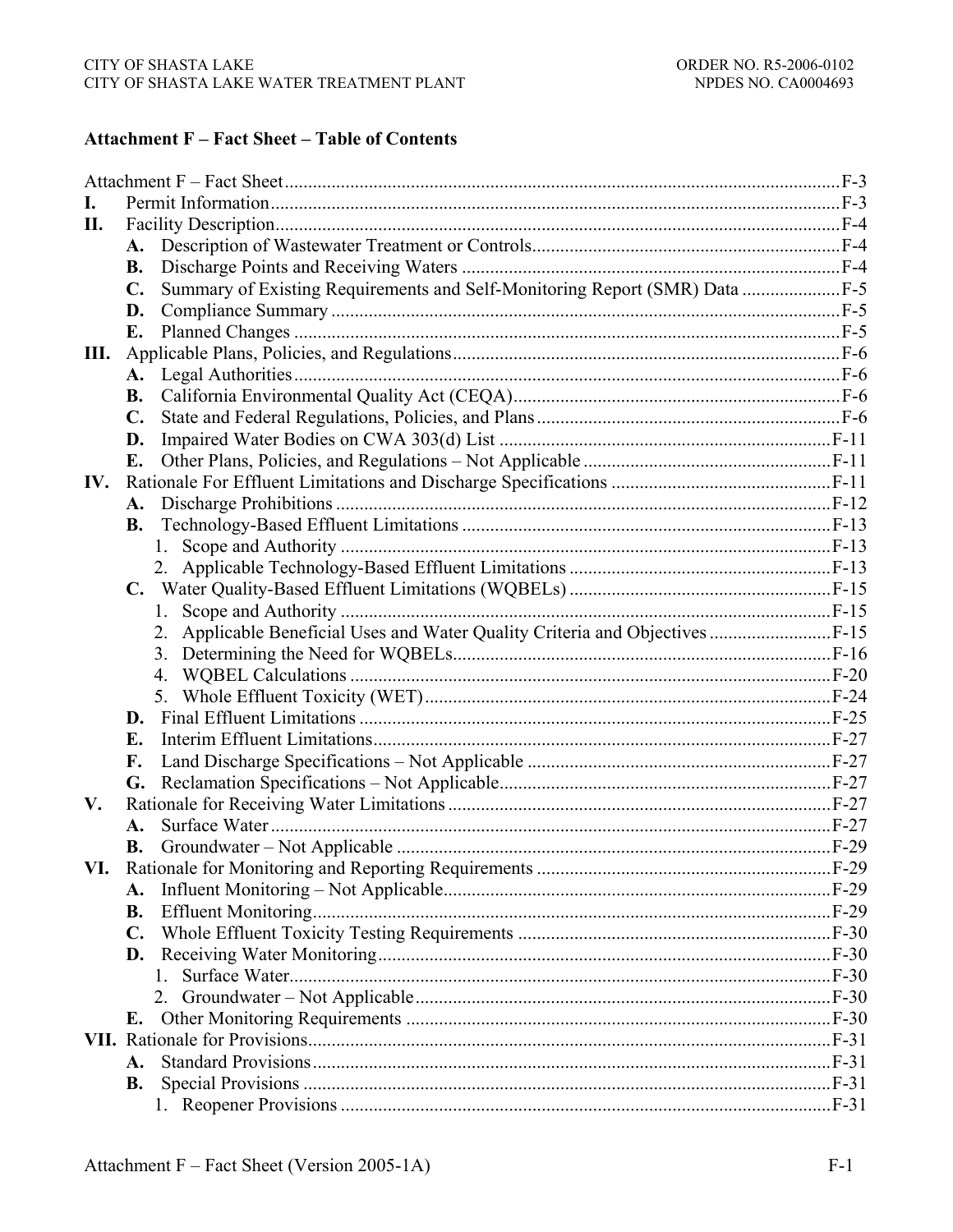## Attachment F – Fact Sheet – Table of Contents

Attachment F – Fact Sheet ........................................................ F-3

**I.** Permit Information ........................................................ F-3

**II.** Facility Description ........................................................ F-4

- **A.** Description of Wastewater Treatment or Controls ........................................................ F-4
- **B.** Discharge Points and Receiving Waters ........................................................ F-4
- **C.** Summary of Existing Requirements and Self-Monitoring Report (SMR) Data ........................................................ F-5
- **D.** Compliance Summary ........................................................ F-5
- **E.** Planned Changes ........................................................ F-5

**III.** Applicable Plans, Policies, and Regulations ........................................................ F-6

- **A.** Legal Authorities ........................................................ F-6
- **B.** California Environmental Quality Act (CEQA) ........................................................ F-6
- **C.** State and Federal Regulations, Policies, and Plans ........................................................ F-6
- **D.** Impaired Water Bodies on CWA 303(d) List ........................................................ F-11
- **E.** Other Plans, Policies, and Regulations – Not Applicable ........................................................ F-11

**IV.** Rationale For Effluent Limitations and Discharge Specifications ........................................................ F-11

- **A.** Discharge Prohibitions ........................................................ F-12
- **B.** Technology-Based Effluent Limitations ........................................................ F-13
  1. Scope and Authority ........................................................ F-13
  2. Applicable Technology-Based Effluent Limitations ........................................................ F-13
- **C.** Water Quality-Based Effluent Limitations (WQBELs) ........................................................ F-15
  1. Scope and Authority ........................................................ F-15
  2. Applicable Beneficial Uses and Water Quality Criteria and Objectives ........................................................ F-15
  3. Determining the Need for WQBELs ........................................................ F-16
  4. WQBEL Calculations ........................................................ F-20
  5. Whole Effluent Toxicity (WET) ........................................................ F-24
- **D.** Final Effluent Limitations ........................................................ F-25
- **E.** Interim Effluent Limitations ........................................................ F-27
- **F.** Land Discharge Specifications – Not Applicable ........................................................ F-27
- **G.** Reclamation Specifications – Not Applicable ........................................................ F-27

**V.** Rationale for Receiving Water Limitations ........................................................ F-27

- **A.** Surface Water ........................................................ F-27
- **B.** Groundwater – Not Applicable ........................................................ F-29

**VI.** Rationale for Monitoring and Reporting Requirements ........................................................ F-29

- **A.** Influent Monitoring – Not Applicable ........................................................ F-29
- **B.** Effluent Monitoring ........................................................ F-29
- **C.** Whole Effluent Toxicity Testing Requirements ........................................................ F-30
- **D.** Receiving Water Monitoring ........................................................ F-30
  1. Surface Water ........................................................ F-30
  2. Groundwater – Not Applicable ........................................................ F-30
- **E.** Other Monitoring Requirements ........................................................ F-30

**VII.** Rationale for Provisions ........................................................ F-31

- **A.** Standard Provisions ........................................................ F-31
- **B.** Special Provisions ........................................................ F-31
  1. Reopener Provisions ........................................................ F-31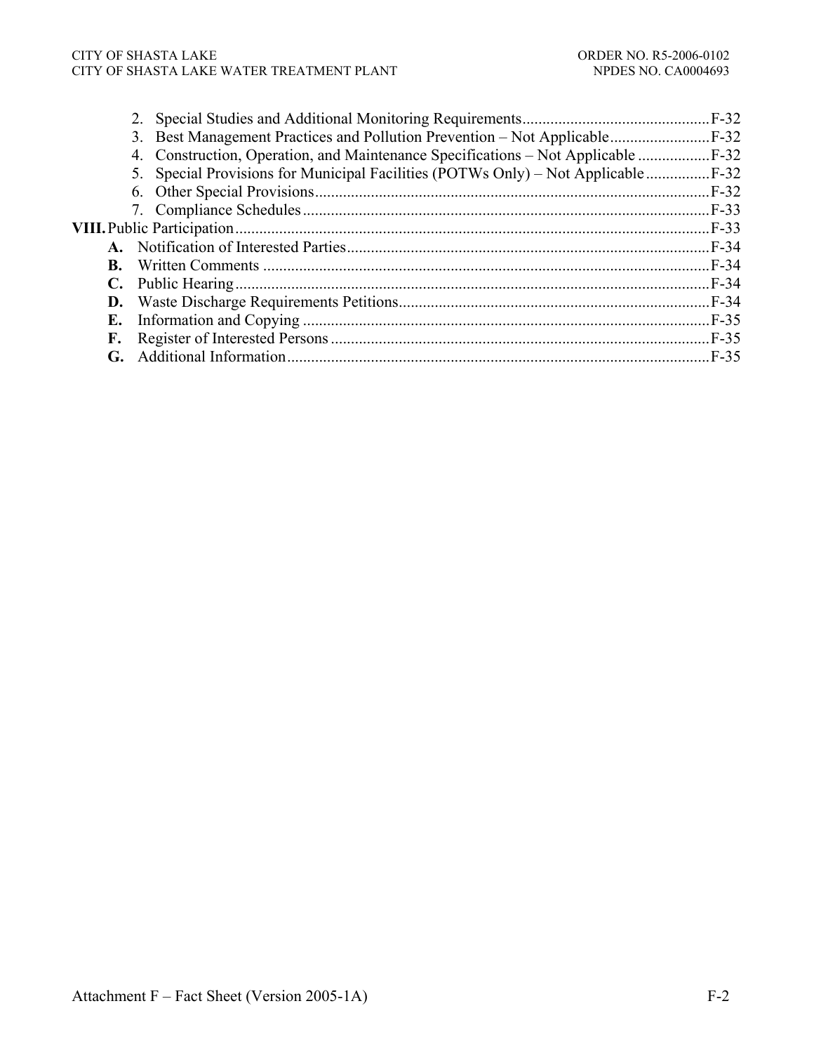2. Special Studies and Additional Monitoring Requirements ............................................... F-32
3. Best Management Practices and Pollution Prevention – Not Applicable ......................... F-32
4. Construction, Operation, and Maintenance Specifications – Not Applicable .................. F-32
5. Special Provisions for Municipal Facilities (POTWs Only) – Not Applicable ................ F-32
6. Other Special Provisions ................................................................................................... F-32
7. Compliance Schedules ...................................................................................................... F-33

**VIII.** Public Participation ....................................................................................................... F-33

**A.** Notification of Interested Parties ........................................................................................ F-34
**B.** Written Comments ............................................................................................................... F-34
**C.** Public Hearing ...................................................................................................................... F-34
**D.** Waste Discharge Requirements Petitions ............................................................................ F-34
**E.** Information and Copying ..................................................................................................... F-35
**F.** Register of Interested Persons ............................................................................................. F-35
**G.** Additional Information ........................................................................................................ F-35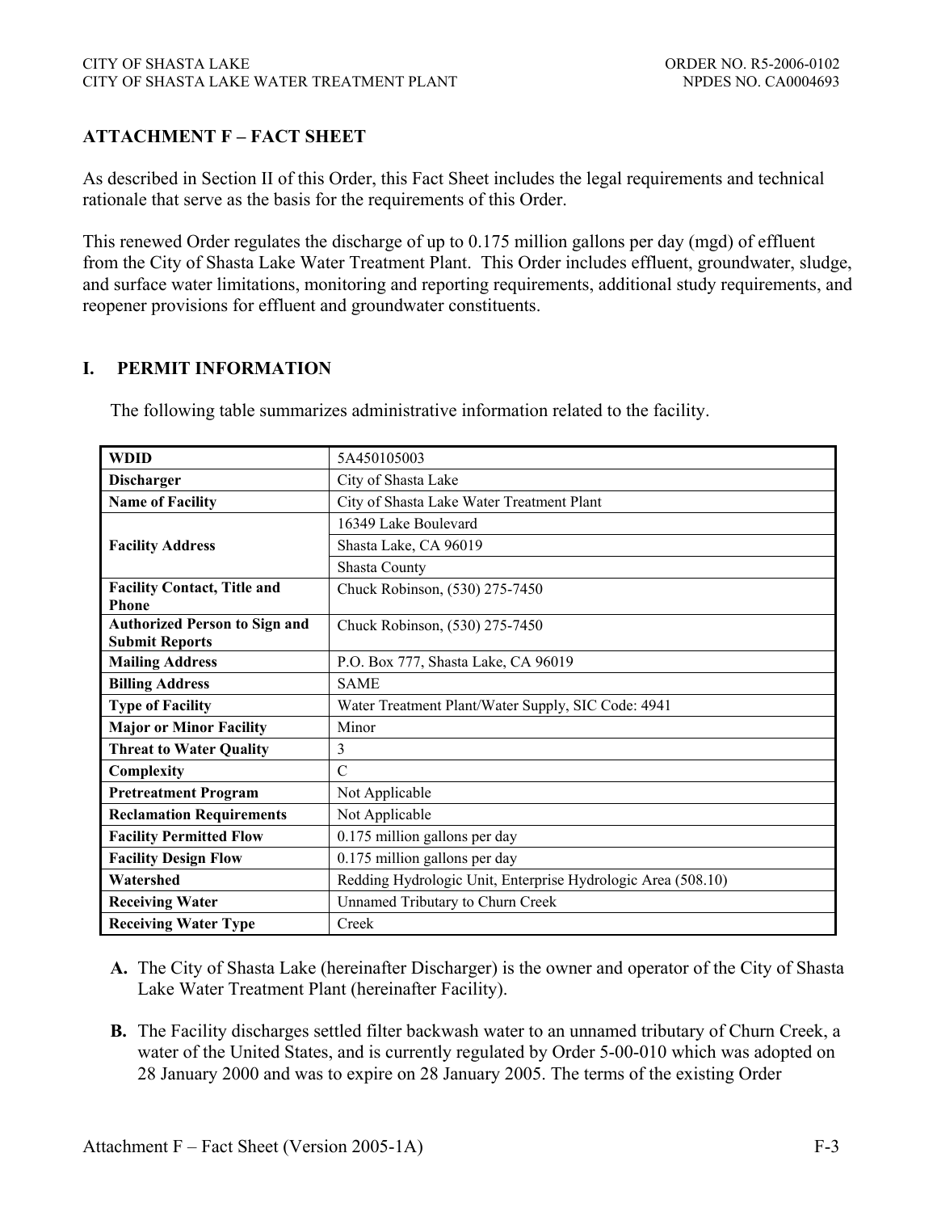## ATTACHMENT F – FACT SHEET

As described in Section II of this Order, this Fact Sheet includes the legal requirements and technical rationale that serve as the basis for the requirements of this Order.

This renewed Order regulates the discharge of up to 0.175 million gallons per day (mgd) of effluent from the City of Shasta Lake Water Treatment Plant. This Order includes effluent, groundwater, sludge, and surface water limitations, monitoring and reporting requirements, additional study requirements, and reopener provisions for effluent and groundwater constituents.

### I. PERMIT INFORMATION

The following table summarizes administrative information related to the facility.

| | |
|---|---|
| **WDID** | 5A450105003 |
| **Discharger** | City of Shasta Lake |
| **Name of Facility** | City of Shasta Lake Water Treatment Plant |
| **Facility Address** | 16349 Lake Boulevard |
| | Shasta Lake, CA 96019 |
| | Shasta County |
| **Facility Contact, Title and Phone** | Chuck Robinson, (530) 275-7450 |
| **Authorized Person to Sign and Submit Reports** | Chuck Robinson, (530) 275-7450 |
| **Mailing Address** | P.O. Box 777, Shasta Lake, CA 96019 |
| **Billing Address** | SAME |
| **Type of Facility** | Water Treatment Plant/Water Supply, SIC Code: 4941 |
| **Major or Minor Facility** | Minor |
| **Threat to Water Quality** | 3 |
| **Complexity** | C |
| **Pretreatment Program** | Not Applicable |
| **Reclamation Requirements** | Not Applicable |
| **Facility Permitted Flow** | 0.175 million gallons per day |
| **Facility Design Flow** | 0.175 million gallons per day |
| **Watershed** | Redding Hydrologic Unit, Enterprise Hydrologic Area (508.10) |
| **Receiving Water** | Unnamed Tributary to Churn Creek |
| **Receiving Water Type** | Creek |

**A.** The City of Shasta Lake (hereinafter Discharger) is the owner and operator of the City of Shasta Lake Water Treatment Plant (hereinafter Facility).

**B.** The Facility discharges settled filter backwash water to an unnamed tributary of Churn Creek, a water of the United States, and is currently regulated by Order 5-00-010 which was adopted on 28 January 2000 and was to expire on 28 January 2005. The terms of the existing Order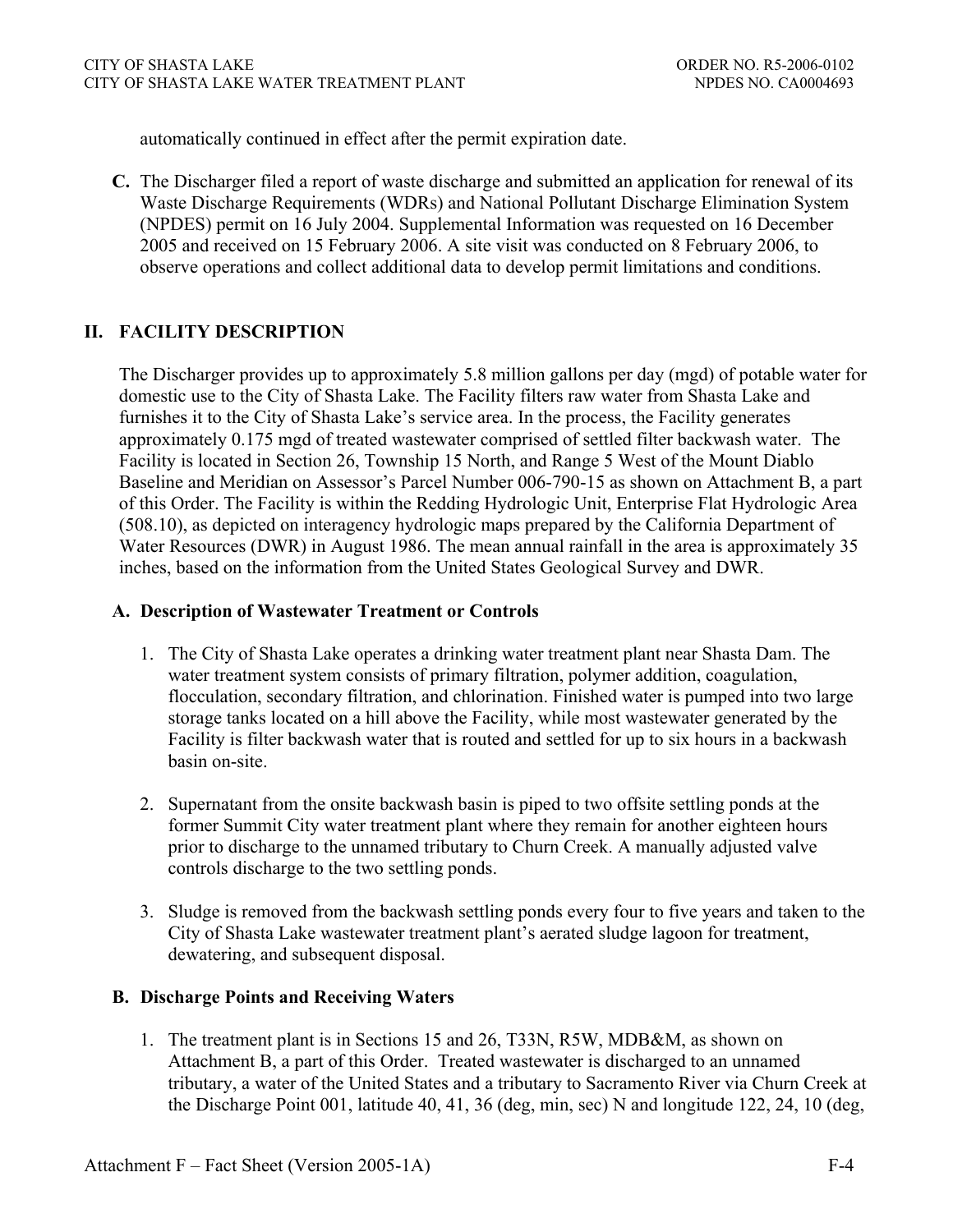automatically continued in effect after the permit expiration date.

**C.** The Discharger filed a report of waste discharge and submitted an application for renewal of its Waste Discharge Requirements (WDRs) and National Pollutant Discharge Elimination System (NPDES) permit on 16 July 2004. Supplemental Information was requested on 16 December 2005 and received on 15 February 2006. A site visit was conducted on 8 February 2006, to observe operations and collect additional data to develop permit limitations and conditions.

## II. FACILITY DESCRIPTION

The Discharger provides up to approximately 5.8 million gallons per day (mgd) of potable water for domestic use to the City of Shasta Lake. The Facility filters raw water from Shasta Lake and furnishes it to the City of Shasta Lake's service area. In the process, the Facility generates approximately 0.175 mgd of treated wastewater comprised of settled filter backwash water. The Facility is located in Section 26, Township 15 North, and Range 5 West of the Mount Diablo Baseline and Meridian on Assessor's Parcel Number 006-790-15 as shown on Attachment B, a part of this Order. The Facility is within the Redding Hydrologic Unit, Enterprise Flat Hydrologic Area (508.10), as depicted on interagency hydrologic maps prepared by the California Department of Water Resources (DWR) in August 1986. The mean annual rainfall in the area is approximately 35 inches, based on the information from the United States Geological Survey and DWR.

### A. Description of Wastewater Treatment or Controls

1. The City of Shasta Lake operates a drinking water treatment plant near Shasta Dam. The water treatment system consists of primary filtration, polymer addition, coagulation, flocculation, secondary filtration, and chlorination. Finished water is pumped into two large storage tanks located on a hill above the Facility, while most wastewater generated by the Facility is filter backwash water that is routed and settled for up to six hours in a backwash basin on-site.

2. Supernatant from the onsite backwash basin is piped to two offsite settling ponds at the former Summit City water treatment plant where they remain for another eighteen hours prior to discharge to the unnamed tributary to Churn Creek. A manually adjusted valve controls discharge to the two settling ponds.

3. Sludge is removed from the backwash settling ponds every four to five years and taken to the City of Shasta Lake wastewater treatment plant's aerated sludge lagoon for treatment, dewatering, and subsequent disposal.

### B. Discharge Points and Receiving Waters

1. The treatment plant is in Sections 15 and 26, T33N, R5W, MDB&M, as shown on Attachment B, a part of this Order. Treated wastewater is discharged to an unnamed tributary, a water of the United States and a tributary to Sacramento River via Churn Creek at the Discharge Point 001, latitude 40, 41, 36 (deg, min, sec) N and longitude 122, 24, 10 (deg,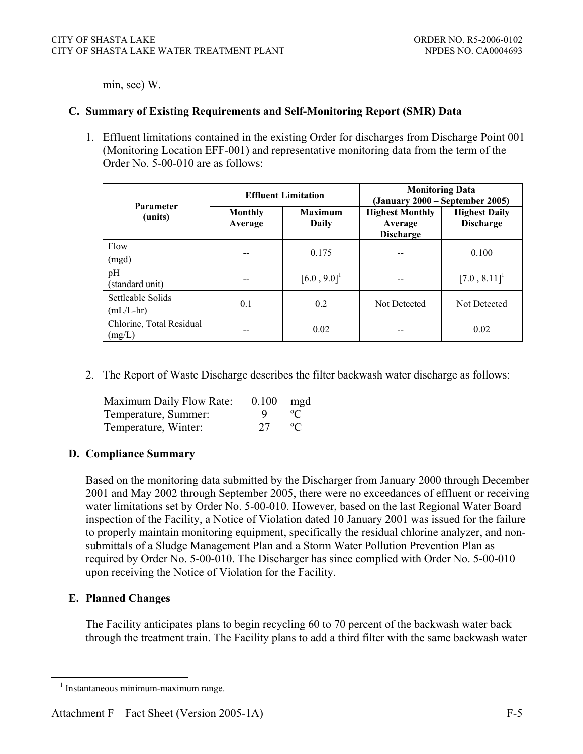min, sec) W.

## C. Summary of Existing Requirements and Self-Monitoring Report (SMR) Data

1. Effluent limitations contained in the existing Order for discharges from Discharge Point 001 (Monitoring Location EFF-001) and representative monitoring data from the term of the Order No. 5-00-010 are as follows:

| Parameter (units) | Effluent Limitation | | Monitoring Data (January 2000 – September 2005) | |
|---|---|---|---|---|
| | Monthly Average | Maximum Daily | Highest Monthly Average Discharge | Highest Daily Discharge |
| Flow (mgd) | -- | 0.175 | -- | 0.100 |
| pH (standard unit) | -- | [6.0 , 9.0][1] | -- | [7.0 , 8.11][1] |
| Settleable Solids (mL/L-hr) | 0.1 | 0.2 | Not Detected | Not Detected |
| Chlorine, Total Residual (mg/L) | -- | 0.02 | -- | 0.02 |

2. The Report of Waste Discharge describes the filter backwash water discharge as follows:

| | | |
|---|---|---|
| Maximum Daily Flow Rate: | 0.100 | mgd |
| Temperature, Summer: | 9 | ºC |
| Temperature, Winter: | 27 | ºC |

## D. Compliance Summary

Based on the monitoring data submitted by the Discharger from January 2000 through December 2001 and May 2002 through September 2005, there were no exceedances of effluent or receiving water limitations set by Order No. 5-00-010. However, based on the last Regional Water Board inspection of the Facility, a Notice of Violation dated 10 January 2001 was issued for the failure to properly maintain monitoring equipment, specifically the residual chlorine analyzer, and non-submittals of a Sludge Management Plan and a Storm Water Pollution Prevention Plan as required by Order No. 5-00-010. The Discharger has since complied with Order No. 5-00-010 upon receiving the Notice of Violation for the Facility.

## E. Planned Changes

The Facility anticipates plans to begin recycling 60 to 70 percent of the backwash water back through the treatment train. The Facility plans to add a third filter with the same backwash water

[1] Instantaneous minimum-maximum range.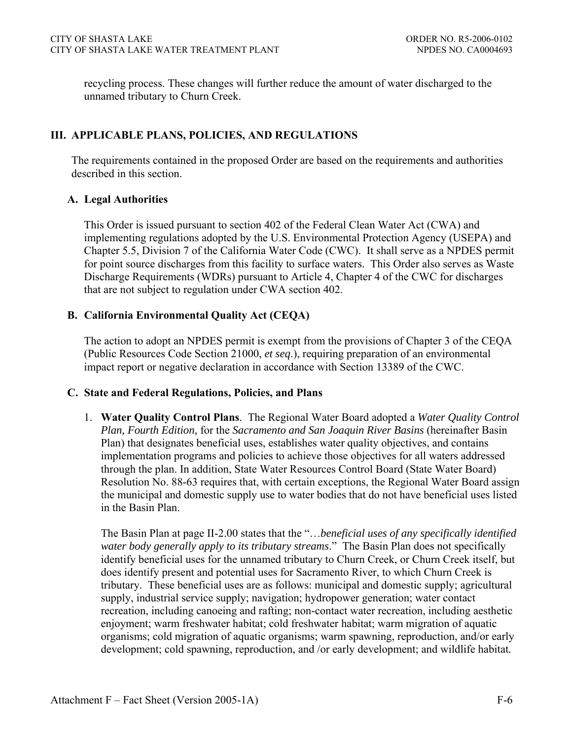recycling process. These changes will further reduce the amount of water discharged to the unnamed tributary to Churn Creek.

## III. APPLICABLE PLANS, POLICIES, AND REGULATIONS

The requirements contained in the proposed Order are based on the requirements and authorities described in this section.

### A. Legal Authorities

This Order is issued pursuant to section 402 of the Federal Clean Water Act (CWA) and implementing regulations adopted by the U.S. Environmental Protection Agency (USEPA) and Chapter 5.5, Division 7 of the California Water Code (CWC). It shall serve as a NPDES permit for point source discharges from this facility to surface waters. This Order also serves as Waste Discharge Requirements (WDRs) pursuant to Article 4, Chapter 4 of the CWC for discharges that are not subject to regulation under CWA section 402.

### B. California Environmental Quality Act (CEQA)

The action to adopt an NPDES permit is exempt from the provisions of Chapter 3 of the CEQA (Public Resources Code Section 21000, *et seq*.), requiring preparation of an environmental impact report or negative declaration in accordance with Section 13389 of the CWC.

### C. State and Federal Regulations, Policies, and Plans

1. **Water Quality Control Plans**. The Regional Water Board adopted a *Water Quality Control Plan, Fourth Edition,* for the *Sacramento and San Joaquin River Basins* (hereinafter Basin Plan) that designates beneficial uses, establishes water quality objectives, and contains implementation programs and policies to achieve those objectives for all waters addressed through the plan. In addition, State Water Resources Control Board (State Water Board) Resolution No. 88-63 requires that, with certain exceptions, the Regional Water Board assign the municipal and domestic supply use to water bodies that do not have beneficial uses listed in the Basin Plan.

   The Basin Plan at page II-2.00 states that the "…*beneficial uses of any specifically identified water body generally apply to its tributary streams*." The Basin Plan does not specifically identify beneficial uses for the unnamed tributary to Churn Creek, or Churn Creek itself, but does identify present and potential uses for Sacramento River, to which Churn Creek is tributary. These beneficial uses are as follows: municipal and domestic supply; agricultural supply, industrial service supply; navigation; hydropower generation; water contact recreation, including canoeing and rafting; non-contact water recreation, including aesthetic enjoyment; warm freshwater habitat; cold freshwater habitat; warm migration of aquatic organisms; cold migration of aquatic organisms; warm spawning, reproduction, and/or early development; cold spawning, reproduction, and /or early development; and wildlife habitat.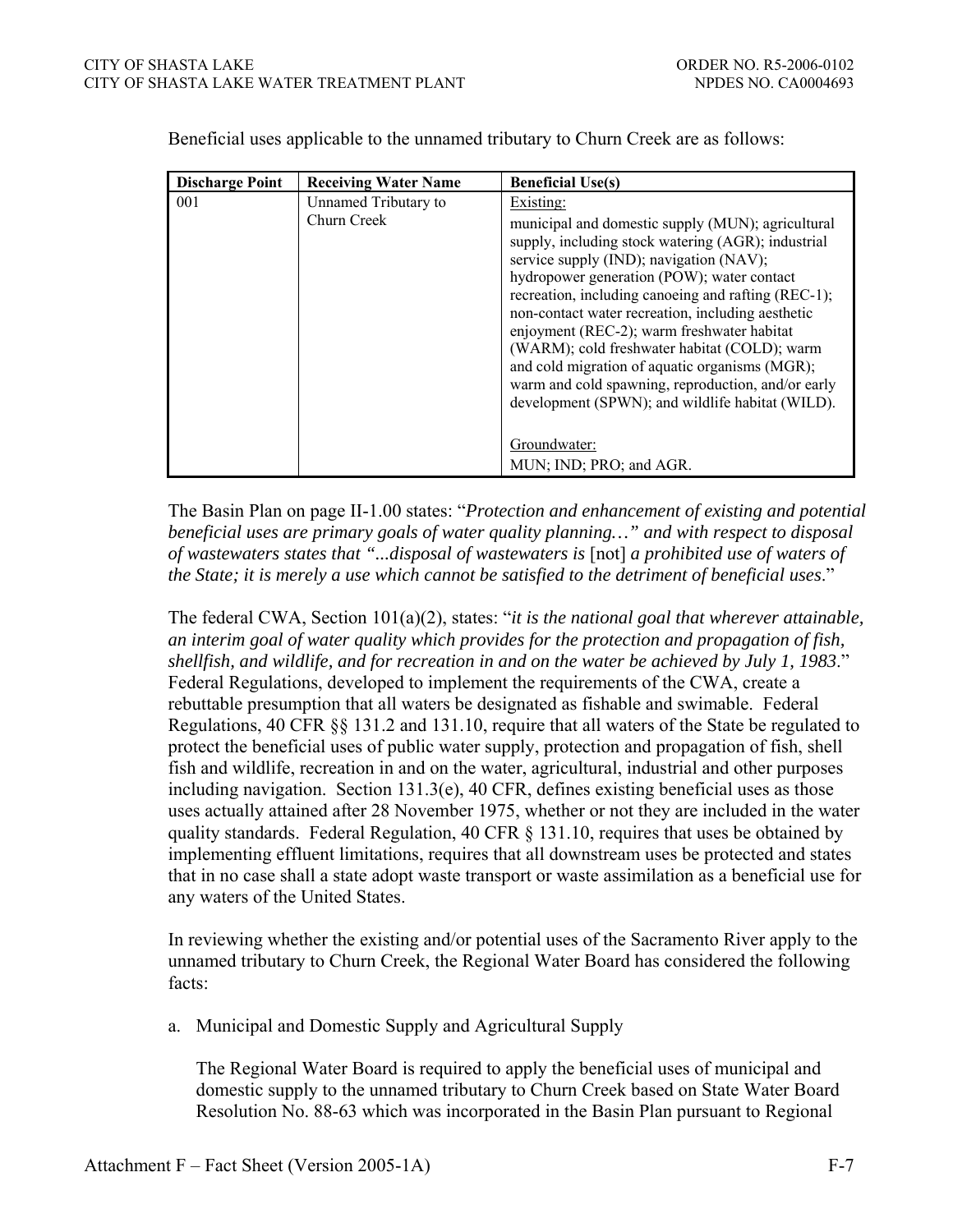Beneficial uses applicable to the unnamed tributary to Churn Creek are as follows:

| Discharge Point | Receiving Water Name | Beneficial Use(s) |
|---|---|---|
| 001 | Unnamed Tributary to Churn Creek | Existing:<br>municipal and domestic supply (MUN); agricultural supply, including stock watering (AGR); industrial service supply (IND); navigation (NAV); hydropower generation (POW); water contact recreation, including canoeing and rafting (REC-1); non-contact water recreation, including aesthetic enjoyment (REC-2); warm freshwater habitat (WARM); cold freshwater habitat (COLD); warm and cold migration of aquatic organisms (MGR); warm and cold spawning, reproduction, and/or early development (SPWN); and wildlife habitat (WILD).<br><br>Groundwater:<br>MUN; IND; PRO; and AGR. |

The Basin Plan on page II-1.00 states: "*Protection and enhancement of existing and potential beneficial uses are primary goals of water quality planning…" and with respect to disposal of wastewaters states that "...disposal of wastewaters is* [not] *a prohibited use of waters of the State; it is merely a use which cannot be satisfied to the detriment of beneficial uses*."

The federal CWA, Section 101(a)(2), states: "*it is the national goal that wherever attainable, an interim goal of water quality which provides for the protection and propagation of fish, shellfish, and wildlife, and for recreation in and on the water be achieved by July 1, 1983*." Federal Regulations, developed to implement the requirements of the CWA, create a rebuttable presumption that all waters be designated as fishable and swimable. Federal Regulations, 40 CFR §§ 131.2 and 131.10, require that all waters of the State be regulated to protect the beneficial uses of public water supply, protection and propagation of fish, shell fish and wildlife, recreation in and on the water, agricultural, industrial and other purposes including navigation. Section 131.3(e), 40 CFR, defines existing beneficial uses as those uses actually attained after 28 November 1975, whether or not they are included in the water quality standards. Federal Regulation, 40 CFR § 131.10, requires that uses be obtained by implementing effluent limitations, requires that all downstream uses be protected and states that in no case shall a state adopt waste transport or waste assimilation as a beneficial use for any waters of the United States.

In reviewing whether the existing and/or potential uses of the Sacramento River apply to the unnamed tributary to Churn Creek, the Regional Water Board has considered the following facts:

a. Municipal and Domestic Supply and Agricultural Supply

   The Regional Water Board is required to apply the beneficial uses of municipal and domestic supply to the unnamed tributary to Churn Creek based on State Water Board Resolution No. 88-63 which was incorporated in the Basin Plan pursuant to Regional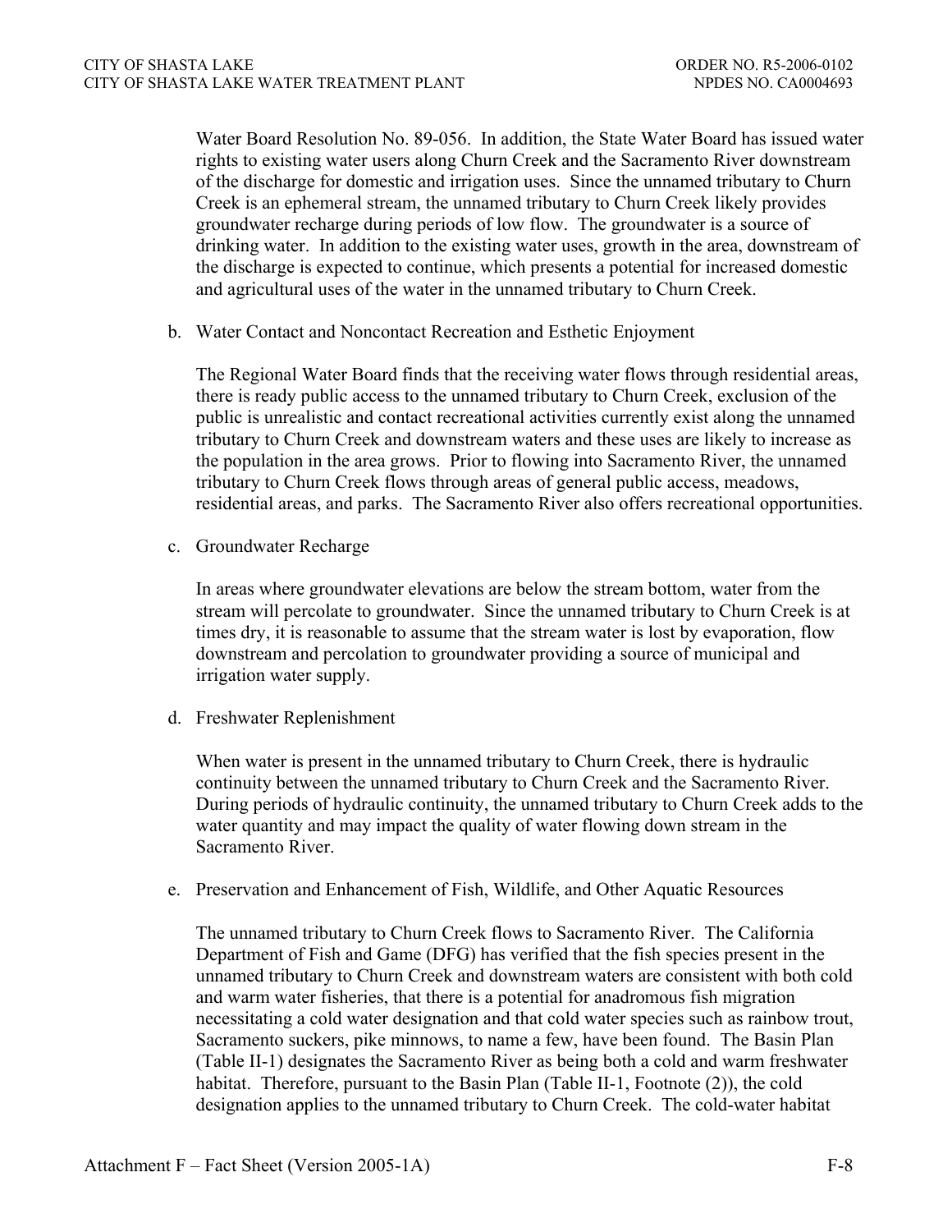Water Board Resolution No. 89-056. In addition, the State Water Board has issued water rights to existing water users along Churn Creek and the Sacramento River downstream of the discharge for domestic and irrigation uses. Since the unnamed tributary to Churn Creek is an ephemeral stream, the unnamed tributary to Churn Creek likely provides groundwater recharge during periods of low flow. The groundwater is a source of drinking water. In addition to the existing water uses, growth in the area, downstream of the discharge is expected to continue, which presents a potential for increased domestic and agricultural uses of the water in the unnamed tributary to Churn Creek.

b. Water Contact and Noncontact Recreation and Esthetic Enjoyment

The Regional Water Board finds that the receiving water flows through residential areas, there is ready public access to the unnamed tributary to Churn Creek, exclusion of the public is unrealistic and contact recreational activities currently exist along the unnamed tributary to Churn Creek and downstream waters and these uses are likely to increase as the population in the area grows. Prior to flowing into Sacramento River, the unnamed tributary to Churn Creek flows through areas of general public access, meadows, residential areas, and parks. The Sacramento River also offers recreational opportunities.

c. Groundwater Recharge

In areas where groundwater elevations are below the stream bottom, water from the stream will percolate to groundwater. Since the unnamed tributary to Churn Creek is at times dry, it is reasonable to assume that the stream water is lost by evaporation, flow downstream and percolation to groundwater providing a source of municipal and irrigation water supply.

d. Freshwater Replenishment

When water is present in the unnamed tributary to Churn Creek, there is hydraulic continuity between the unnamed tributary to Churn Creek and the Sacramento River. During periods of hydraulic continuity, the unnamed tributary to Churn Creek adds to the water quantity and may impact the quality of water flowing down stream in the Sacramento River.

e. Preservation and Enhancement of Fish, Wildlife, and Other Aquatic Resources

The unnamed tributary to Churn Creek flows to Sacramento River. The California Department of Fish and Game (DFG) has verified that the fish species present in the unnamed tributary to Churn Creek and downstream waters are consistent with both cold and warm water fisheries, that there is a potential for anadromous fish migration necessitating a cold water designation and that cold water species such as rainbow trout, Sacramento suckers, pike minnows, to name a few, have been found. The Basin Plan (Table II-1) designates the Sacramento River as being both a cold and warm freshwater habitat. Therefore, pursuant to the Basin Plan (Table II-1, Footnote (2)), the cold designation applies to the unnamed tributary to Churn Creek. The cold-water habitat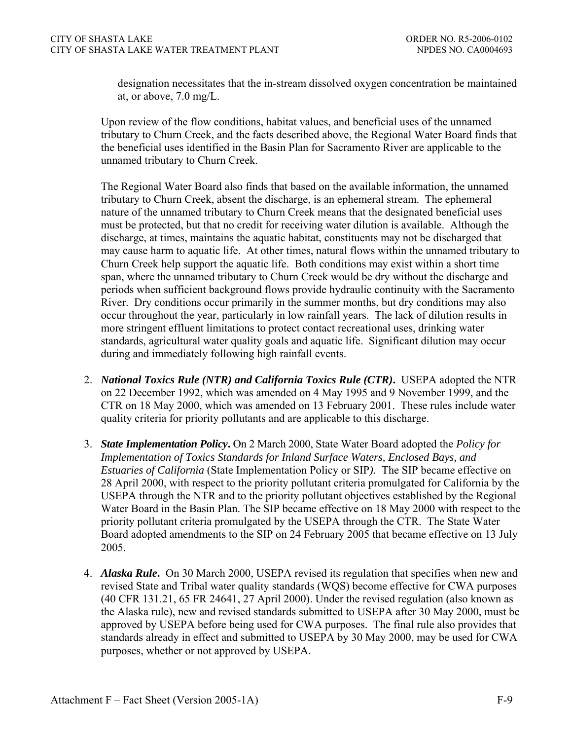designation necessitates that the in-stream dissolved oxygen concentration be maintained at, or above, 7.0 mg/L.

Upon review of the flow conditions, habitat values, and beneficial uses of the unnamed tributary to Churn Creek, and the facts described above, the Regional Water Board finds that the beneficial uses identified in the Basin Plan for Sacramento River are applicable to the unnamed tributary to Churn Creek.

The Regional Water Board also finds that based on the available information, the unnamed tributary to Churn Creek, absent the discharge, is an ephemeral stream. The ephemeral nature of the unnamed tributary to Churn Creek means that the designated beneficial uses must be protected, but that no credit for receiving water dilution is available. Although the discharge, at times, maintains the aquatic habitat, constituents may not be discharged that may cause harm to aquatic life. At other times, natural flows within the unnamed tributary to Churn Creek help support the aquatic life. Both conditions may exist within a short time span, where the unnamed tributary to Churn Creek would be dry without the discharge and periods when sufficient background flows provide hydraulic continuity with the Sacramento River. Dry conditions occur primarily in the summer months, but dry conditions may also occur throughout the year, particularly in low rainfall years. The lack of dilution results in more stringent effluent limitations to protect contact recreational uses, drinking water standards, agricultural water quality goals and aquatic life. Significant dilution may occur during and immediately following high rainfall events.

2. ***National Toxics Rule (NTR) and California Toxics Rule (CTR).*** USEPA adopted the NTR on 22 December 1992, which was amended on 4 May 1995 and 9 November 1999, and the CTR on 18 May 2000, which was amended on 13 February 2001. These rules include water quality criteria for priority pollutants and are applicable to this discharge.

3. ***State Implementation Policy*****.** On 2 March 2000, State Water Board adopted the *Policy for Implementation of Toxics Standards for Inland Surface Waters, Enclosed Bays, and Estuaries of California* (State Implementation Policy or SIP*).* The SIP became effective on 28 April 2000, with respect to the priority pollutant criteria promulgated for California by the USEPA through the NTR and to the priority pollutant objectives established by the Regional Water Board in the Basin Plan. The SIP became effective on 18 May 2000 with respect to the priority pollutant criteria promulgated by the USEPA through the CTR. The State Water Board adopted amendments to the SIP on 24 February 2005 that became effective on 13 July 2005.

4. ***Alaska Rule*****.** On 30 March 2000, USEPA revised its regulation that specifies when new and revised State and Tribal water quality standards (WQS) become effective for CWA purposes (40 CFR 131.21, 65 FR 24641, 27 April 2000). Under the revised regulation (also known as the Alaska rule), new and revised standards submitted to USEPA after 30 May 2000, must be approved by USEPA before being used for CWA purposes. The final rule also provides that standards already in effect and submitted to USEPA by 30 May 2000, may be used for CWA purposes, whether or not approved by USEPA.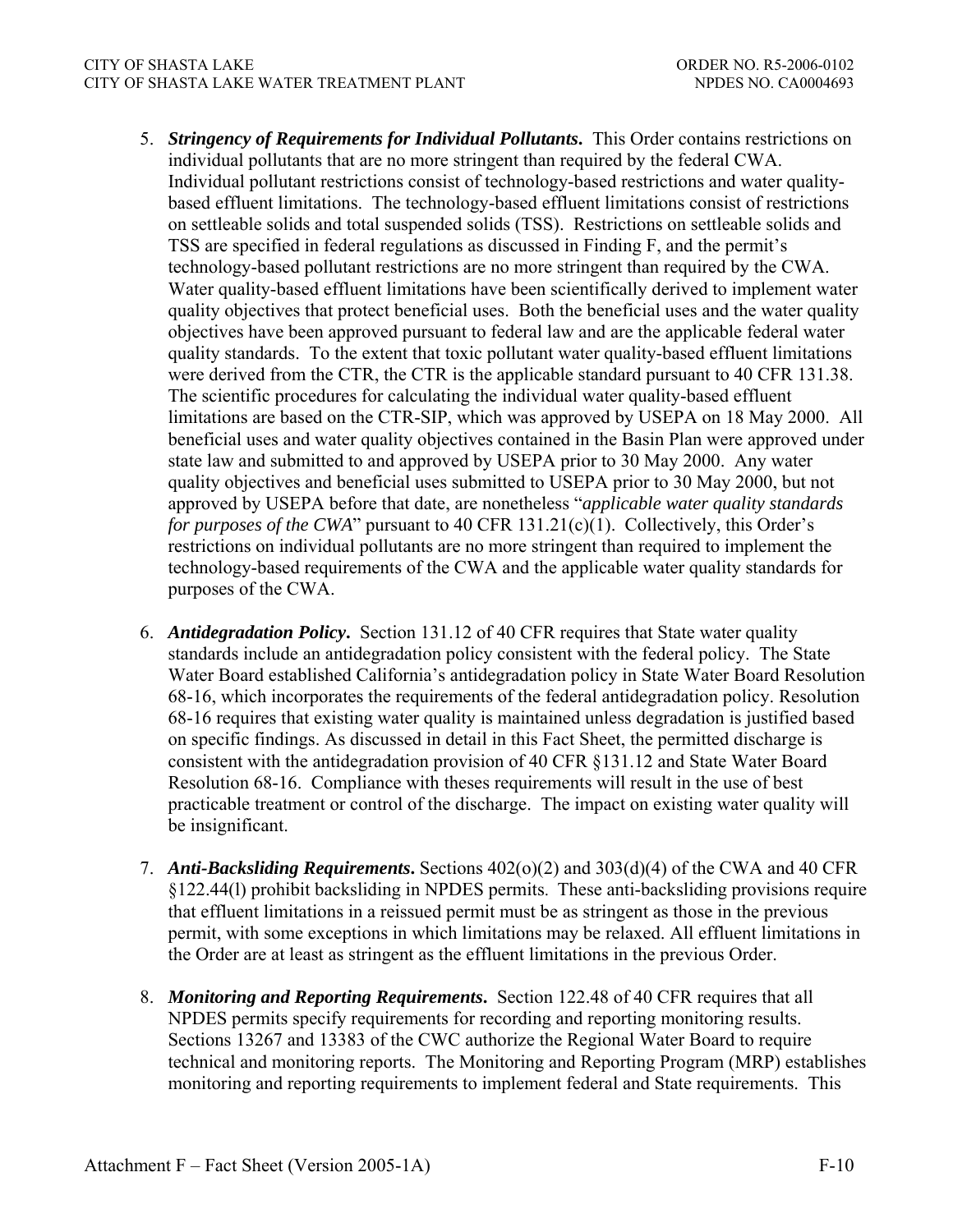5. ***Stringency of Requirements for Individual Pollutants.*** This Order contains restrictions on individual pollutants that are no more stringent than required by the federal CWA. Individual pollutant restrictions consist of technology-based restrictions and water quality-based effluent limitations. The technology-based effluent limitations consist of restrictions on settleable solids and total suspended solids (TSS). Restrictions on settleable solids and TSS are specified in federal regulations as discussed in Finding F, and the permit's technology-based pollutant restrictions are no more stringent than required by the CWA. Water quality-based effluent limitations have been scientifically derived to implement water quality objectives that protect beneficial uses. Both the beneficial uses and the water quality objectives have been approved pursuant to federal law and are the applicable federal water quality standards. To the extent that toxic pollutant water quality-based effluent limitations were derived from the CTR, the CTR is the applicable standard pursuant to 40 CFR 131.38. The scientific procedures for calculating the individual water quality-based effluent limitations are based on the CTR-SIP, which was approved by USEPA on 18 May 2000. All beneficial uses and water quality objectives contained in the Basin Plan were approved under state law and submitted to and approved by USEPA prior to 30 May 2000. Any water quality objectives and beneficial uses submitted to USEPA prior to 30 May 2000, but not approved by USEPA before that date, are nonetheless "*applicable water quality standards for purposes of the CWA*" pursuant to 40 CFR 131.21(c)(1). Collectively, this Order's restrictions on individual pollutants are no more stringent than required to implement the technology-based requirements of the CWA and the applicable water quality standards for purposes of the CWA.

6. ***Antidegradation Policy.*** Section 131.12 of 40 CFR requires that State water quality standards include an antidegradation policy consistent with the federal policy. The State Water Board established California's antidegradation policy in State Water Board Resolution 68-16, which incorporates the requirements of the federal antidegradation policy. Resolution 68-16 requires that existing water quality is maintained unless degradation is justified based on specific findings. As discussed in detail in this Fact Sheet, the permitted discharge is consistent with the antidegradation provision of 40 CFR §131.12 and State Water Board Resolution 68-16. Compliance with theses requirements will result in the use of best practicable treatment or control of the discharge. The impact on existing water quality will be insignificant.

7. ***Anti-Backsliding Requirements.*** Sections 402(o)(2) and 303(d)(4) of the CWA and 40 CFR §122.44(l) prohibit backsliding in NPDES permits. These anti-backsliding provisions require that effluent limitations in a reissued permit must be as stringent as those in the previous permit, with some exceptions in which limitations may be relaxed. All effluent limitations in the Order are at least as stringent as the effluent limitations in the previous Order.

8. ***Monitoring and Reporting Requirements.*** Section 122.48 of 40 CFR requires that all NPDES permits specify requirements for recording and reporting monitoring results. Sections 13267 and 13383 of the CWC authorize the Regional Water Board to require technical and monitoring reports. The Monitoring and Reporting Program (MRP) establishes monitoring and reporting requirements to implement federal and State requirements. This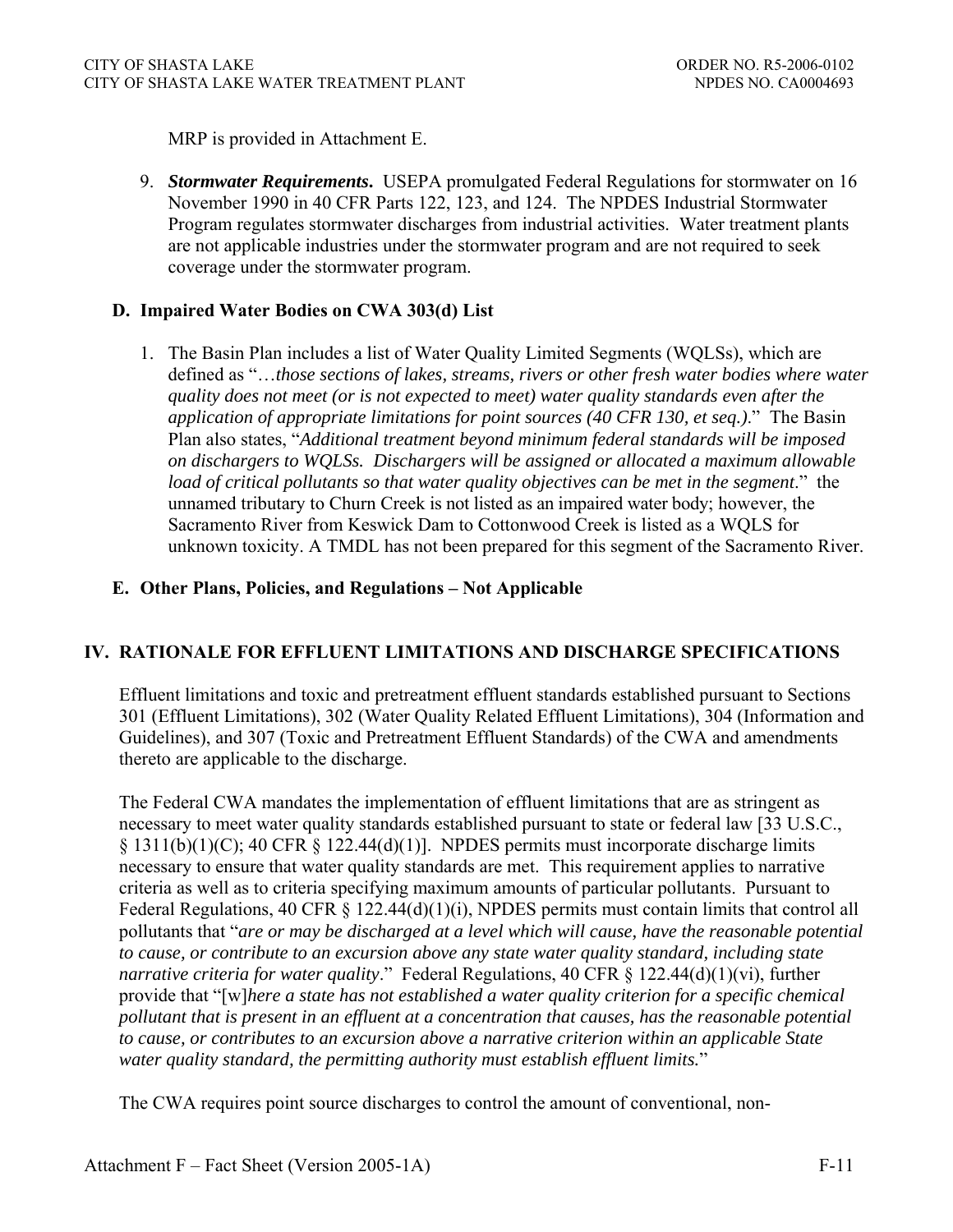MRP is provided in Attachment E.

9. ***Stormwater Requirements.*** USEPA promulgated Federal Regulations for stormwater on 16 November 1990 in 40 CFR Parts 122, 123, and 124. The NPDES Industrial Stormwater Program regulates stormwater discharges from industrial activities. Water treatment plants are not applicable industries under the stormwater program and are not required to seek coverage under the stormwater program.

### D. Impaired Water Bodies on CWA 303(d) List

1. The Basin Plan includes a list of Water Quality Limited Segments (WQLSs), which are defined as "…*those sections of lakes, streams, rivers or other fresh water bodies where water quality does not meet (or is not expected to meet) water quality standards even after the application of appropriate limitations for point sources (40 CFR 130, et seq.)*." The Basin Plan also states, "*Additional treatment beyond minimum federal standards will be imposed on dischargers to WQLSs. Dischargers will be assigned or allocated a maximum allowable load of critical pollutants so that water quality objectives can be met in the segment*." the unnamed tributary to Churn Creek is not listed as an impaired water body; however, the Sacramento River from Keswick Dam to Cottonwood Creek is listed as a WQLS for unknown toxicity. A TMDL has not been prepared for this segment of the Sacramento River.

### E. Other Plans, Policies, and Regulations – Not Applicable

## IV. RATIONALE FOR EFFLUENT LIMITATIONS AND DISCHARGE SPECIFICATIONS

Effluent limitations and toxic and pretreatment effluent standards established pursuant to Sections 301 (Effluent Limitations), 302 (Water Quality Related Effluent Limitations), 304 (Information and Guidelines), and 307 (Toxic and Pretreatment Effluent Standards) of the CWA and amendments thereto are applicable to the discharge.

The Federal CWA mandates the implementation of effluent limitations that are as stringent as necessary to meet water quality standards established pursuant to state or federal law [33 U.S.C., § 1311(b)(1)(C); 40 CFR § 122.44(d)(1)]. NPDES permits must incorporate discharge limits necessary to ensure that water quality standards are met. This requirement applies to narrative criteria as well as to criteria specifying maximum amounts of particular pollutants. Pursuant to Federal Regulations, 40 CFR § 122.44(d)(1)(i), NPDES permits must contain limits that control all pollutants that "*are or may be discharged at a level which will cause, have the reasonable potential to cause, or contribute to an excursion above any state water quality standard, including state narrative criteria for water quality*." Federal Regulations, 40 CFR § 122.44(d)(1)(vi), further provide that "[w]*here a state has not established a water quality criterion for a specific chemical pollutant that is present in an effluent at a concentration that causes, has the reasonable potential to cause, or contributes to an excursion above a narrative criterion within an applicable State water quality standard, the permitting authority must establish effluent limits.*"

The CWA requires point source discharges to control the amount of conventional, non-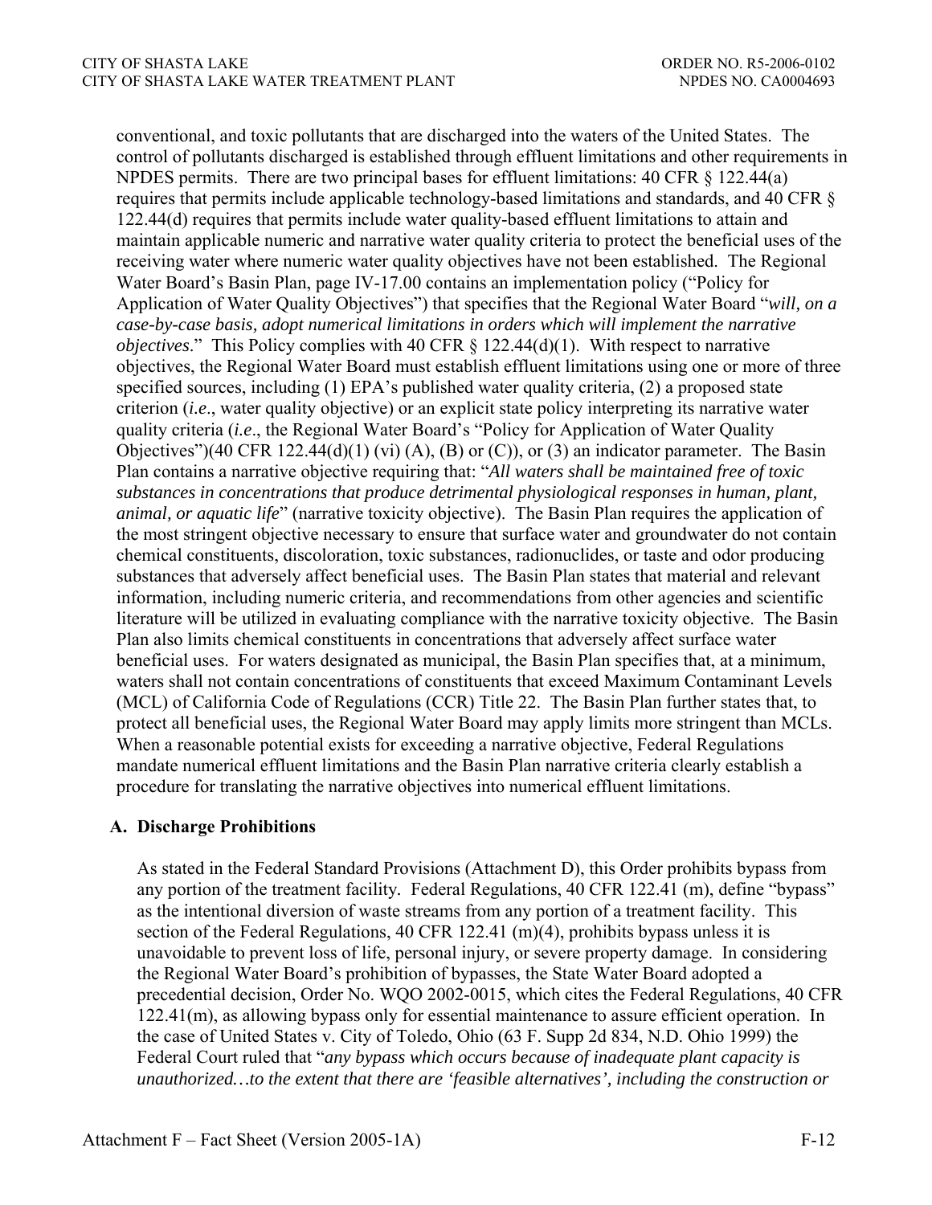conventional, and toxic pollutants that are discharged into the waters of the United States. The control of pollutants discharged is established through effluent limitations and other requirements in NPDES permits. There are two principal bases for effluent limitations: 40 CFR § 122.44(a) requires that permits include applicable technology-based limitations and standards, and 40 CFR § 122.44(d) requires that permits include water quality-based effluent limitations to attain and maintain applicable numeric and narrative water quality criteria to protect the beneficial uses of the receiving water where numeric water quality objectives have not been established. The Regional Water Board's Basin Plan, page IV-17.00 contains an implementation policy ("Policy for Application of Water Quality Objectives") that specifies that the Regional Water Board "*will, on a case-by-case basis, adopt numerical limitations in orders which will implement the narrative objectives*." This Policy complies with 40 CFR § 122.44(d)(1). With respect to narrative objectives, the Regional Water Board must establish effluent limitations using one or more of three specified sources, including (1) EPA's published water quality criteria, (2) a proposed state criterion (*i.e*., water quality objective) or an explicit state policy interpreting its narrative water quality criteria (*i.e*., the Regional Water Board's "Policy for Application of Water Quality Objectives")(40 CFR 122.44(d)(1) (vi) (A), (B) or (C)), or (3) an indicator parameter. The Basin Plan contains a narrative objective requiring that: "*All waters shall be maintained free of toxic substances in concentrations that produce detrimental physiological responses in human, plant, animal, or aquatic life*" (narrative toxicity objective). The Basin Plan requires the application of the most stringent objective necessary to ensure that surface water and groundwater do not contain chemical constituents, discoloration, toxic substances, radionuclides, or taste and odor producing substances that adversely affect beneficial uses. The Basin Plan states that material and relevant information, including numeric criteria, and recommendations from other agencies and scientific literature will be utilized in evaluating compliance with the narrative toxicity objective. The Basin Plan also limits chemical constituents in concentrations that adversely affect surface water beneficial uses. For waters designated as municipal, the Basin Plan specifies that, at a minimum, waters shall not contain concentrations of constituents that exceed Maximum Contaminant Levels (MCL) of California Code of Regulations (CCR) Title 22. The Basin Plan further states that, to protect all beneficial uses, the Regional Water Board may apply limits more stringent than MCLs. When a reasonable potential exists for exceeding a narrative objective, Federal Regulations mandate numerical effluent limitations and the Basin Plan narrative criteria clearly establish a procedure for translating the narrative objectives into numerical effluent limitations.

## A. Discharge Prohibitions

As stated in the Federal Standard Provisions (Attachment D), this Order prohibits bypass from any portion of the treatment facility. Federal Regulations, 40 CFR 122.41 (m), define "bypass" as the intentional diversion of waste streams from any portion of a treatment facility. This section of the Federal Regulations, 40 CFR 122.41 (m)(4), prohibits bypass unless it is unavoidable to prevent loss of life, personal injury, or severe property damage. In considering the Regional Water Board's prohibition of bypasses, the State Water Board adopted a precedential decision, Order No. WQO 2002-0015, which cites the Federal Regulations, 40 CFR 122.41(m), as allowing bypass only for essential maintenance to assure efficient operation. In the case of United States v. City of Toledo, Ohio (63 F. Supp 2d 834, N.D. Ohio 1999) the Federal Court ruled that "*any bypass which occurs because of inadequate plant capacity is unauthorized…to the extent that there are 'feasible alternatives', including the construction or*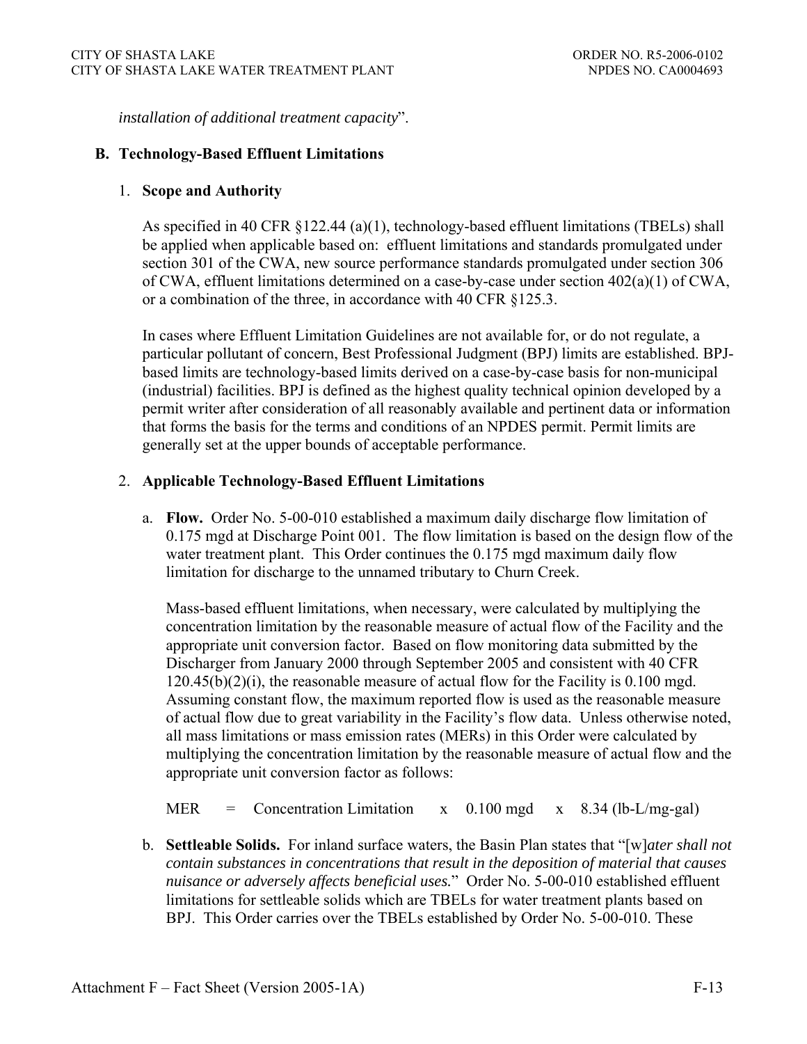*installation of additional treatment capacity*".

## B. Technology-Based Effluent Limitations

### 1. Scope and Authority

As specified in 40 CFR §122.44 (a)(1), technology-based effluent limitations (TBELs) shall be applied when applicable based on: effluent limitations and standards promulgated under section 301 of the CWA, new source performance standards promulgated under section 306 of CWA, effluent limitations determined on a case-by-case under section 402(a)(1) of CWA, or a combination of the three, in accordance with 40 CFR §125.3.

In cases where Effluent Limitation Guidelines are not available for, or do not regulate, a particular pollutant of concern, Best Professional Judgment (BPJ) limits are established. BPJ-based limits are technology-based limits derived on a case-by-case basis for non-municipal (industrial) facilities. BPJ is defined as the highest quality technical opinion developed by a permit writer after consideration of all reasonably available and pertinent data or information that forms the basis for the terms and conditions of an NPDES permit. Permit limits are generally set at the upper bounds of acceptable performance.

### 2. Applicable Technology-Based Effluent Limitations

a. **Flow.** Order No. 5-00-010 established a maximum daily discharge flow limitation of 0.175 mgd at Discharge Point 001. The flow limitation is based on the design flow of the water treatment plant. This Order continues the 0.175 mgd maximum daily flow limitation for discharge to the unnamed tributary to Churn Creek.

   Mass-based effluent limitations, when necessary, were calculated by multiplying the concentration limitation by the reasonable measure of actual flow of the Facility and the appropriate unit conversion factor. Based on flow monitoring data submitted by the Discharger from January 2000 through September 2005 and consistent with 40 CFR 120.45(b)(2)(i), the reasonable measure of actual flow for the Facility is 0.100 mgd. Assuming constant flow, the maximum reported flow is used as the reasonable measure of actual flow due to great variability in the Facility's flow data. Unless otherwise noted, all mass limitations or mass emission rates (MERs) in this Order were calculated by multiplying the concentration limitation by the reasonable measure of actual flow and the appropriate unit conversion factor as follows:

   MER = Concentration Limitation x 0.100 mgd x 8.34 (lb-L/mg-gal)

b. **Settleable Solids.** For inland surface waters, the Basin Plan states that "[w]*ater shall not contain substances in concentrations that result in the deposition of material that causes nuisance or adversely affects beneficial uses.*" Order No. 5-00-010 established effluent limitations for settleable solids which are TBELs for water treatment plants based on BPJ. This Order carries over the TBELs established by Order No. 5-00-010. These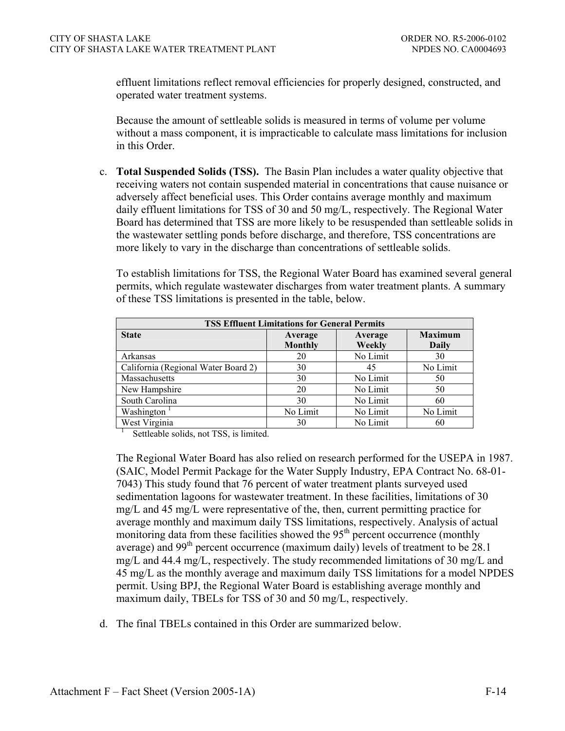effluent limitations reflect removal efficiencies for properly designed, constructed, and operated water treatment systems.

Because the amount of settleable solids is measured in terms of volume per volume without a mass component, it is impracticable to calculate mass limitations for inclusion in this Order.

c. **Total Suspended Solids (TSS).** The Basin Plan includes a water quality objective that receiving waters not contain suspended material in concentrations that cause nuisance or adversely affect beneficial uses. This Order contains average monthly and maximum daily effluent limitations for TSS of 30 and 50 mg/L, respectively. The Regional Water Board has determined that TSS are more likely to be resuspended than settleable solids in the wastewater settling ponds before discharge, and therefore, TSS concentrations are more likely to vary in the discharge than concentrations of settleable solids.

To establish limitations for TSS, the Regional Water Board has examined several general permits, which regulate wastewater discharges from water treatment plants. A summary of these TSS limitations is presented in the table, below.

| TSS Effluent Limitations for General Permits | | | |
|---|---|---|---|
| **State** | **Average Monthly** | **Average Weekly** | **Maximum Daily** |
| Arkansas | 20 | No Limit | 30 |
| California (Regional Water Board 2) | 30 | 45 | No Limit |
| Massachusetts | 30 | No Limit | 50 |
| New Hampshire | 20 | No Limit | 50 |
| South Carolina | 30 | No Limit | 60 |
| Washington [1] | No Limit | No Limit | No Limit |
| West Virginia | 30 | No Limit | 60 |

[1] Settleable solids, not TSS, is limited.

The Regional Water Board has also relied on research performed for the USEPA in 1987. (SAIC, Model Permit Package for the Water Supply Industry, EPA Contract No. 68-01-7043) This study found that 76 percent of water treatment plants surveyed used sedimentation lagoons for wastewater treatment. In these facilities, limitations of 30 mg/L and 45 mg/L were representative of the, then, current permitting practice for average monthly and maximum daily TSS limitations, respectively. Analysis of actual monitoring data from these facilities showed the 95th percent occurrence (monthly average) and 99th percent occurrence (maximum daily) levels of treatment to be 28.1 mg/L and 44.4 mg/L, respectively. The study recommended limitations of 30 mg/L and 45 mg/L as the monthly average and maximum daily TSS limitations for a model NPDES permit. Using BPJ, the Regional Water Board is establishing average monthly and maximum daily, TBELs for TSS of 30 and 50 mg/L, respectively.

d. The final TBELs contained in this Order are summarized below.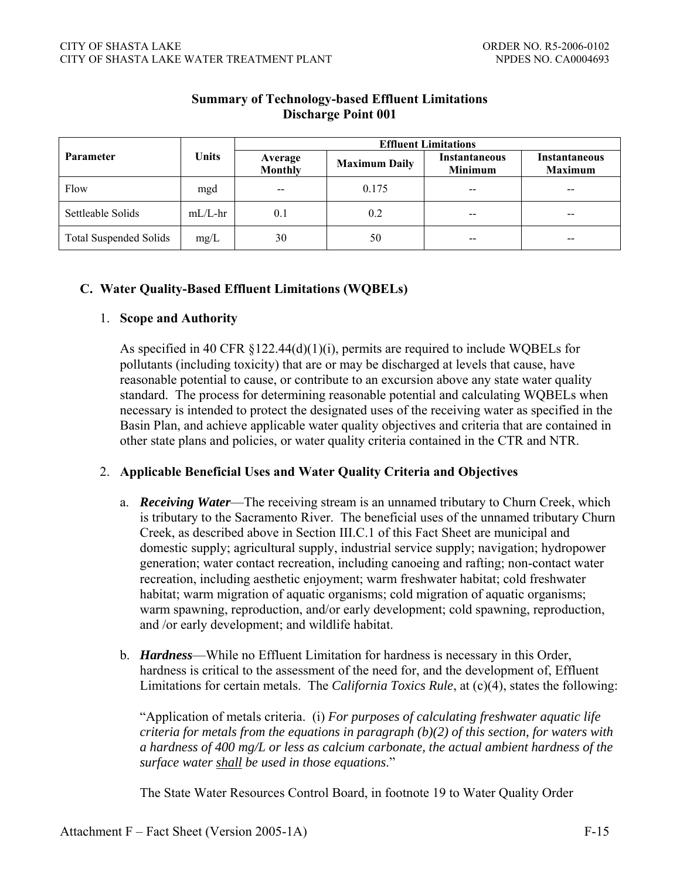**Summary of Technology-based Effluent Limitations Discharge Point 001**

| Parameter | Units | Effluent Limitations | | | |
|---|---|---|---|---|---|
| | | Average Monthly | Maximum Daily | Instantaneous Minimum | Instantaneous Maximum |
| Flow | mgd | -- | 0.175 | -- | -- |
| Settleable Solids | mL/L-hr | 0.1 | 0.2 | -- | -- |
| Total Suspended Solids | mg/L | 30 | 50 | -- | -- |

## C. Water Quality-Based Effluent Limitations (WQBELs)

### 1. Scope and Authority

As specified in 40 CFR §122.44(d)(1)(i), permits are required to include WQBELs for pollutants (including toxicity) that are or may be discharged at levels that cause, have reasonable potential to cause, or contribute to an excursion above any state water quality standard. The process for determining reasonable potential and calculating WQBELs when necessary is intended to protect the designated uses of the receiving water as specified in the Basin Plan, and achieve applicable water quality objectives and criteria that are contained in other state plans and policies, or water quality criteria contained in the CTR and NTR.

### 2. Applicable Beneficial Uses and Water Quality Criteria and Objectives

a. ***Receiving Water***—The receiving stream is an unnamed tributary to Churn Creek, which is tributary to the Sacramento River. The beneficial uses of the unnamed tributary Churn Creek, as described above in Section III.C.1 of this Fact Sheet are municipal and domestic supply; agricultural supply, industrial service supply; navigation; hydropower generation; water contact recreation, including canoeing and rafting; non-contact water recreation, including aesthetic enjoyment; warm freshwater habitat; cold freshwater habitat; warm migration of aquatic organisms; cold migration of aquatic organisms; warm spawning, reproduction, and/or early development; cold spawning, reproduction, and /or early development; and wildlife habitat.

b. ***Hardness***—While no Effluent Limitation for hardness is necessary in this Order, hardness is critical to the assessment of the need for, and the development of, Effluent Limitations for certain metals. The *California Toxics Rule*, at (c)(4), states the following:

"Application of metals criteria. (i) *For purposes of calculating freshwater aquatic life criteria for metals from the equations in paragraph (b)(2) of this section, for waters with a hardness of 400 mg/L or less as calcium carbonate, the actual ambient hardness of the surface water shall be used in those equations*."

The State Water Resources Control Board, in footnote 19 to Water Quality Order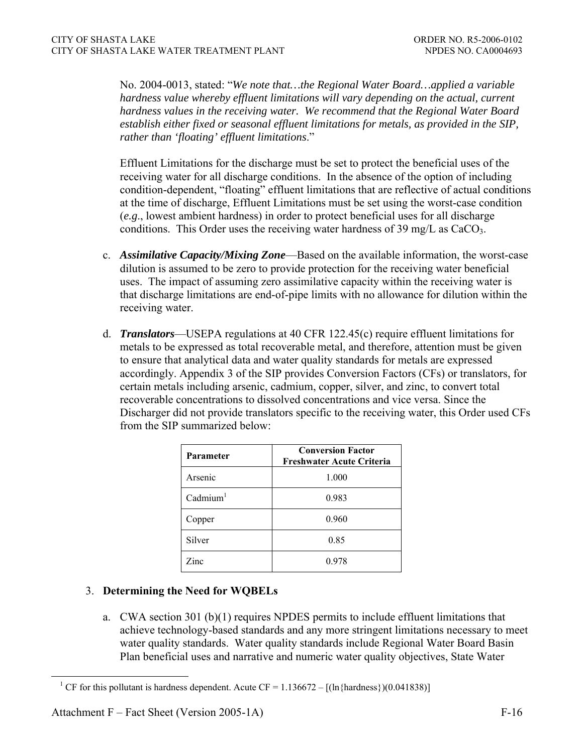No. 2004-0013, stated: "*We note that…the Regional Water Board…applied a variable hardness value whereby effluent limitations will vary depending on the actual, current hardness values in the receiving water. We recommend that the Regional Water Board establish either fixed or seasonal effluent limitations for metals, as provided in the SIP, rather than 'floating' effluent limitations*."

Effluent Limitations for the discharge must be set to protect the beneficial uses of the receiving water for all discharge conditions. In the absence of the option of including condition-dependent, "floating" effluent limitations that are reflective of actual conditions at the time of discharge, Effluent Limitations must be set using the worst-case condition (*e.g*., lowest ambient hardness) in order to protect beneficial uses for all discharge conditions. This Order uses the receiving water hardness of 39 mg/L as $CaCO_3$.

c. ***Assimilative Capacity/Mixing Zone***—Based on the available information, the worst-case dilution is assumed to be zero to provide protection for the receiving water beneficial uses. The impact of assuming zero assimilative capacity within the receiving water is that discharge limitations are end-of-pipe limits with no allowance for dilution within the receiving water.

d. ***Translators***—USEPA regulations at 40 CFR 122.45(c) require effluent limitations for metals to be expressed as total recoverable metal, and therefore, attention must be given to ensure that analytical data and water quality standards for metals are expressed accordingly. Appendix 3 of the SIP provides Conversion Factors (CFs) or translators, for certain metals including arsenic, cadmium, copper, silver, and zinc, to convert total recoverable concentrations to dissolved concentrations and vice versa. Since the Discharger did not provide translators specific to the receiving water, this Order used CFs from the SIP summarized below:

| Parameter | Conversion Factor Freshwater Acute Criteria |
|---|---|
| Arsenic | 1.000 |
| Cadmium[1] | 0.983 |
| Copper | 0.960 |
| Silver | 0.85 |
| Zinc | 0.978 |

3. **Determining the Need for WQBELs**

a. CWA section 301 (b)(1) requires NPDES permits to include effluent limitations that achieve technology-based standards and any more stringent limitations necessary to meet water quality standards. Water quality standards include Regional Water Board Basin Plan beneficial uses and narrative and numeric water quality objectives, State Water

[1] CF for this pollutant is hardness dependent. Acute CF = 1.136672 – [(ln{hardness})(0.041838)]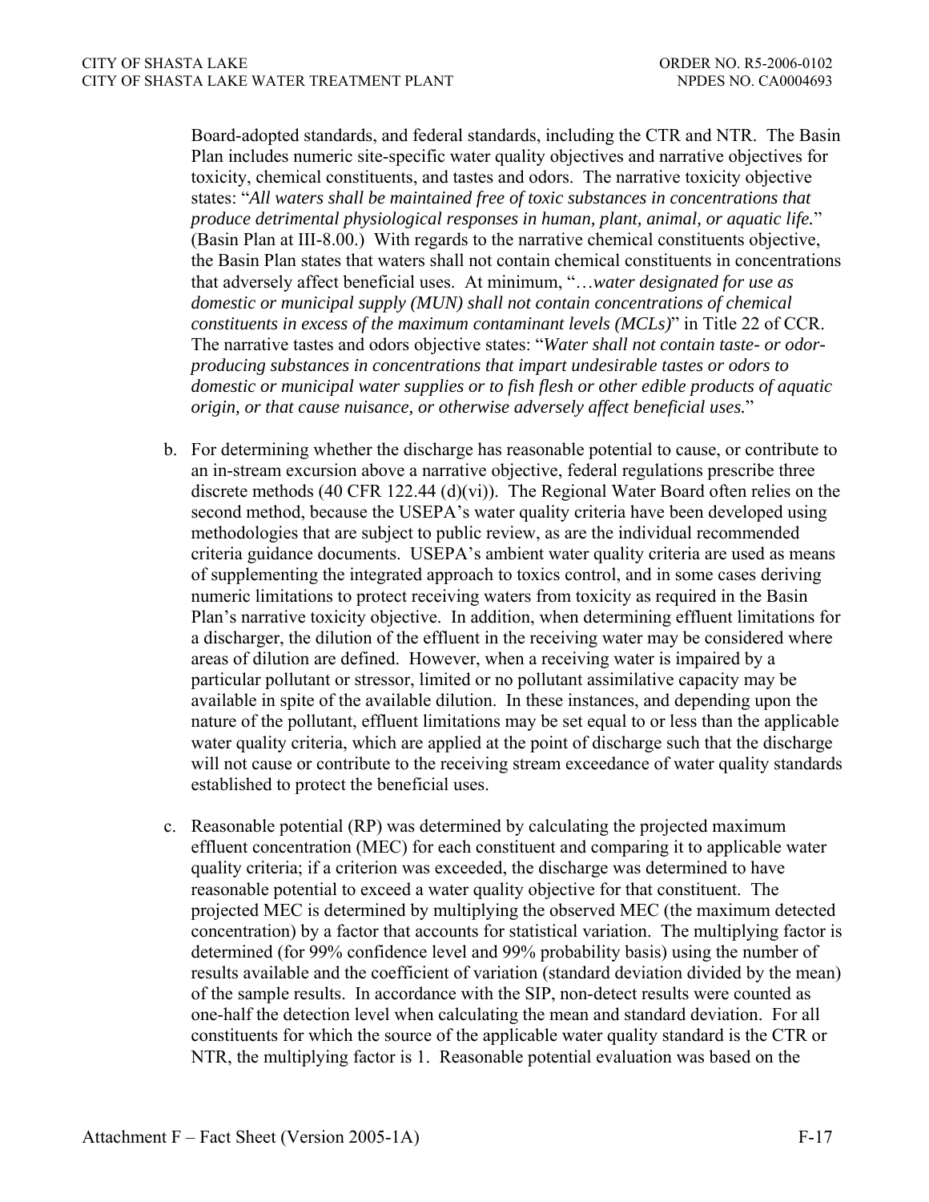Board-adopted standards, and federal standards, including the CTR and NTR. The Basin Plan includes numeric site-specific water quality objectives and narrative objectives for toxicity, chemical constituents, and tastes and odors. The narrative toxicity objective states: "*All waters shall be maintained free of toxic substances in concentrations that produce detrimental physiological responses in human, plant, animal, or aquatic life.*" (Basin Plan at III-8.00.) With regards to the narrative chemical constituents objective, the Basin Plan states that waters shall not contain chemical constituents in concentrations that adversely affect beneficial uses. At minimum, "…*water designated for use as domestic or municipal supply (MUN) shall not contain concentrations of chemical constituents in excess of the maximum contaminant levels (MCLs)*" in Title 22 of CCR. The narrative tastes and odors objective states: "*Water shall not contain taste- or odor-producing substances in concentrations that impart undesirable tastes or odors to domestic or municipal water supplies or to fish flesh or other edible products of aquatic origin, or that cause nuisance, or otherwise adversely affect beneficial uses.*"

b. For determining whether the discharge has reasonable potential to cause, or contribute to an in-stream excursion above a narrative objective, federal regulations prescribe three discrete methods (40 CFR 122.44 (d)(vi)). The Regional Water Board often relies on the second method, because the USEPA's water quality criteria have been developed using methodologies that are subject to public review, as are the individual recommended criteria guidance documents. USEPA's ambient water quality criteria are used as means of supplementing the integrated approach to toxics control, and in some cases deriving numeric limitations to protect receiving waters from toxicity as required in the Basin Plan's narrative toxicity objective. In addition, when determining effluent limitations for a discharger, the dilution of the effluent in the receiving water may be considered where areas of dilution are defined. However, when a receiving water is impaired by a particular pollutant or stressor, limited or no pollutant assimilative capacity may be available in spite of the available dilution. In these instances, and depending upon the nature of the pollutant, effluent limitations may be set equal to or less than the applicable water quality criteria, which are applied at the point of discharge such that the discharge will not cause or contribute to the receiving stream exceedance of water quality standards established to protect the beneficial uses.

c. Reasonable potential (RP) was determined by calculating the projected maximum effluent concentration (MEC) for each constituent and comparing it to applicable water quality criteria; if a criterion was exceeded, the discharge was determined to have reasonable potential to exceed a water quality objective for that constituent. The projected MEC is determined by multiplying the observed MEC (the maximum detected concentration) by a factor that accounts for statistical variation. The multiplying factor is determined (for 99% confidence level and 99% probability basis) using the number of results available and the coefficient of variation (standard deviation divided by the mean) of the sample results. In accordance with the SIP, non-detect results were counted as one-half the detection level when calculating the mean and standard deviation. For all constituents for which the source of the applicable water quality standard is the CTR or NTR, the multiplying factor is 1. Reasonable potential evaluation was based on the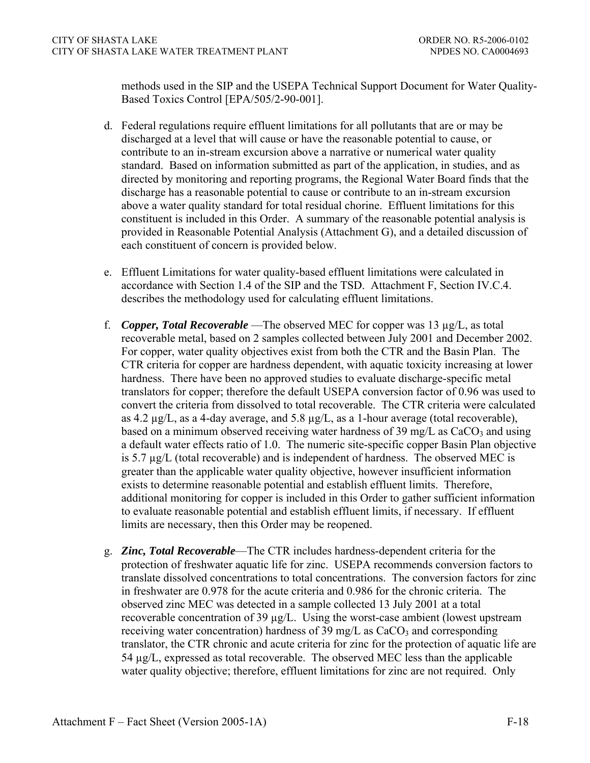methods used in the SIP and the USEPA Technical Support Document for Water Quality-Based Toxics Control [EPA/505/2-90-001].

d. Federal regulations require effluent limitations for all pollutants that are or may be discharged at a level that will cause or have the reasonable potential to cause, or contribute to an in-stream excursion above a narrative or numerical water quality standard. Based on information submitted as part of the application, in studies, and as directed by monitoring and reporting programs, the Regional Water Board finds that the discharge has a reasonable potential to cause or contribute to an in-stream excursion above a water quality standard for total residual chorine. Effluent limitations for this constituent is included in this Order. A summary of the reasonable potential analysis is provided in Reasonable Potential Analysis (Attachment G), and a detailed discussion of each constituent of concern is provided below.

e. Effluent Limitations for water quality-based effluent limitations were calculated in accordance with Section 1.4 of the SIP and the TSD. Attachment F, Section IV.C.4. describes the methodology used for calculating effluent limitations.

f. ***Copper, Total Recoverable*** —The observed MEC for copper was 13 µg/L, as total recoverable metal, based on 2 samples collected between July 2001 and December 2002. For copper, water quality objectives exist from both the CTR and the Basin Plan. The CTR criteria for copper are hardness dependent, with aquatic toxicity increasing at lower hardness. There have been no approved studies to evaluate discharge-specific metal translators for copper; therefore the default USEPA conversion factor of 0.96 was used to convert the criteria from dissolved to total recoverable. The CTR criteria were calculated as 4.2 µg/L, as a 4-day average, and 5.8 µg/L, as a 1-hour average (total recoverable), based on a minimum observed receiving water hardness of 39 mg/L as $CaCO_3$ and using a default water effects ratio of 1.0. The numeric site-specific copper Basin Plan objective is 5.7 µg/L (total recoverable) and is independent of hardness. The observed MEC is greater than the applicable water quality objective, however insufficient information exists to determine reasonable potential and establish effluent limits. Therefore, additional monitoring for copper is included in this Order to gather sufficient information to evaluate reasonable potential and establish effluent limits, if necessary. If effluent limits are necessary, then this Order may be reopened.

g. ***Zinc, Total Recoverable***—The CTR includes hardness-dependent criteria for the protection of freshwater aquatic life for zinc. USEPA recommends conversion factors to translate dissolved concentrations to total concentrations. The conversion factors for zinc in freshwater are 0.978 for the acute criteria and 0.986 for the chronic criteria. The observed zinc MEC was detected in a sample collected 13 July 2001 at a total recoverable concentration of 39 µg/L. Using the worst-case ambient (lowest upstream receiving water concentration) hardness of 39 mg/L as $CaCO_3$ and corresponding translator, the CTR chronic and acute criteria for zinc for the protection of aquatic life are 54 µg/L, expressed as total recoverable. The observed MEC less than the applicable water quality objective; therefore, effluent limitations for zinc are not required. Only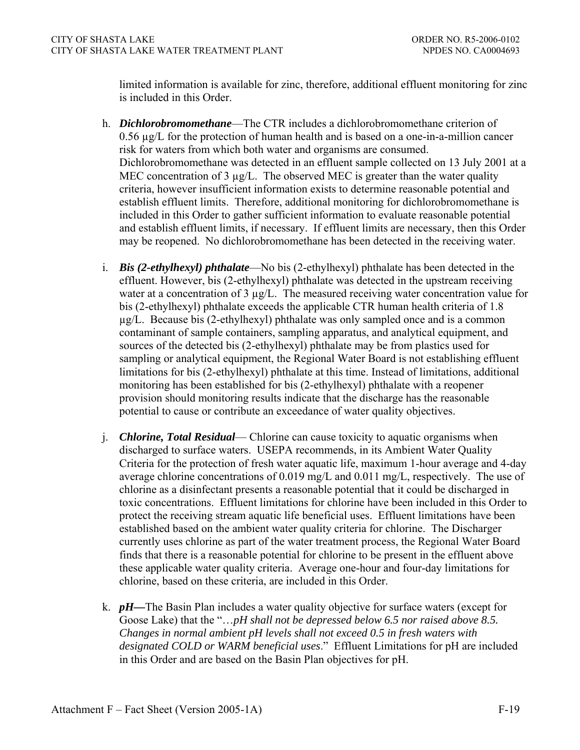limited information is available for zinc, therefore, additional effluent monitoring for zinc is included in this Order.

h. ***Dichlorobromomethane***—The CTR includes a dichlorobromomethane criterion of 0.56 µg/L for the protection of human health and is based on a one-in-a-million cancer risk for waters from which both water and organisms are consumed. Dichlorobromomethane was detected in an effluent sample collected on 13 July 2001 at a MEC concentration of 3 µg/L. The observed MEC is greater than the water quality criteria, however insufficient information exists to determine reasonable potential and establish effluent limits. Therefore, additional monitoring for dichlorobromomethane is included in this Order to gather sufficient information to evaluate reasonable potential and establish effluent limits, if necessary. If effluent limits are necessary, then this Order may be reopened. No dichlorobromomethane has been detected in the receiving water.

i. ***Bis (2-ethylhexyl) phthalate***—No bis (2-ethylhexyl) phthalate has been detected in the effluent. However, bis (2-ethylhexyl) phthalate was detected in the upstream receiving water at a concentration of 3 µg/L. The measured receiving water concentration value for bis (2-ethylhexyl) phthalate exceeds the applicable CTR human health criteria of 1.8 µg/L. Because bis (2-ethylhexyl) phthalate was only sampled once and is a common contaminant of sample containers, sampling apparatus, and analytical equipment, and sources of the detected bis (2-ethylhexyl) phthalate may be from plastics used for sampling or analytical equipment, the Regional Water Board is not establishing effluent limitations for bis (2-ethylhexyl) phthalate at this time. Instead of limitations, additional monitoring has been established for bis (2-ethylhexyl) phthalate with a reopener provision should monitoring results indicate that the discharge has the reasonable potential to cause or contribute an exceedance of water quality objectives.

j. ***Chlorine, Total Residual***— Chlorine can cause toxicity to aquatic organisms when discharged to surface waters. USEPA recommends, in its Ambient Water Quality Criteria for the protection of fresh water aquatic life, maximum 1-hour average and 4-day average chlorine concentrations of 0.019 mg/L and 0.011 mg/L, respectively. The use of chlorine as a disinfectant presents a reasonable potential that it could be discharged in toxic concentrations. Effluent limitations for chlorine have been included in this Order to protect the receiving stream aquatic life beneficial uses. Effluent limitations have been established based on the ambient water quality criteria for chlorine. The Discharger currently uses chlorine as part of the water treatment process, the Regional Water Board finds that there is a reasonable potential for chlorine to be present in the effluent above these applicable water quality criteria. Average one-hour and four-day limitations for chlorine, based on these criteria, are included in this Order.

k. ***pH—***The Basin Plan includes a water quality objective for surface waters (except for Goose Lake) that the "*…pH shall not be depressed below 6.5 nor raised above 8.5. Changes in normal ambient pH levels shall not exceed 0.5 in fresh waters with designated COLD or WARM beneficial uses*." Effluent Limitations for pH are included in this Order and are based on the Basin Plan objectives for pH.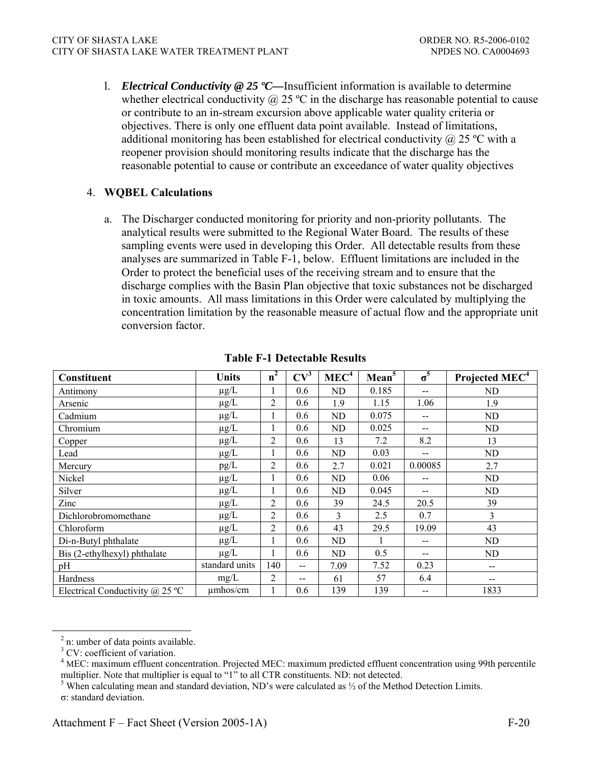l. ***Electrical Conductivity @ 25 ºC—***Insufficient information is available to determine whether electrical conductivity @ 25 ºC in the discharge has reasonable potential to cause or contribute to an in-stream excursion above applicable water quality criteria or objectives. There is only one effluent data point available. Instead of limitations, additional monitoring has been established for electrical conductivity @ 25 ºC with a reopener provision should monitoring results indicate that the discharge has the reasonable potential to cause or contribute an exceedance of water quality objectives

4. **WQBEL Calculations**

   a. The Discharger conducted monitoring for priority and non-priority pollutants. The analytical results were submitted to the Regional Water Board. The results of these sampling events were used in developing this Order. All detectable results from these analyses are summarized in Table F-1, below. Effluent limitations are included in the Order to protect the beneficial uses of the receiving stream and to ensure that the discharge complies with the Basin Plan objective that toxic substances not be discharged in toxic amounts. All mass limitations in this Order were calculated by multiplying the concentration limitation by the reasonable measure of actual flow and the appropriate unit conversion factor.

**Table F-1 Detectable Results**

| Constituent | Units | n[2] | CV[3] | MEC[4] | Mean[5] | σ[5] | Projected MEC[4] |
|---|---|---|---|---|---|---|---|
| Antimony | µg/L | 1 | 0.6 | ND | 0.185 | -- | ND |
| Arsenic | µg/L | 2 | 0.6 | 1.9 | 1.15 | 1.06 | 1.9 |
| Cadmium | µg/L | 1 | 0.6 | ND | 0.075 | -- | ND |
| Chromium | µg/L | 1 | 0.6 | ND | 0.025 | -- | ND |
| Copper | µg/L | 2 | 0.6 | 13 | 7.2 | 8.2 | 13 |
| Lead | µg/L | 1 | 0.6 | ND | 0.03 | -- | ND |
| Mercury | pg/L | 2 | 0.6 | 2.7 | 0.021 | 0.00085 | 2.7 |
| Nickel | µg/L | 1 | 0.6 | ND | 0.06 | -- | ND |
| Silver | µg/L | 1 | 0.6 | ND | 0.045 | -- | ND |
| Zinc | µg/L | 2 | 0.6 | 39 | 24.5 | 20.5 | 39 |
| Dichlorobromomethane | µg/L | 2 | 0.6 | 3 | 2.5 | 0.7 | 3 |
| Chloroform | µg/L | 2 | 0.6 | 43 | 29.5 | 19.09 | 43 |
| Di-n-Butyl phthalate | µg/L | 1 | 0.6 | ND | 1 | -- | ND |
| Bis (2-ethylhexyl) phthalate | µg/L | 1 | 0.6 | ND | 0.5 | -- | ND |
| pH | standard units | 140 | -- | 7.09 | 7.52 | 0.23 | -- |
| Hardness | mg/L | 2 | -- | 61 | 57 | 6.4 | -- |
| Electrical Conductivity @ 25 ºC | µmhos/cm | 1 | 0.6 | 139 | 139 | -- | 1833 |

[2] n: umber of data points available.
[3] CV: coefficient of variation.
[4] MEC: maximum effluent concentration. Projected MEC: maximum predicted effluent concentration using 99th percentile multiplier. Note that multiplier is equal to "1" to all CTR constituents. ND: not detected.
[5] When calculating mean and standard deviation, ND's were calculated as ½ of the Method Detection Limits.
σ: standard deviation.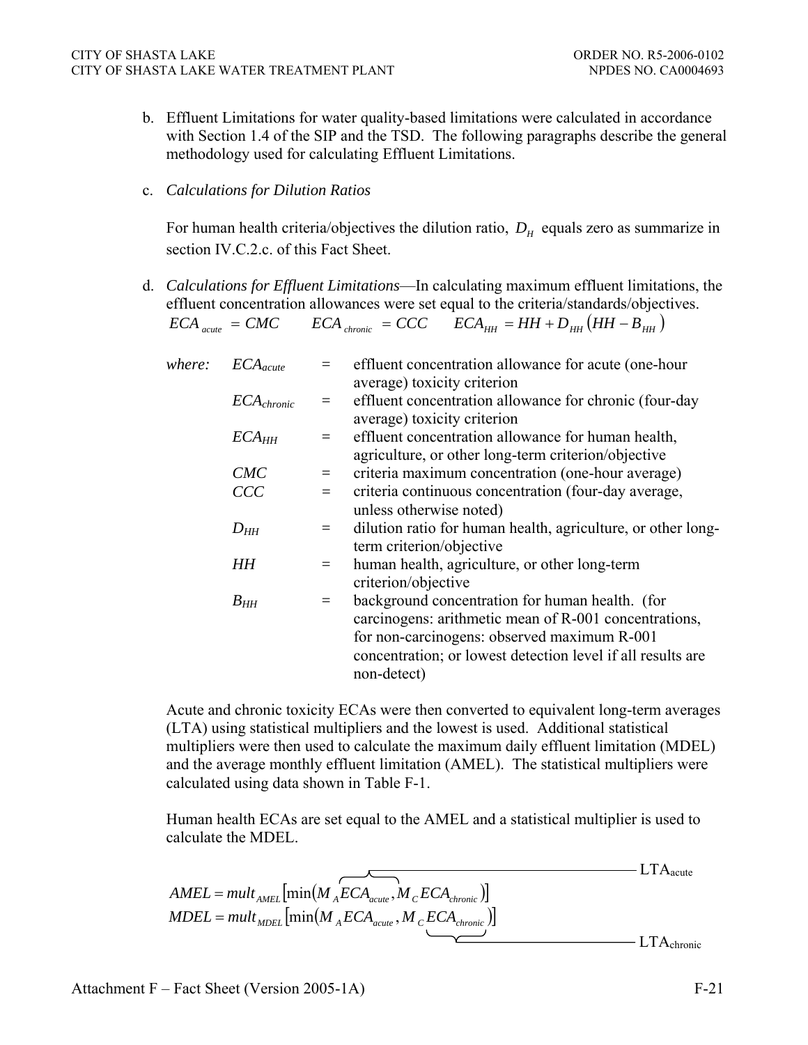b. Effluent Limitations for water quality-based limitations were calculated in accordance with Section 1.4 of the SIP and the TSD. The following paragraphs describe the general methodology used for calculating Effluent Limitations.

c. *Calculations for Dilution Ratios*

   For human health criteria/objectives the dilution ratio, $D_H$ equals zero as summarize in section IV.C.2.c. of this Fact Sheet.

d. *Calculations for Effluent Limitations*—In calculating maximum effluent limitations, the effluent concentration allowances were set equal to the criteria/standards/objectives.

   $$ECA_{acute} = CMC \qquad ECA_{chronic} = CCC \qquad ECA_{HH} = HH + D_{HH}\left(HH - B_{HH}\right)$$

   *where:*

   | | | |
   |---|---|---|
   | $ECA_{acute}$ | = | effluent concentration allowance for acute (one-hour average) toxicity criterion |
   | $ECA_{chronic}$ | = | effluent concentration allowance for chronic (four-day average) toxicity criterion |
   | $ECA_{HH}$ | = | effluent concentration allowance for human health, agriculture, or other long-term criterion/objective |
   | $CMC$ | = | criteria maximum concentration (one-hour average) |
   | $CCC$ | = | criteria continuous concentration (four-day average, unless otherwise noted) |
   | $D_{HH}$ | = | dilution ratio for human health, agriculture, or other long-term criterion/objective |
   | $HH$ | = | human health, agriculture, or other long-term criterion/objective |
   | $B_{HH}$ | = | background concentration for human health. (for carcinogens: arithmetic mean of R-001 concentrations, for non-carcinogens: observed maximum R-001 concentration; or lowest detection level if all results are non-detect) |

   Acute and chronic toxicity ECAs were then converted to equivalent long-term averages (LTA) using statistical multipliers and the lowest is used. Additional statistical multipliers were then used to calculate the maximum daily effluent limitation (MDEL) and the average monthly effluent limitation (AMEL). The statistical multipliers were calculated using data shown in Table F-1.

   Human health ECAs are set equal to the AMEL and a statistical multiplier is used to calculate the MDEL.

   $$AMEL = mult_{AMEL}\left[\min\left(\overbrace{M_A ECA_{acute}}^{LTA_{acute}}, M_C ECA_{chronic}\right)\right]$$

   $$MDEL = mult_{MDEL}\left[\min\left(M_A ECA_{acute}, \underbrace{M_C ECA_{chronic}}_{LTA_{chronic}}\right)\right]$$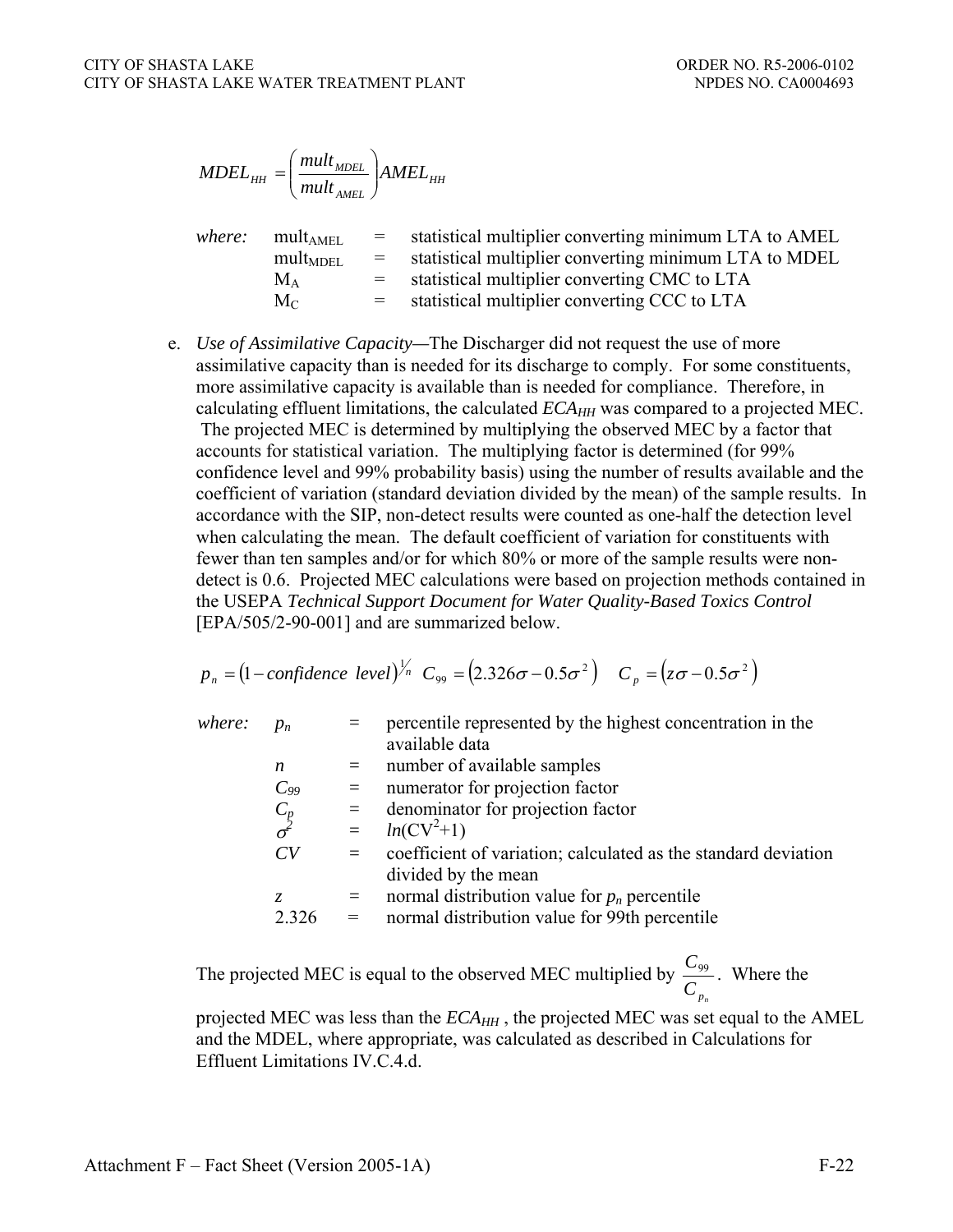$$MDEL_{HH} = \left( \frac{mult_{MDEL}}{mult_{AMEL}} \right) AMEL_{HH}$$

*where:* $mult_{AMEL}$ = statistical multiplier converting minimum LTA to AMEL
$mult_{MDEL}$ = statistical multiplier converting minimum LTA to MDEL
$M_A$ = statistical multiplier converting CMC to LTA
$M_C$ = statistical multiplier converting CCC to LTA

e. *Use of Assimilative Capacity*—The Discharger did not request the use of more assimilative capacity than is needed for its discharge to comply. For some constituents, more assimilative capacity is available than is needed for compliance. Therefore, in calculating effluent limitations, the calculated $ECA_{HH}$ was compared to a projected MEC. The projected MEC is determined by multiplying the observed MEC by a factor that accounts for statistical variation. The multiplying factor is determined (for 99% confidence level and 99% probability basis) using the number of results available and the coefficient of variation (standard deviation divided by the mean) of the sample results. In accordance with the SIP, non-detect results were counted as one-half the detection level when calculating the mean. The default coefficient of variation for constituents with fewer than ten samples and/or for which 80% or more of the sample results were non-detect is 0.6. Projected MEC calculations were based on projection methods contained in the USEPA *Technical Support Document for Water Quality-Based Toxics Control* [EPA/505/2-90-001] and are summarized below.

$$p_n = (1 - confidence\ level)^{1/n} \quad C_{99} = \left(2.326\sigma - 0.5\sigma^2\right) \quad C_p = \left(z\sigma - 0.5\sigma^2\right)$$

*where:* $p_n$ = percentile represented by the highest concentration in the available data
$n$ = number of available samples
$C_{99}$ = numerator for projection factor
$C_p$ = denominator for projection factor
$\sigma^2$ = $ln(CV^2+1)$
$CV$ = coefficient of variation; calculated as the standard deviation divided by the mean
$z$ = normal distribution value for $p_n$ percentile
2.326 = normal distribution value for 99th percentile

The projected MEC is equal to the observed MEC multiplied by $\frac{C_{99}}{C_{p_n}}$. Where the projected MEC was less than the $ECA_{HH}$, the projected MEC was set equal to the AMEL and the MDEL, where appropriate, was calculated as described in Calculations for Effluent Limitations IV.C.4.d.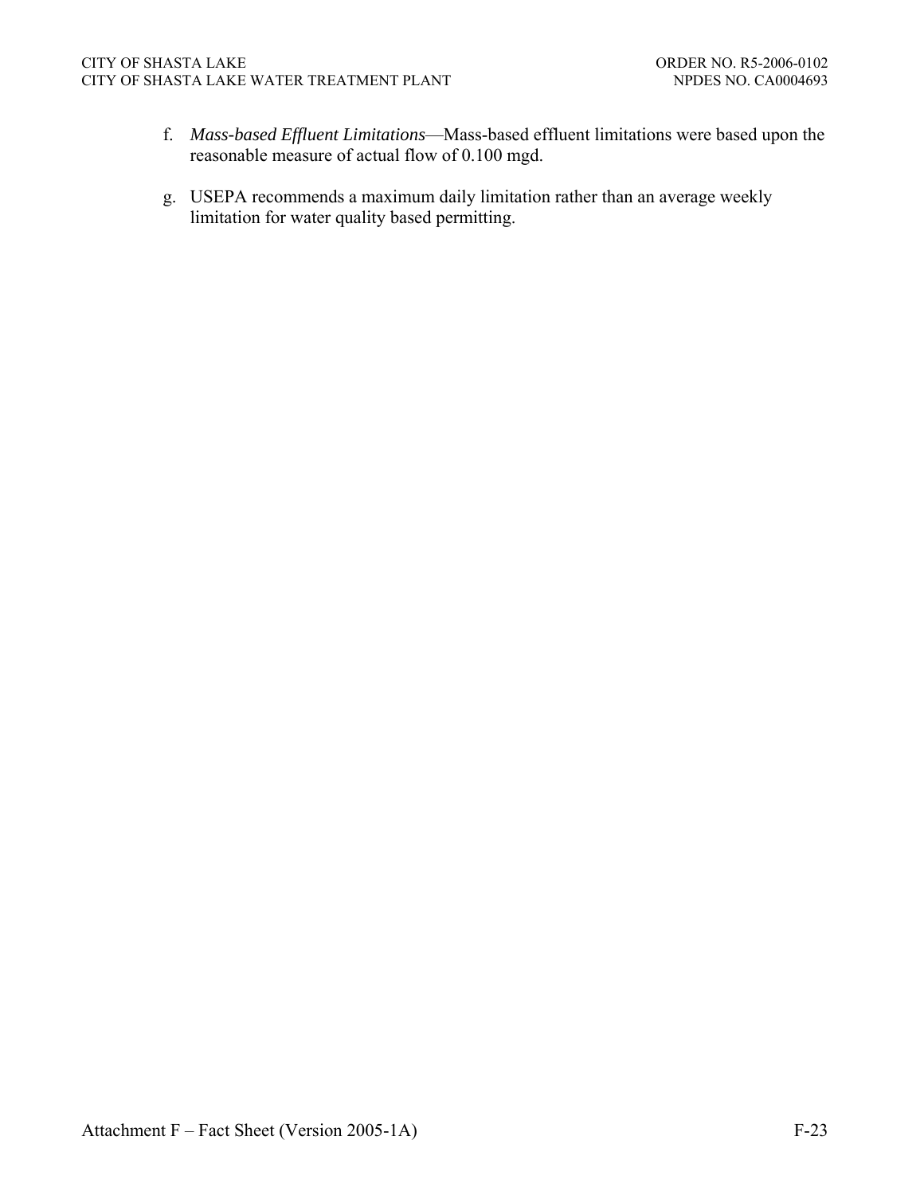f. *Mass-based Effluent Limitations*—Mass-based effluent limitations were based upon the reasonable measure of actual flow of 0.100 mgd.

g. USEPA recommends a maximum daily limitation rather than an average weekly limitation for water quality based permitting.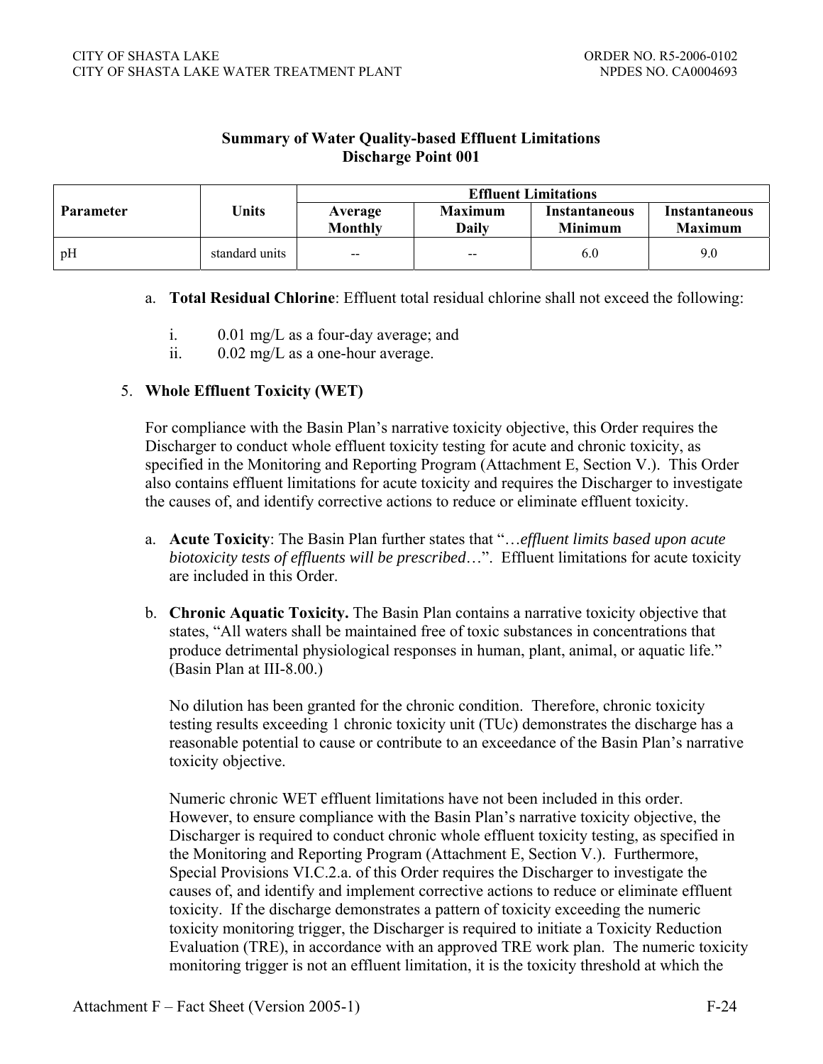**Summary of Water Quality-based Effluent Limitations**
**Discharge Point 001**

| Parameter | Units | Effluent Limitations | | | |
|---|---|---|---|---|---|
| | | Average Monthly | Maximum Daily | Instantaneous Minimum | Instantaneous Maximum |
| pH | standard units | -- | -- | 6.0 | 9.0 |

a. **Total Residual Chlorine**: Effluent total residual chlorine shall not exceed the following:

   i. 0.01 mg/L as a four-day average; and

   ii. 0.02 mg/L as a one-hour average.

5. **Whole Effluent Toxicity (WET)**

For compliance with the Basin Plan's narrative toxicity objective, this Order requires the Discharger to conduct whole effluent toxicity testing for acute and chronic toxicity, as specified in the Monitoring and Reporting Program (Attachment E, Section V.). This Order also contains effluent limitations for acute toxicity and requires the Discharger to investigate the causes of, and identify corrective actions to reduce or eliminate effluent toxicity.

a. **Acute Toxicity**: The Basin Plan further states that "…*effluent limits based upon acute biotoxicity tests of effluents will be prescribed*…". Effluent limitations for acute toxicity are included in this Order.

b. **Chronic Aquatic Toxicity.** The Basin Plan contains a narrative toxicity objective that states, "All waters shall be maintained free of toxic substances in concentrations that produce detrimental physiological responses in human, plant, animal, or aquatic life." (Basin Plan at III-8.00.)

No dilution has been granted for the chronic condition. Therefore, chronic toxicity testing results exceeding 1 chronic toxicity unit (TUc) demonstrates the discharge has a reasonable potential to cause or contribute to an exceedance of the Basin Plan's narrative toxicity objective.

Numeric chronic WET effluent limitations have not been included in this order. However, to ensure compliance with the Basin Plan's narrative toxicity objective, the Discharger is required to conduct chronic whole effluent toxicity testing, as specified in the Monitoring and Reporting Program (Attachment E, Section V.). Furthermore, Special Provisions VI.C.2.a. of this Order requires the Discharger to investigate the causes of, and identify and implement corrective actions to reduce or eliminate effluent toxicity. If the discharge demonstrates a pattern of toxicity exceeding the numeric toxicity monitoring trigger, the Discharger is required to initiate a Toxicity Reduction Evaluation (TRE), in accordance with an approved TRE work plan. The numeric toxicity monitoring trigger is not an effluent limitation, it is the toxicity threshold at which the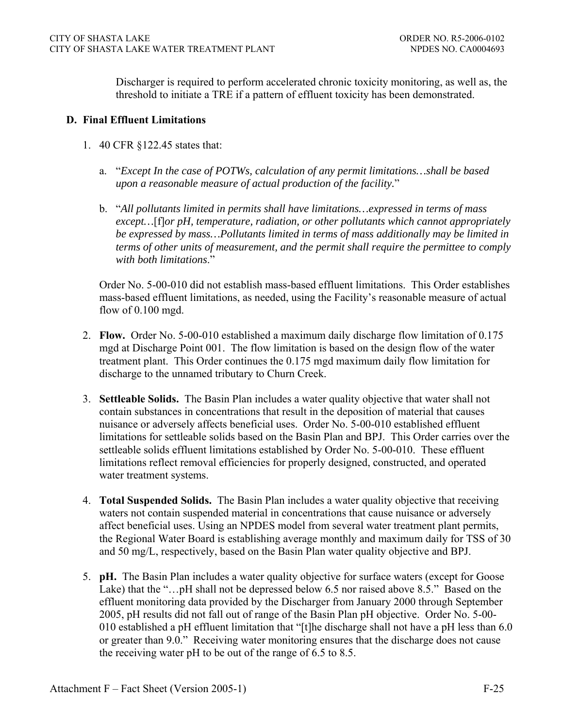Discharger is required to perform accelerated chronic toxicity monitoring, as well as, the threshold to initiate a TRE if a pattern of effluent toxicity has been demonstrated.

**D. Final Effluent Limitations**

1. 40 CFR §122.45 states that:

   a. "*Except In the case of POTWs, calculation of any permit limitations…shall be based upon a reasonable measure of actual production of the facility.*"

   b. "*All pollutants limited in permits shall have limitations…expressed in terms of mass except…*[f]*or pH, temperature, radiation, or other pollutants which cannot appropriately be expressed by mass…Pollutants limited in terms of mass additionally may be limited in terms of other units of measurement, and the permit shall require the permittee to comply with both limitations*."

   Order No. 5-00-010 did not establish mass-based effluent limitations. This Order establishes mass-based effluent limitations, as needed, using the Facility's reasonable measure of actual flow of 0.100 mgd.

2. **Flow.** Order No. 5-00-010 established a maximum daily discharge flow limitation of 0.175 mgd at Discharge Point 001. The flow limitation is based on the design flow of the water treatment plant. This Order continues the 0.175 mgd maximum daily flow limitation for discharge to the unnamed tributary to Churn Creek.

3. **Settleable Solids.** The Basin Plan includes a water quality objective that water shall not contain substances in concentrations that result in the deposition of material that causes nuisance or adversely affects beneficial uses. Order No. 5-00-010 established effluent limitations for settleable solids based on the Basin Plan and BPJ. This Order carries over the settleable solids effluent limitations established by Order No. 5-00-010. These effluent limitations reflect removal efficiencies for properly designed, constructed, and operated water treatment systems.

4. **Total Suspended Solids.** The Basin Plan includes a water quality objective that receiving waters not contain suspended material in concentrations that cause nuisance or adversely affect beneficial uses. Using an NPDES model from several water treatment plant permits, the Regional Water Board is establishing average monthly and maximum daily for TSS of 30 and 50 mg/L, respectively, based on the Basin Plan water quality objective and BPJ.

5. **pH.** The Basin Plan includes a water quality objective for surface waters (except for Goose Lake) that the "…pH shall not be depressed below 6.5 nor raised above 8.5." Based on the effluent monitoring data provided by the Discharger from January 2000 through September 2005, pH results did not fall out of range of the Basin Plan pH objective. Order No. 5-00-010 established a pH effluent limitation that "[t]he discharge shall not have a pH less than 6.0 or greater than 9.0." Receiving water monitoring ensures that the discharge does not cause the receiving water pH to be out of the range of 6.5 to 8.5.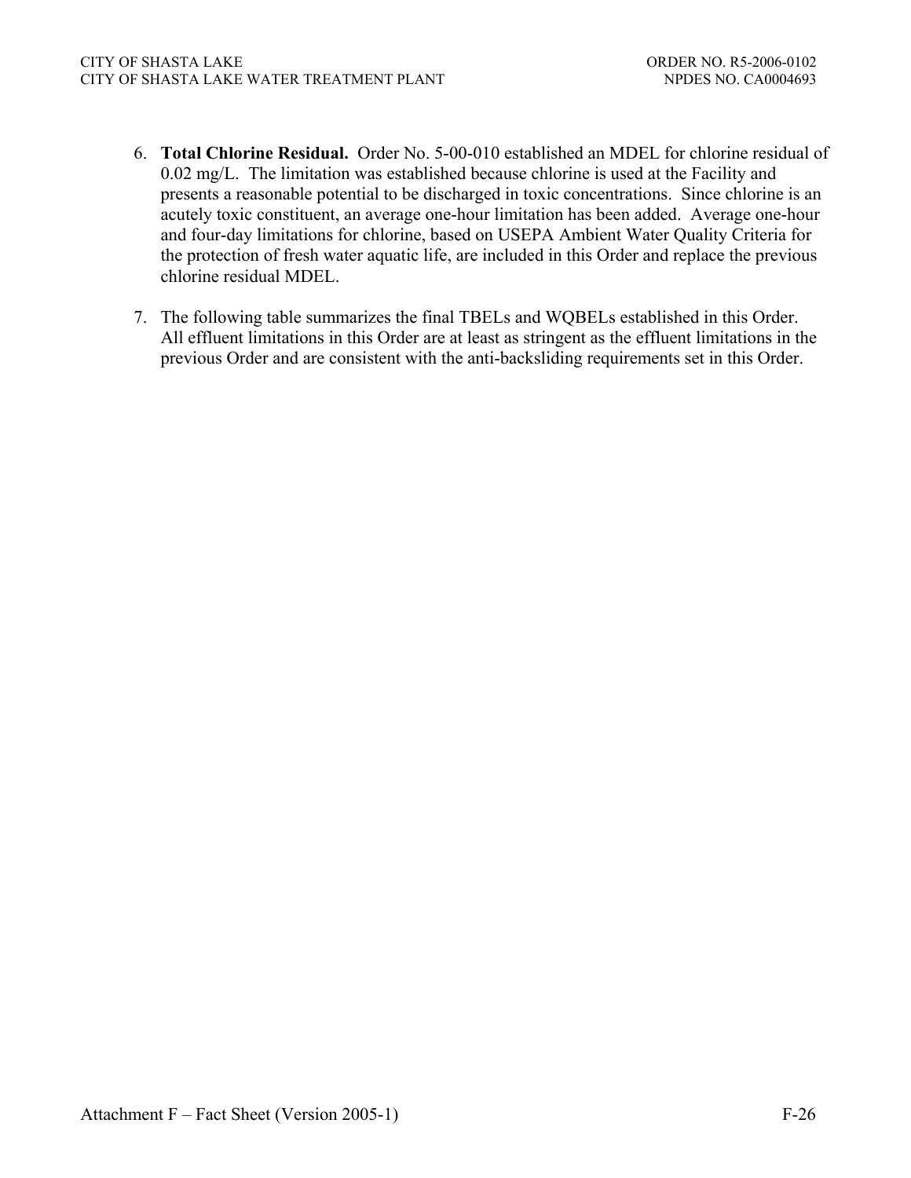6. **Total Chlorine Residual.** Order No. 5-00-010 established an MDEL for chlorine residual of 0.02 mg/L. The limitation was established because chlorine is used at the Facility and presents a reasonable potential to be discharged in toxic concentrations. Since chlorine is an acutely toxic constituent, an average one-hour limitation has been added. Average one-hour and four-day limitations for chlorine, based on USEPA Ambient Water Quality Criteria for the protection of fresh water aquatic life, are included in this Order and replace the previous chlorine residual MDEL.

7. The following table summarizes the final TBELs and WQBELs established in this Order. All effluent limitations in this Order are at least as stringent as the effluent limitations in the previous Order and are consistent with the anti-backsliding requirements set in this Order.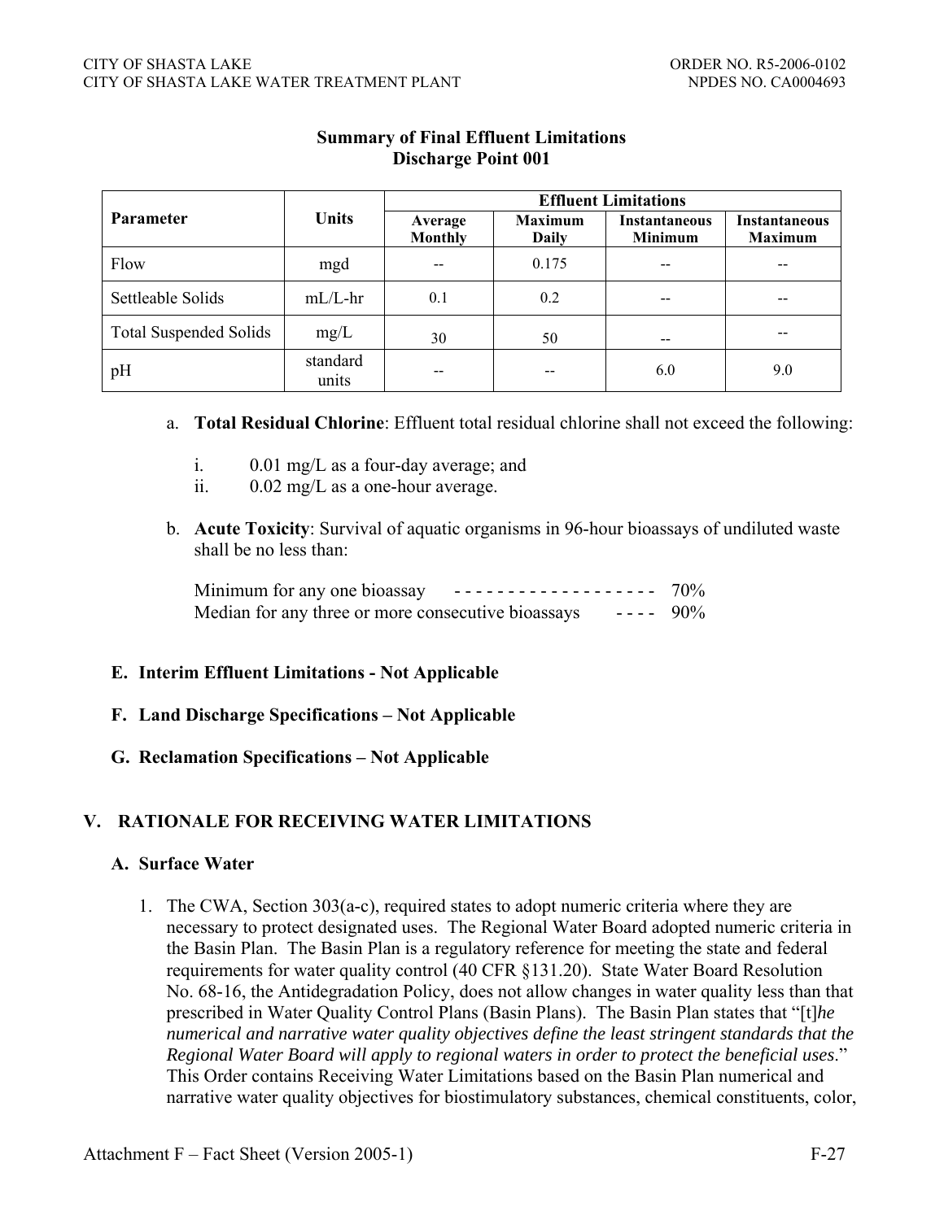**Summary of Final Effluent Limitations**
**Discharge Point 001**

| Parameter | Units | Effluent Limitations | | | |
|---|---|---|---|---|---|
| | | Average Monthly | Maximum Daily | Instantaneous Minimum | Instantaneous Maximum |
| Flow | mgd | -- | 0.175 | -- | -- |
| Settleable Solids | mL/L-hr | 0.1 | 0.2 | -- | -- |
| Total Suspended Solids | mg/L | 30 | 50 | -- | -- |
| pH | standard units | -- | -- | 6.0 | 9.0 |

a. **Total Residual Chlorine**: Effluent total residual chlorine shall not exceed the following:

   i. 0.01 mg/L as a four-day average; and
   ii. 0.02 mg/L as a one-hour average.

b. **Acute Toxicity**: Survival of aquatic organisms in 96-hour bioassays of undiluted waste shall be no less than:

   Minimum for any one bioassay - - - - - - - - - - - - - - - - - - - 70%
   Median for any three or more consecutive bioassays - - - - 90%

### E. Interim Effluent Limitations - Not Applicable

### F. Land Discharge Specifications – Not Applicable

### G. Reclamation Specifications – Not Applicable

## V. RATIONALE FOR RECEIVING WATER LIMITATIONS

### A. Surface Water

1. The CWA, Section 303(a-c), required states to adopt numeric criteria where they are necessary to protect designated uses. The Regional Water Board adopted numeric criteria in the Basin Plan. The Basin Plan is a regulatory reference for meeting the state and federal requirements for water quality control (40 CFR §131.20). State Water Board Resolution No. 68-16, the Antidegradation Policy, does not allow changes in water quality less than that prescribed in Water Quality Control Plans (Basin Plans). The Basin Plan states that "[t]*he numerical and narrative water quality objectives define the least stringent standards that the Regional Water Board will apply to regional waters in order to protect the beneficial uses*." This Order contains Receiving Water Limitations based on the Basin Plan numerical and narrative water quality objectives for biostimulatory substances, chemical constituents, color,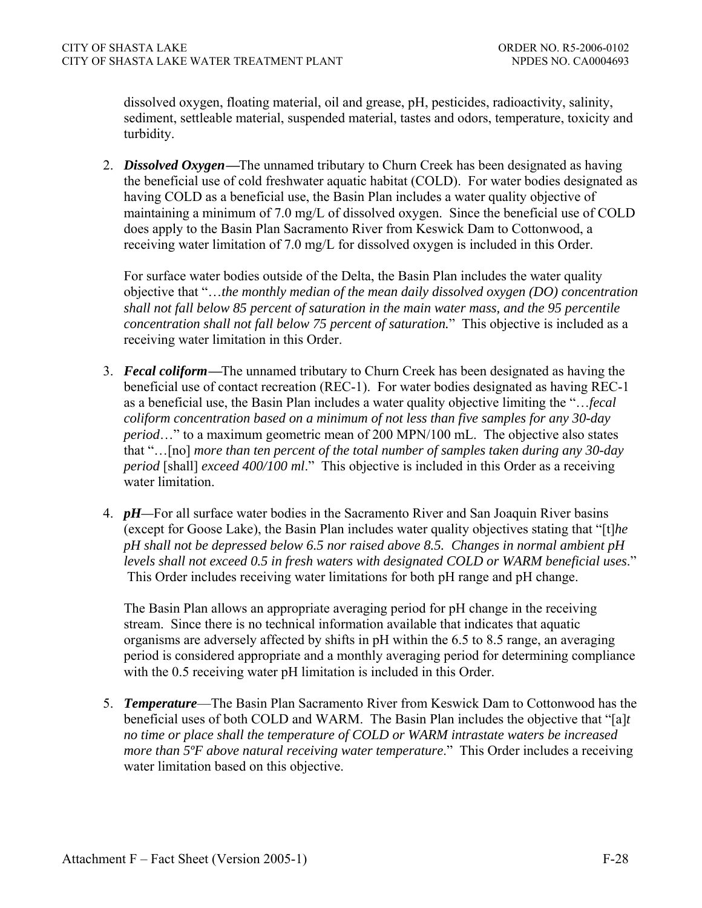dissolved oxygen, floating material, oil and grease, pH, pesticides, radioactivity, salinity, sediment, settleable material, suspended material, tastes and odors, temperature, toxicity and turbidity.

2. ***Dissolved Oxygen*—**The unnamed tributary to Churn Creek has been designated as having the beneficial use of cold freshwater aquatic habitat (COLD). For water bodies designated as having COLD as a beneficial use, the Basin Plan includes a water quality objective of maintaining a minimum of 7.0 mg/L of dissolved oxygen. Since the beneficial use of COLD does apply to the Basin Plan Sacramento River from Keswick Dam to Cottonwood, a receiving water limitation of 7.0 mg/L for dissolved oxygen is included in this Order.

   For surface water bodies outside of the Delta, the Basin Plan includes the water quality objective that "*…the monthly median of the mean daily dissolved oxygen (DO) concentration shall not fall below 85 percent of saturation in the main water mass, and the 95 percentile concentration shall not fall below 75 percent of saturation.*" This objective is included as a receiving water limitation in this Order.

3. ***Fecal coliform*—**The unnamed tributary to Churn Creek has been designated as having the beneficial use of contact recreation (REC-1). For water bodies designated as having REC-1 as a beneficial use, the Basin Plan includes a water quality objective limiting the "*…fecal coliform concentration based on a minimum of not less than five samples for any 30-day period…*" to a maximum geometric mean of 200 MPN/100 mL. The objective also states that "…[no] *more than ten percent of the total number of samples taken during any 30-day period* [shall] *exceed 400/100 ml*." This objective is included in this Order as a receiving water limitation.

4. ***pH*—**For all surface water bodies in the Sacramento River and San Joaquin River basins (except for Goose Lake), the Basin Plan includes water quality objectives stating that "[t]*he pH shall not be depressed below 6.5 nor raised above 8.5. Changes in normal ambient pH levels shall not exceed 0.5 in fresh waters with designated COLD or WARM beneficial uses*." This Order includes receiving water limitations for both pH range and pH change.

   The Basin Plan allows an appropriate averaging period for pH change in the receiving stream. Since there is no technical information available that indicates that aquatic organisms are adversely affected by shifts in pH within the 6.5 to 8.5 range, an averaging period is considered appropriate and a monthly averaging period for determining compliance with the 0.5 receiving water pH limitation is included in this Order.

5. ***Temperature***—The Basin Plan Sacramento River from Keswick Dam to Cottonwood has the beneficial uses of both COLD and WARM. The Basin Plan includes the objective that "[a]*t no time or place shall the temperature of COLD or WARM intrastate waters be increased more than 5ºF above natural receiving water temperature*." This Order includes a receiving water limitation based on this objective.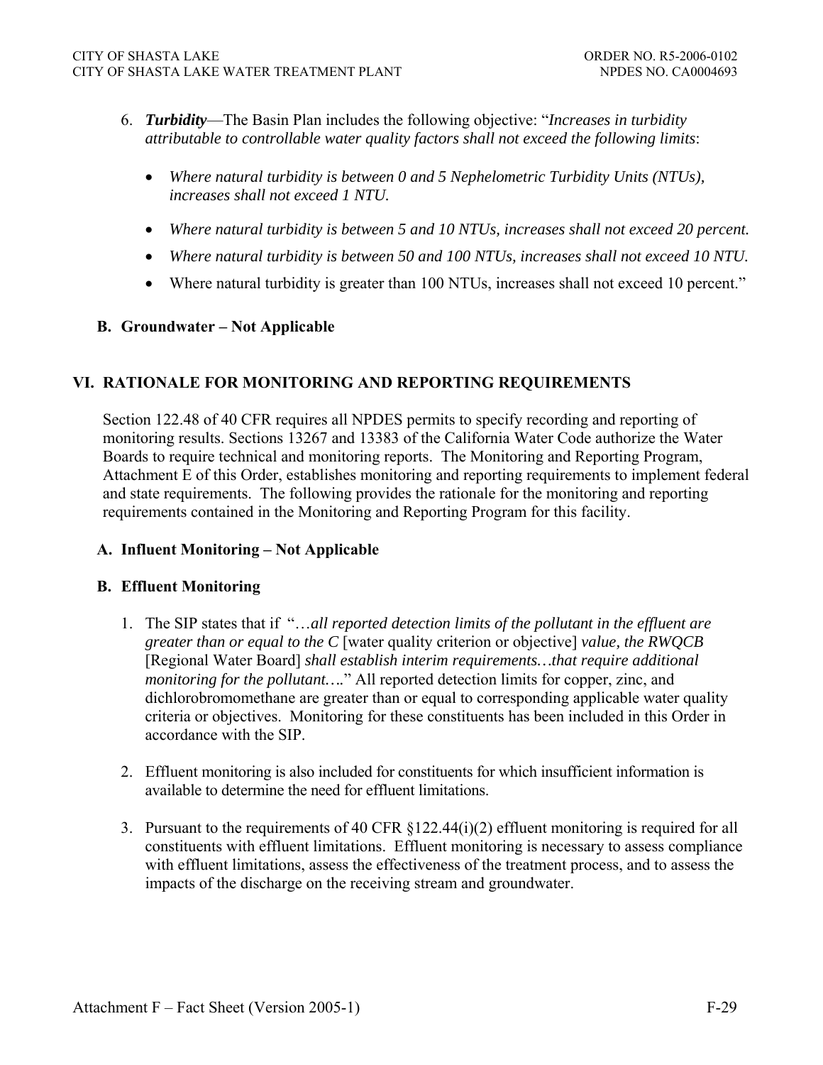6. ***Turbidity***—The Basin Plan includes the following objective: "*Increases in turbidity attributable to controllable water quality factors shall not exceed the following limits*:

   - *Where natural turbidity is between 0 and 5 Nephelometric Turbidity Units (NTUs), increases shall not exceed 1 NTU.*
   - *Where natural turbidity is between 5 and 10 NTUs, increases shall not exceed 20 percent.*
   - *Where natural turbidity is between 50 and 100 NTUs, increases shall not exceed 10 NTU.*
   - Where natural turbidity is greater than 100 NTUs, increases shall not exceed 10 percent."

### B. Groundwater – Not Applicable

## VI. RATIONALE FOR MONITORING AND REPORTING REQUIREMENTS

Section 122.48 of 40 CFR requires all NPDES permits to specify recording and reporting of monitoring results. Sections 13267 and 13383 of the California Water Code authorize the Water Boards to require technical and monitoring reports. The Monitoring and Reporting Program, Attachment E of this Order, establishes monitoring and reporting requirements to implement federal and state requirements. The following provides the rationale for the monitoring and reporting requirements contained in the Monitoring and Reporting Program for this facility.

### A. Influent Monitoring – Not Applicable

### B. Effluent Monitoring

1. The SIP states that if "…*all reported detection limits of the pollutant in the effluent are greater than or equal to the C* [water quality criterion or objective] *value, the RWQCB* [Regional Water Board] *shall establish interim requirements…that require additional monitoring for the pollutant….*" All reported detection limits for copper, zinc, and dichlorobromomethane are greater than or equal to corresponding applicable water quality criteria or objectives. Monitoring for these constituents has been included in this Order in accordance with the SIP.

2. Effluent monitoring is also included for constituents for which insufficient information is available to determine the need for effluent limitations.

3. Pursuant to the requirements of 40 CFR §122.44(i)(2) effluent monitoring is required for all constituents with effluent limitations. Effluent monitoring is necessary to assess compliance with effluent limitations, assess the effectiveness of the treatment process, and to assess the impacts of the discharge on the receiving stream and groundwater.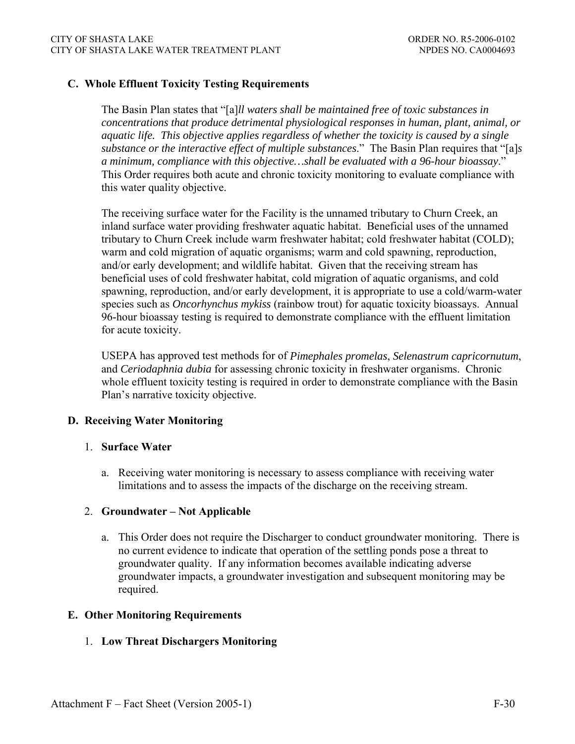### C. Whole Effluent Toxicity Testing Requirements

The Basin Plan states that "[a]*ll waters shall be maintained free of toxic substances in concentrations that produce detrimental physiological responses in human, plant, animal, or aquatic life. This objective applies regardless of whether the toxicity is caused by a single substance or the interactive effect of multiple substances*." The Basin Plan requires that "[a]*s a minimum, compliance with this objective…shall be evaluated with a 96-hour bioassay*." This Order requires both acute and chronic toxicity monitoring to evaluate compliance with this water quality objective.

The receiving surface water for the Facility is the unnamed tributary to Churn Creek, an inland surface water providing freshwater aquatic habitat. Beneficial uses of the unnamed tributary to Churn Creek include warm freshwater habitat; cold freshwater habitat (COLD); warm and cold migration of aquatic organisms; warm and cold spawning, reproduction, and/or early development; and wildlife habitat. Given that the receiving stream has beneficial uses of cold freshwater habitat, cold migration of aquatic organisms, and cold spawning, reproduction, and/or early development, it is appropriate to use a cold/warm-water species such as *Oncorhynchus mykiss* (rainbow trout) for aquatic toxicity bioassays. Annual 96-hour bioassay testing is required to demonstrate compliance with the effluent limitation for acute toxicity.

USEPA has approved test methods for of *Pimephales promelas*, *Selenastrum capricornutum*, and *Ceriodaphnia dubia* for assessing chronic toxicity in freshwater organisms. Chronic whole effluent toxicity testing is required in order to demonstrate compliance with the Basin Plan's narrative toxicity objective.

### D. Receiving Water Monitoring

1. **Surface Water**

   a. Receiving water monitoring is necessary to assess compliance with receiving water limitations and to assess the impacts of the discharge on the receiving stream.

2. **Groundwater – Not Applicable**

   a. This Order does not require the Discharger to conduct groundwater monitoring. There is no current evidence to indicate that operation of the settling ponds pose a threat to groundwater quality. If any information becomes available indicating adverse groundwater impacts, a groundwater investigation and subsequent monitoring may be required.

### E. Other Monitoring Requirements

1. **Low Threat Dischargers Monitoring**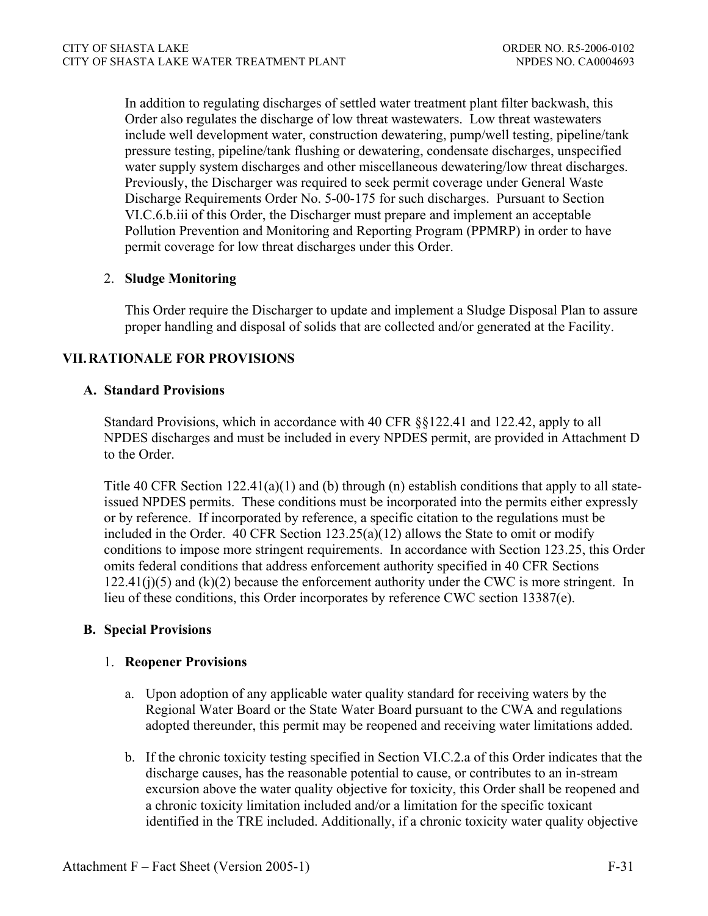In addition to regulating discharges of settled water treatment plant filter backwash, this Order also regulates the discharge of low threat wastewaters. Low threat wastewaters include well development water, construction dewatering, pump/well testing, pipeline/tank pressure testing, pipeline/tank flushing or dewatering, condensate discharges, unspecified water supply system discharges and other miscellaneous dewatering/low threat discharges. Previously, the Discharger was required to seek permit coverage under General Waste Discharge Requirements Order No. 5-00-175 for such discharges. Pursuant to Section VI.C.6.b.iii of this Order, the Discharger must prepare and implement an acceptable Pollution Prevention and Monitoring and Reporting Program (PPMRP) in order to have permit coverage for low threat discharges under this Order.

2. **Sludge Monitoring**

   This Order require the Discharger to update and implement a Sludge Disposal Plan to assure proper handling and disposal of solids that are collected and/or generated at the Facility.

## VII. RATIONALE FOR PROVISIONS

### A. Standard Provisions

Standard Provisions, which in accordance with 40 CFR §§122.41 and 122.42, apply to all NPDES discharges and must be included in every NPDES permit, are provided in Attachment D to the Order.

Title 40 CFR Section 122.41(a)(1) and (b) through (n) establish conditions that apply to all state-issued NPDES permits. These conditions must be incorporated into the permits either expressly or by reference. If incorporated by reference, a specific citation to the regulations must be included in the Order. 40 CFR Section 123.25(a)(12) allows the State to omit or modify conditions to impose more stringent requirements. In accordance with Section 123.25, this Order omits federal conditions that address enforcement authority specified in 40 CFR Sections 122.41(j)(5) and (k)(2) because the enforcement authority under the CWC is more stringent. In lieu of these conditions, this Order incorporates by reference CWC section 13387(e).

### B. Special Provisions

1. **Reopener Provisions**

   a. Upon adoption of any applicable water quality standard for receiving waters by the Regional Water Board or the State Water Board pursuant to the CWA and regulations adopted thereunder, this permit may be reopened and receiving water limitations added.

   b. If the chronic toxicity testing specified in Section VI.C.2.a of this Order indicates that the discharge causes, has the reasonable potential to cause, or contributes to an in-stream excursion above the water quality objective for toxicity, this Order shall be reopened and a chronic toxicity limitation included and/or a limitation for the specific toxicant identified in the TRE included. Additionally, if a chronic toxicity water quality objective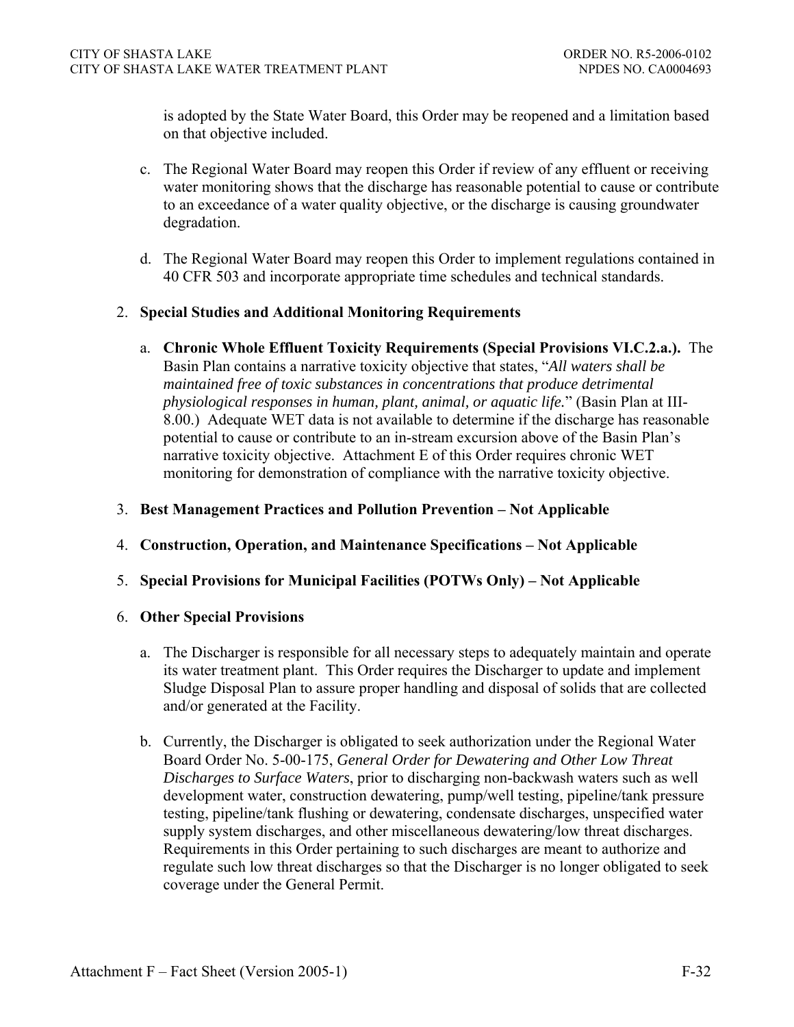is adopted by the State Water Board, this Order may be reopened and a limitation based on that objective included.

c. The Regional Water Board may reopen this Order if review of any effluent or receiving water monitoring shows that the discharge has reasonable potential to cause or contribute to an exceedance of a water quality objective, or the discharge is causing groundwater degradation.

d. The Regional Water Board may reopen this Order to implement regulations contained in 40 CFR 503 and incorporate appropriate time schedules and technical standards.

2. **Special Studies and Additional Monitoring Requirements**

   a. **Chronic Whole Effluent Toxicity Requirements (Special Provisions VI.C.2.a.).** The Basin Plan contains a narrative toxicity objective that states, "*All waters shall be maintained free of toxic substances in concentrations that produce detrimental physiological responses in human, plant, animal, or aquatic life.*" (Basin Plan at III-8.00.) Adequate WET data is not available to determine if the discharge has reasonable potential to cause or contribute to an in-stream excursion above of the Basin Plan's narrative toxicity objective. Attachment E of this Order requires chronic WET monitoring for demonstration of compliance with the narrative toxicity objective.

3. **Best Management Practices and Pollution Prevention – Not Applicable**

4. **Construction, Operation, and Maintenance Specifications – Not Applicable**

5. **Special Provisions for Municipal Facilities (POTWs Only) – Not Applicable**

6. **Other Special Provisions**

   a. The Discharger is responsible for all necessary steps to adequately maintain and operate its water treatment plant. This Order requires the Discharger to update and implement Sludge Disposal Plan to assure proper handling and disposal of solids that are collected and/or generated at the Facility.

   b. Currently, the Discharger is obligated to seek authorization under the Regional Water Board Order No. 5-00-175, *General Order for Dewatering and Other Low Threat Discharges to Surface Waters*, prior to discharging non-backwash waters such as well development water, construction dewatering, pump/well testing, pipeline/tank pressure testing, pipeline/tank flushing or dewatering, condensate discharges, unspecified water supply system discharges, and other miscellaneous dewatering/low threat discharges. Requirements in this Order pertaining to such discharges are meant to authorize and regulate such low threat discharges so that the Discharger is no longer obligated to seek coverage under the General Permit.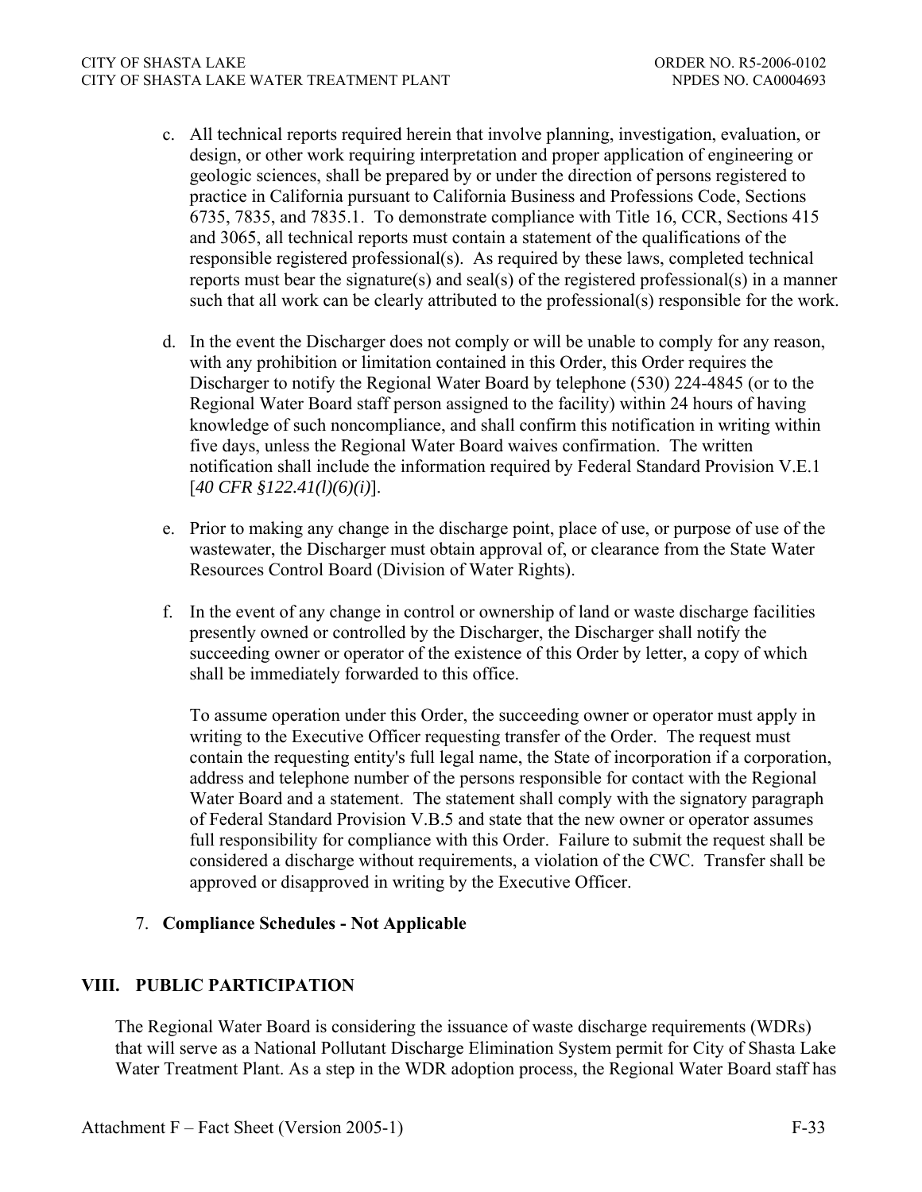c. All technical reports required herein that involve planning, investigation, evaluation, or design, or other work requiring interpretation and proper application of engineering or geologic sciences, shall be prepared by or under the direction of persons registered to practice in California pursuant to California Business and Professions Code, Sections 6735, 7835, and 7835.1. To demonstrate compliance with Title 16, CCR, Sections 415 and 3065, all technical reports must contain a statement of the qualifications of the responsible registered professional(s). As required by these laws, completed technical reports must bear the signature(s) and seal(s) of the registered professional(s) in a manner such that all work can be clearly attributed to the professional(s) responsible for the work.

d. In the event the Discharger does not comply or will be unable to comply for any reason, with any prohibition or limitation contained in this Order, this Order requires the Discharger to notify the Regional Water Board by telephone (530) 224-4845 (or to the Regional Water Board staff person assigned to the facility) within 24 hours of having knowledge of such noncompliance, and shall confirm this notification in writing within five days, unless the Regional Water Board waives confirmation. The written notification shall include the information required by Federal Standard Provision V.E.1 [*40 CFR §122.41(l)(6)(i)*].

e. Prior to making any change in the discharge point, place of use, or purpose of use of the wastewater, the Discharger must obtain approval of, or clearance from the State Water Resources Control Board (Division of Water Rights).

f. In the event of any change in control or ownership of land or waste discharge facilities presently owned or controlled by the Discharger, the Discharger shall notify the succeeding owner or operator of the existence of this Order by letter, a copy of which shall be immediately forwarded to this office.

   To assume operation under this Order, the succeeding owner or operator must apply in writing to the Executive Officer requesting transfer of the Order. The request must contain the requesting entity's full legal name, the State of incorporation if a corporation, address and telephone number of the persons responsible for contact with the Regional Water Board and a statement. The statement shall comply with the signatory paragraph of Federal Standard Provision V.B.5 and state that the new owner or operator assumes full responsibility for compliance with this Order. Failure to submit the request shall be considered a discharge without requirements, a violation of the CWC. Transfer shall be approved or disapproved in writing by the Executive Officer.

7. **Compliance Schedules - Not Applicable**

## VIII. PUBLIC PARTICIPATION

The Regional Water Board is considering the issuance of waste discharge requirements (WDRs) that will serve as a National Pollutant Discharge Elimination System permit for City of Shasta Lake Water Treatment Plant. As a step in the WDR adoption process, the Regional Water Board staff has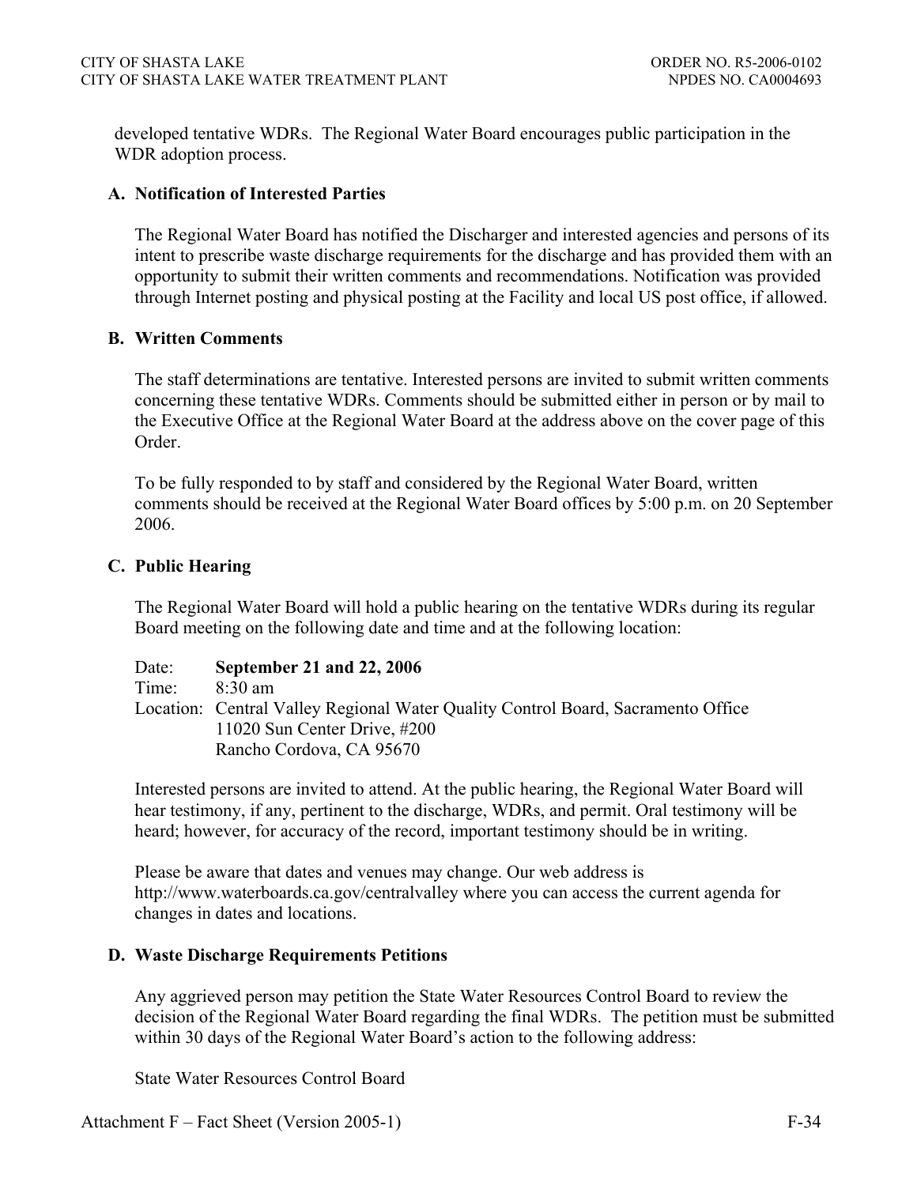developed tentative WDRs. The Regional Water Board encourages public participation in the WDR adoption process.

### A. Notification of Interested Parties

The Regional Water Board has notified the Discharger and interested agencies and persons of its intent to prescribe waste discharge requirements for the discharge and has provided them with an opportunity to submit their written comments and recommendations. Notification was provided through Internet posting and physical posting at the Facility and local US post office, if allowed.

### B. Written Comments

The staff determinations are tentative. Interested persons are invited to submit written comments concerning these tentative WDRs. Comments should be submitted either in person or by mail to the Executive Office at the Regional Water Board at the address above on the cover page of this Order.

To be fully responded to by staff and considered by the Regional Water Board, written comments should be received at the Regional Water Board offices by 5:00 p.m. on 20 September 2006.

### C. Public Hearing

The Regional Water Board will hold a public hearing on the tentative WDRs during its regular Board meeting on the following date and time and at the following location:

Date: **September 21 and 22, 2006**
Time: 8:30 am
Location: Central Valley Regional Water Quality Control Board, Sacramento Office
11020 Sun Center Drive, #200
Rancho Cordova, CA 95670

Interested persons are invited to attend. At the public hearing, the Regional Water Board will hear testimony, if any, pertinent to the discharge, WDRs, and permit. Oral testimony will be heard; however, for accuracy of the record, important testimony should be in writing.

Please be aware that dates and venues may change. Our web address is http://www.waterboards.ca.gov/centralvalley where you can access the current agenda for changes in dates and locations.

### D. Waste Discharge Requirements Petitions

Any aggrieved person may petition the State Water Resources Control Board to review the decision of the Regional Water Board regarding the final WDRs. The petition must be submitted within 30 days of the Regional Water Board's action to the following address:

State Water Resources Control Board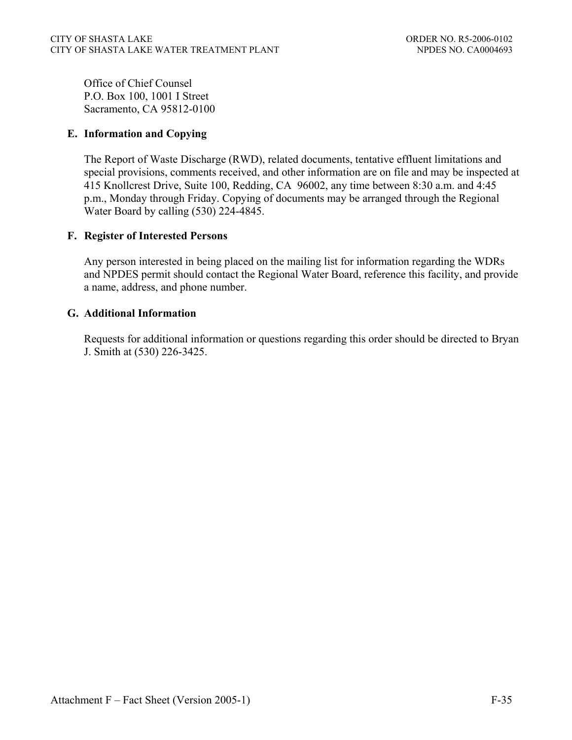Office of Chief Counsel
P.O. Box 100, 1001 I Street
Sacramento, CA 95812-0100

### E. Information and Copying

The Report of Waste Discharge (RWD), related documents, tentative effluent limitations and special provisions, comments received, and other information are on file and may be inspected at 415 Knollcrest Drive, Suite 100, Redding, CA 96002, any time between 8:30 a.m. and 4:45 p.m., Monday through Friday. Copying of documents may be arranged through the Regional Water Board by calling (530) 224-4845.

### F. Register of Interested Persons

Any person interested in being placed on the mailing list for information regarding the WDRs and NPDES permit should contact the Regional Water Board, reference this facility, and provide a name, address, and phone number.

### G. Additional Information

Requests for additional information or questions regarding this order should be directed to Bryan J. Smith at (530) 226-3425.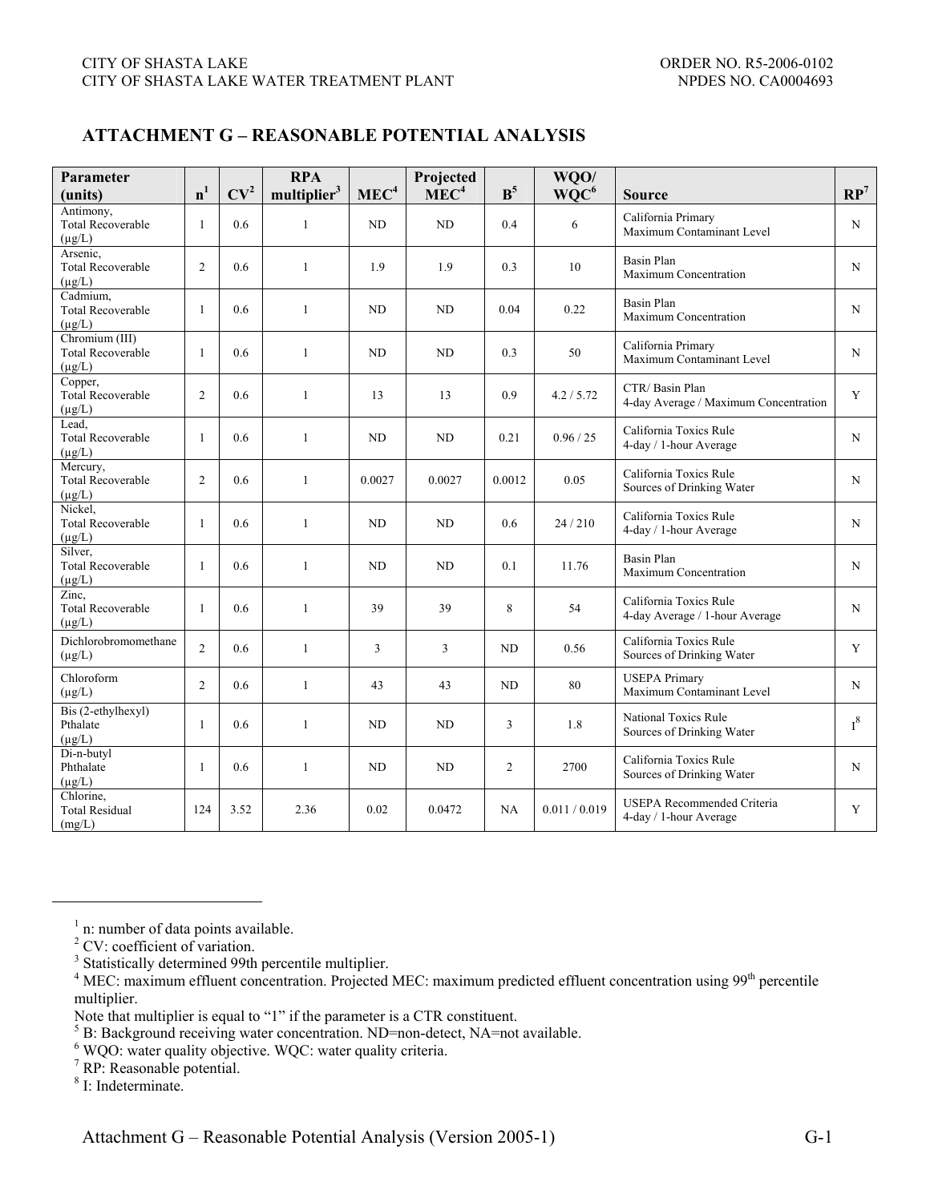## ATTACHMENT G – REASONABLE POTENTIAL ANALYSIS

| Parameter (units) | n[1] | CV[2] | RPA multiplier[3] | MEC[4] | Projected MEC[4] | B[5] | WQO/ WQC[6] | Source | RP[7] |
|---|---|---|---|---|---|---|---|---|---|
| Antimony, Total Recoverable (µg/L) | 1 | 0.6 | 1 | ND | ND | 0.4 | 6 | California Primary Maximum Contaminant Level | N |
| Arsenic, Total Recoverable (µg/L) | 2 | 0.6 | 1 | 1.9 | 1.9 | 0.3 | 10 | Basin Plan Maximum Concentration | N |
| Cadmium, Total Recoverable (µg/L) | 1 | 0.6 | 1 | ND | ND | 0.04 | 0.22 | Basin Plan Maximum Concentration | N |
| Chromium (III) Total Recoverable (µg/L) | 1 | 0.6 | 1 | ND | ND | 0.3 | 50 | California Primary Maximum Contaminant Level | N |
| Copper, Total Recoverable (µg/L) | 2 | 0.6 | 1 | 13 | 13 | 0.9 | 4.2 / 5.72 | CTR/ Basin Plan 4-day Average / Maximum Concentration | Y |
| Lead, Total Recoverable (µg/L) | 1 | 0.6 | 1 | ND | ND | 0.21 | 0.96 / 25 | California Toxics Rule 4-day / 1-hour Average | N |
| Mercury, Total Recoverable (µg/L) | 2 | 0.6 | 1 | 0.0027 | 0.0027 | 0.0012 | 0.05 | California Toxics Rule Sources of Drinking Water | N |
| Nickel, Total Recoverable (µg/L) | 1 | 0.6 | 1 | ND | ND | 0.6 | 24 / 210 | California Toxics Rule 4-day / 1-hour Average | N |
| Silver, Total Recoverable (µg/L) | 1 | 0.6 | 1 | ND | ND | 0.1 | 11.76 | Basin Plan Maximum Concentration | N |
| Zinc, Total Recoverable (µg/L) | 1 | 0.6 | 1 | 39 | 39 | 8 | 54 | California Toxics Rule 4-day Average / 1-hour Average | N |
| Dichlorobromomethane (µg/L) | 2 | 0.6 | 1 | 3 | 3 | ND | 0.56 | California Toxics Rule Sources of Drinking Water | Y |
| Chloroform (µg/L) | 2 | 0.6 | 1 | 43 | 43 | ND | 80 | USEPA Primary Maximum Contaminant Level | N |
| Bis (2-ethylhexyl) Pthalate (µg/L) | 1 | 0.6 | 1 | ND | ND | 3 | 1.8 | National Toxics Rule Sources of Drinking Water | I[8] |
| Di-n-butyl Phthalate (µg/L) | 1 | 0.6 | 1 | ND | ND | 2 | 2700 | California Toxics Rule Sources of Drinking Water | N |
| Chlorine, Total Residual (mg/L) | 124 | 3.52 | 2.36 | 0.02 | 0.0472 | NA | 0.011 / 0.019 | USEPA Recommended Criteria 4-day / 1-hour Average | Y |

[1] n: number of data points available.
[2] CV: coefficient of variation.
[3] Statistically determined 99th percentile multiplier.
[4] MEC: maximum effluent concentration. Projected MEC: maximum predicted effluent concentration using 99th percentile multiplier.
Note that multiplier is equal to "1" if the parameter is a CTR constituent.
[5] B: Background receiving water concentration. ND=non-detect, NA=not available.
[6] WQO: water quality objective. WQC: water quality criteria.
[7] RP: Reasonable potential.
[8] I: Indeterminate.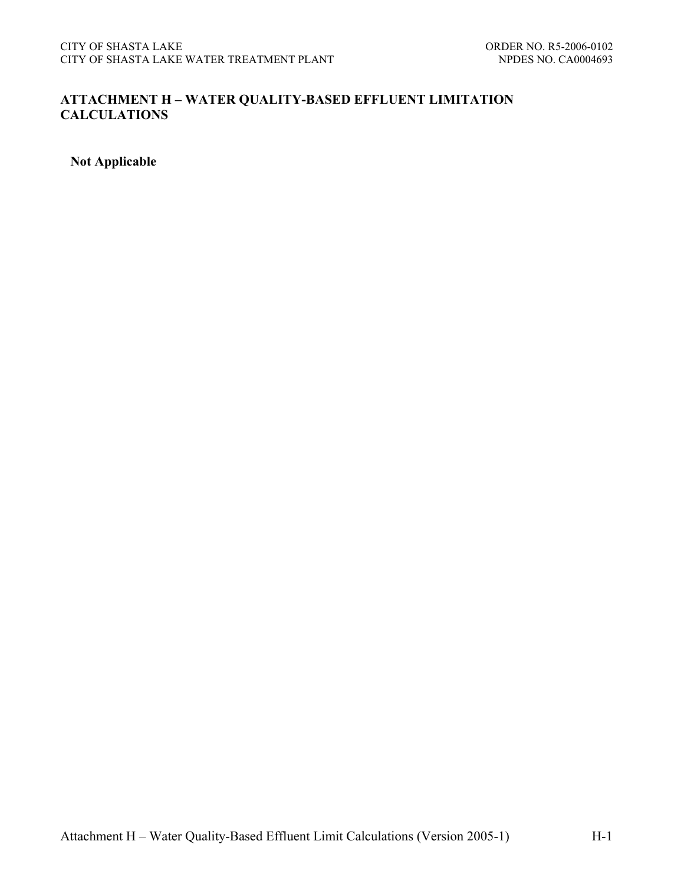## ATTACHMENT H – WATER QUALITY-BASED EFFLUENT LIMITATION CALCULATIONS

**Not Applicable**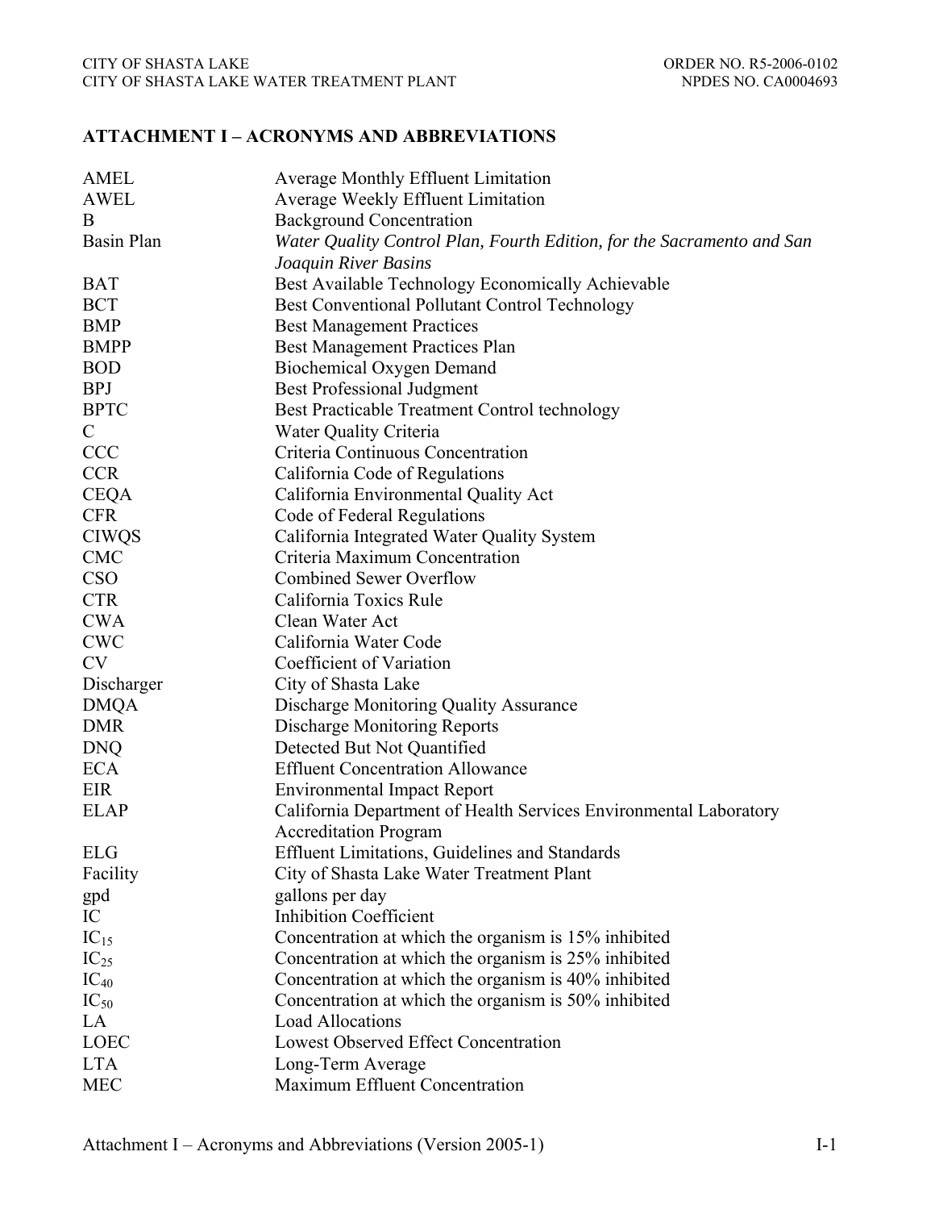## ATTACHMENT I – ACRONYMS AND ABBREVIATIONS

| | |
|---|---|
| AMEL | Average Monthly Effluent Limitation |
| AWEL | Average Weekly Effluent Limitation |
| B | Background Concentration |
| Basin Plan | *Water Quality Control Plan, Fourth Edition, for the Sacramento and San Joaquin River Basins* |
| BAT | Best Available Technology Economically Achievable |
| BCT | Best Conventional Pollutant Control Technology |
| BMP | Best Management Practices |
| BMPP | Best Management Practices Plan |
| BOD | Biochemical Oxygen Demand |
| BPJ | Best Professional Judgment |
| BPTC | Best Practicable Treatment Control technology |
| C | Water Quality Criteria |
| CCC | Criteria Continuous Concentration |
| CCR | California Code of Regulations |
| CEQA | California Environmental Quality Act |
| CFR | Code of Federal Regulations |
| CIWQS | California Integrated Water Quality System |
| CMC | Criteria Maximum Concentration |
| CSO | Combined Sewer Overflow |
| CTR | California Toxics Rule |
| CWA | Clean Water Act |
| CWC | California Water Code |
| CV | Coefficient of Variation |
| Discharger | City of Shasta Lake |
| DMQA | Discharge Monitoring Quality Assurance |
| DMR | Discharge Monitoring Reports |
| DNQ | Detected But Not Quantified |
| ECA | Effluent Concentration Allowance |
| EIR | Environmental Impact Report |
| ELAP | California Department of Health Services Environmental Laboratory Accreditation Program |
| ELG | Effluent Limitations, Guidelines and Standards |
| Facility | City of Shasta Lake Water Treatment Plant |
| gpd | gallons per day |
| IC | Inhibition Coefficient |
| $IC_{15}$ | Concentration at which the organism is 15% inhibited |
| $IC_{25}$ | Concentration at which the organism is 25% inhibited |
| $IC_{40}$ | Concentration at which the organism is 40% inhibited |
| $IC_{50}$ | Concentration at which the organism is 50% inhibited |
| LA | Load Allocations |
| LOEC | Lowest Observed Effect Concentration |
| LTA | Long-Term Average |
| MEC | Maximum Effluent Concentration |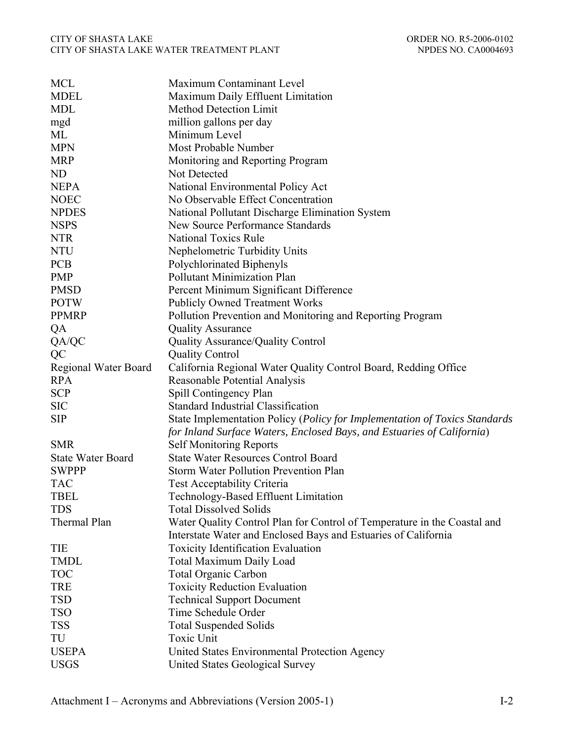| | |
|---|---|
| MCL | Maximum Contaminant Level |
| MDEL | Maximum Daily Effluent Limitation |
| MDL | Method Detection Limit |
| mgd | million gallons per day |
| ML | Minimum Level |
| MPN | Most Probable Number |
| MRP | Monitoring and Reporting Program |
| ND | Not Detected |
| NEPA | National Environmental Policy Act |
| NOEC | No Observable Effect Concentration |
| NPDES | National Pollutant Discharge Elimination System |
| NSPS | New Source Performance Standards |
| NTR | National Toxics Rule |
| NTU | Nephelometric Turbidity Units |
| PCB | Polychlorinated Biphenyls |
| PMP | Pollutant Minimization Plan |
| PMSD | Percent Minimum Significant Difference |
| POTW | Publicly Owned Treatment Works |
| PPMRP | Pollution Prevention and Monitoring and Reporting Program |
| QA | Quality Assurance |
| QA/QC | Quality Assurance/Quality Control |
| QC | Quality Control |
| Regional Water Board | California Regional Water Quality Control Board, Redding Office |
| RPA | Reasonable Potential Analysis |
| SCP | Spill Contingency Plan |
| SIC | Standard Industrial Classification |
| SIP | State Implementation Policy (*Policy for Implementation of Toxics Standards for Inland Surface Waters, Enclosed Bays, and Estuaries of California*) |
| SMR | Self Monitoring Reports |
| State Water Board | State Water Resources Control Board |
| SWPPP | Storm Water Pollution Prevention Plan |
| TAC | Test Acceptability Criteria |
| TBEL | Technology-Based Effluent Limitation |
| TDS | Total Dissolved Solids |
| Thermal Plan | Water Quality Control Plan for Control of Temperature in the Coastal and Interstate Water and Enclosed Bays and Estuaries of California |
| TIE | Toxicity Identification Evaluation |
| TMDL | Total Maximum Daily Load |
| TOC | Total Organic Carbon |
| TRE | Toxicity Reduction Evaluation |
| TSD | Technical Support Document |
| TSO | Time Schedule Order |
| TSS | Total Suspended Solids |
| TU | Toxic Unit |
| USEPA | United States Environmental Protection Agency |
| USGS | United States Geological Survey |

Attachment I – Acronyms and Abbreviations (Version 2005-1)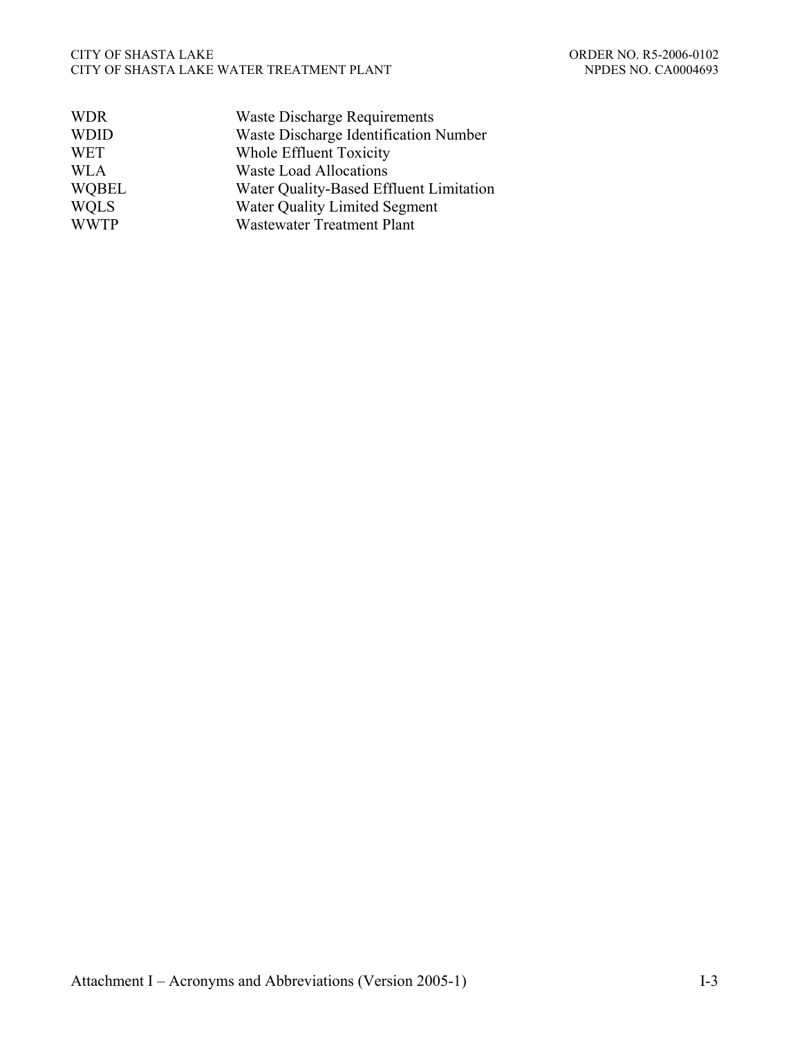| | |
|---|---|
| WDR | Waste Discharge Requirements |
| WDID | Waste Discharge Identification Number |
| WET | Whole Effluent Toxicity |
| WLA | Waste Load Allocations |
| WQBEL | Water Quality-Based Effluent Limitation |
| WQLS | Water Quality Limited Segment |
| WWTP | Wastewater Treatment Plant |